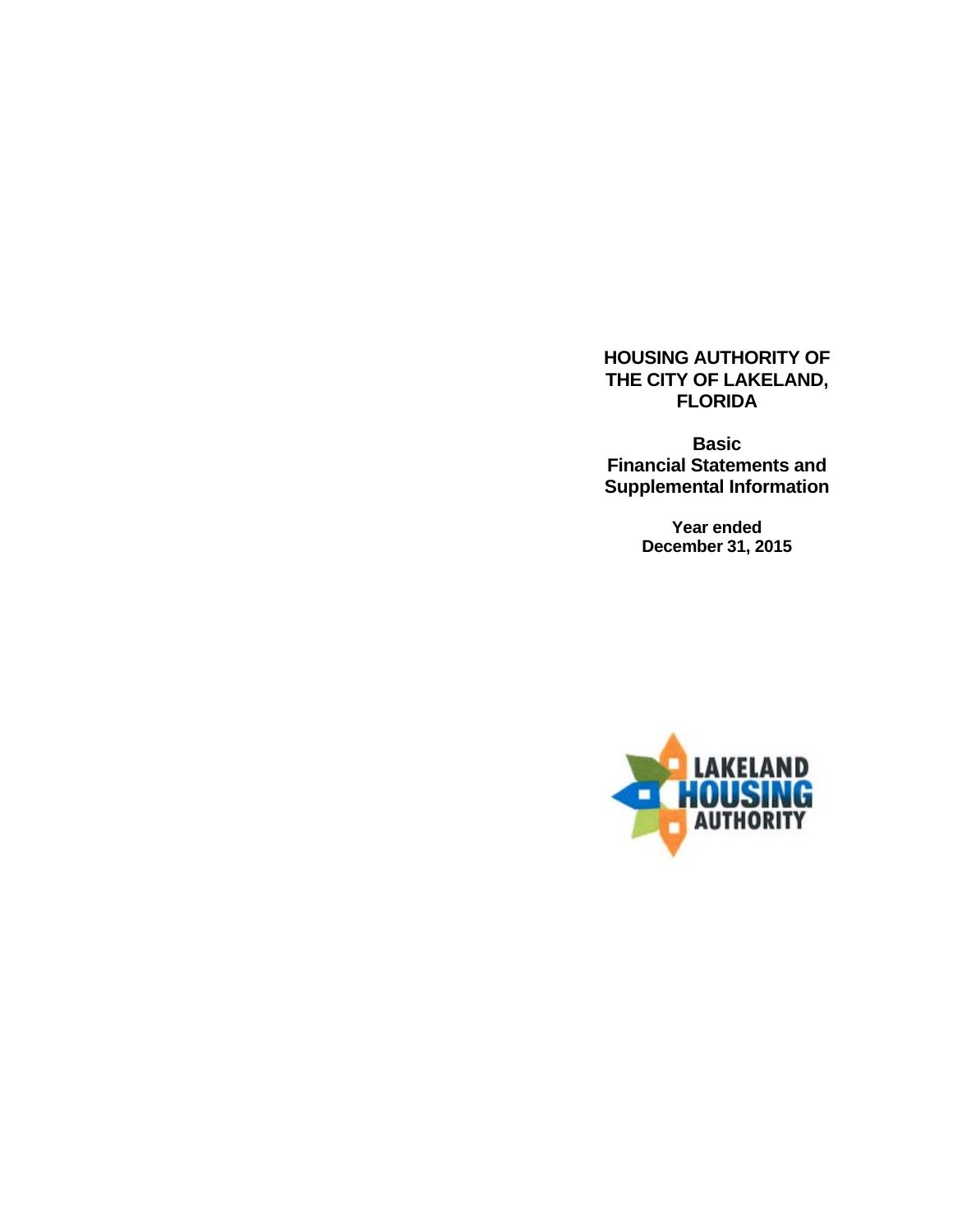# HOUSING AUTHORITY OF THE CITY OF LAKELAND, FLORIDA

## Basic Financial Statements and Supplemental Information

**Year ended December 31, 2015**

LAKELAND HOUSING AUTHORITY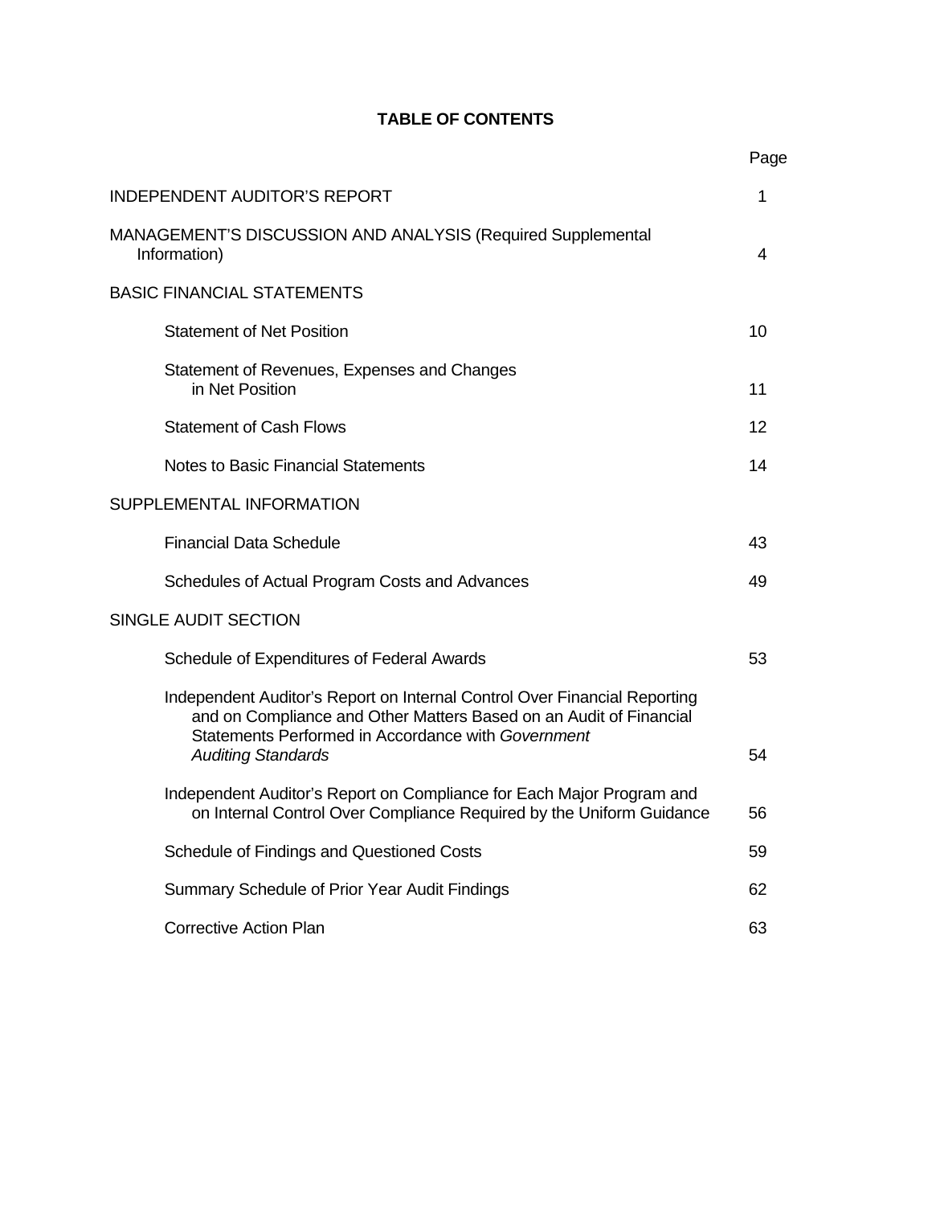# TABLE OF CONTENTS

| | Page |
|---|---|
| INDEPENDENT AUDITOR'S REPORT | 1 |
| MANAGEMENT'S DISCUSSION AND ANALYSIS (Required Supplemental Information) | 4 |
| BASIC FINANCIAL STATEMENTS | |
| Statement of Net Position | 10 |
| Statement of Revenues, Expenses and Changes in Net Position | 11 |
| Statement of Cash Flows | 12 |
| Notes to Basic Financial Statements | 14 |
| SUPPLEMENTAL INFORMATION | |
| Financial Data Schedule | 43 |
| Schedules of Actual Program Costs and Advances | 49 |
| SINGLE AUDIT SECTION | |
| Schedule of Expenditures of Federal Awards | 53 |
| Independent Auditor's Report on Internal Control Over Financial Reporting and on Compliance and Other Matters Based on an Audit of Financial Statements Performed in Accordance with *Government Auditing Standards* | 54 |
| Independent Auditor's Report on Compliance for Each Major Program and on Internal Control Over Compliance Required by the Uniform Guidance | 56 |
| Schedule of Findings and Questioned Costs | 59 |
| Summary Schedule of Prior Year Audit Findings | 62 |
| Corrective Action Plan | 63 |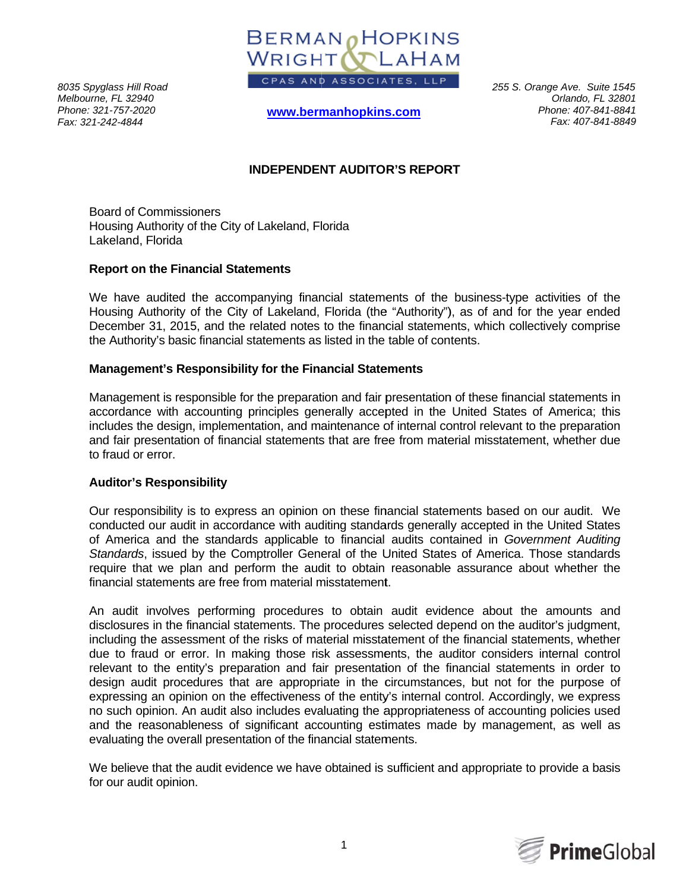BERMAN HOPKINS WRIGHT & LAHAM
CPAS AND ASSOCIATES, LLP

8035 Spyglass Hill Road
Melbourne, FL 32940
Phone: 321-757-2020
Fax: 321-242-4844

www.bermanhopkins.com

255 S. Orange Ave. Suite 1545
Orlando, FL 32801
Phone: 407-841-8841
Fax: 407-841-8849

## INDEPENDENT AUDITOR'S REPORT

Board of Commissioners
Housing Authority of the City of Lakeland, Florida
Lakeland, Florida

### Report on the Financial Statements

We have audited the accompanying financial statements of the business-type activities of the Housing Authority of the City of Lakeland, Florida (the "Authority"), as of and for the year ended December 31, 2015, and the related notes to the financial statements, which collectively comprise the Authority's basic financial statements as listed in the table of contents.

### Management's Responsibility for the Financial Statements

Management is responsible for the preparation and fair presentation of these financial statements in accordance with accounting principles generally accepted in the United States of America; this includes the design, implementation, and maintenance of internal control relevant to the preparation and fair presentation of financial statements that are free from material misstatement, whether due to fraud or error.

### Auditor's Responsibility

Our responsibility is to express an opinion on these financial statements based on our audit. We conducted our audit in accordance with auditing standards generally accepted in the United States of America and the standards applicable to financial audits contained in *Government Auditing Standards*, issued by the Comptroller General of the United States of America. Those standards require that we plan and perform the audit to obtain reasonable assurance about whether the financial statements are free from material misstatement.

An audit involves performing procedures to obtain audit evidence about the amounts and disclosures in the financial statements. The procedures selected depend on the auditor's judgment, including the assessment of the risks of material misstatement of the financial statements, whether due to fraud or error. In making those risk assessments, the auditor considers internal control relevant to the entity's preparation and fair presentation of the financial statements in order to design audit procedures that are appropriate in the circumstances, but not for the purpose of expressing an opinion on the effectiveness of the entity's internal control. Accordingly, we express no such opinion. An audit also includes evaluating the appropriateness of accounting policies used and the reasonableness of significant accounting estimates made by management, as well as evaluating the overall presentation of the financial statements.

We believe that the audit evidence we have obtained is sufficient and appropriate to provide a basis for our audit opinion.

PrimeGlobal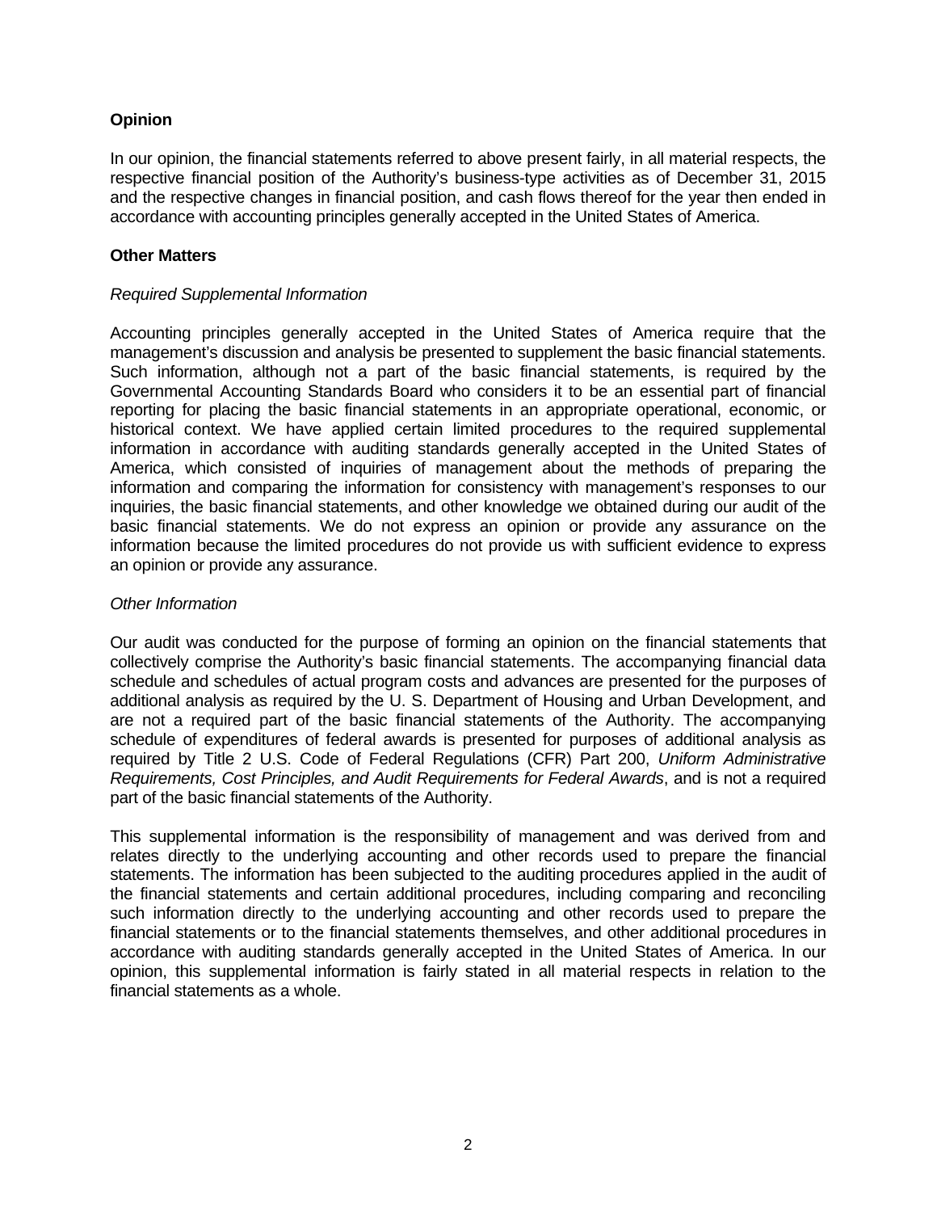## Opinion

In our opinion, the financial statements referred to above present fairly, in all material respects, the respective financial position of the Authority's business-type activities as of December 31, 2015 and the respective changes in financial position, and cash flows thereof for the year then ended in accordance with accounting principles generally accepted in the United States of America.

## Other Matters

### *Required Supplemental Information*

Accounting principles generally accepted in the United States of America require that the management's discussion and analysis be presented to supplement the basic financial statements. Such information, although not a part of the basic financial statements, is required by the Governmental Accounting Standards Board who considers it to be an essential part of financial reporting for placing the basic financial statements in an appropriate operational, economic, or historical context. We have applied certain limited procedures to the required supplemental information in accordance with auditing standards generally accepted in the United States of America, which consisted of inquiries of management about the methods of preparing the information and comparing the information for consistency with management's responses to our inquiries, the basic financial statements, and other knowledge we obtained during our audit of the basic financial statements. We do not express an opinion or provide any assurance on the information because the limited procedures do not provide us with sufficient evidence to express an opinion or provide any assurance.

### *Other Information*

Our audit was conducted for the purpose of forming an opinion on the financial statements that collectively comprise the Authority's basic financial statements. The accompanying financial data schedule and schedules of actual program costs and advances are presented for the purposes of additional analysis as required by the U. S. Department of Housing and Urban Development, and are not a required part of the basic financial statements of the Authority. The accompanying schedule of expenditures of federal awards is presented for purposes of additional analysis as required by Title 2 U.S. Code of Federal Regulations (CFR) Part 200, *Uniform Administrative Requirements, Cost Principles, and Audit Requirements for Federal Awards*, and is not a required part of the basic financial statements of the Authority.

This supplemental information is the responsibility of management and was derived from and relates directly to the underlying accounting and other records used to prepare the financial statements. The information has been subjected to the auditing procedures applied in the audit of the financial statements and certain additional procedures, including comparing and reconciling such information directly to the underlying accounting and other records used to prepare the financial statements or to the financial statements themselves, and other additional procedures in accordance with auditing standards generally accepted in the United States of America. In our opinion, this supplemental information is fairly stated in all material respects in relation to the financial statements as a whole.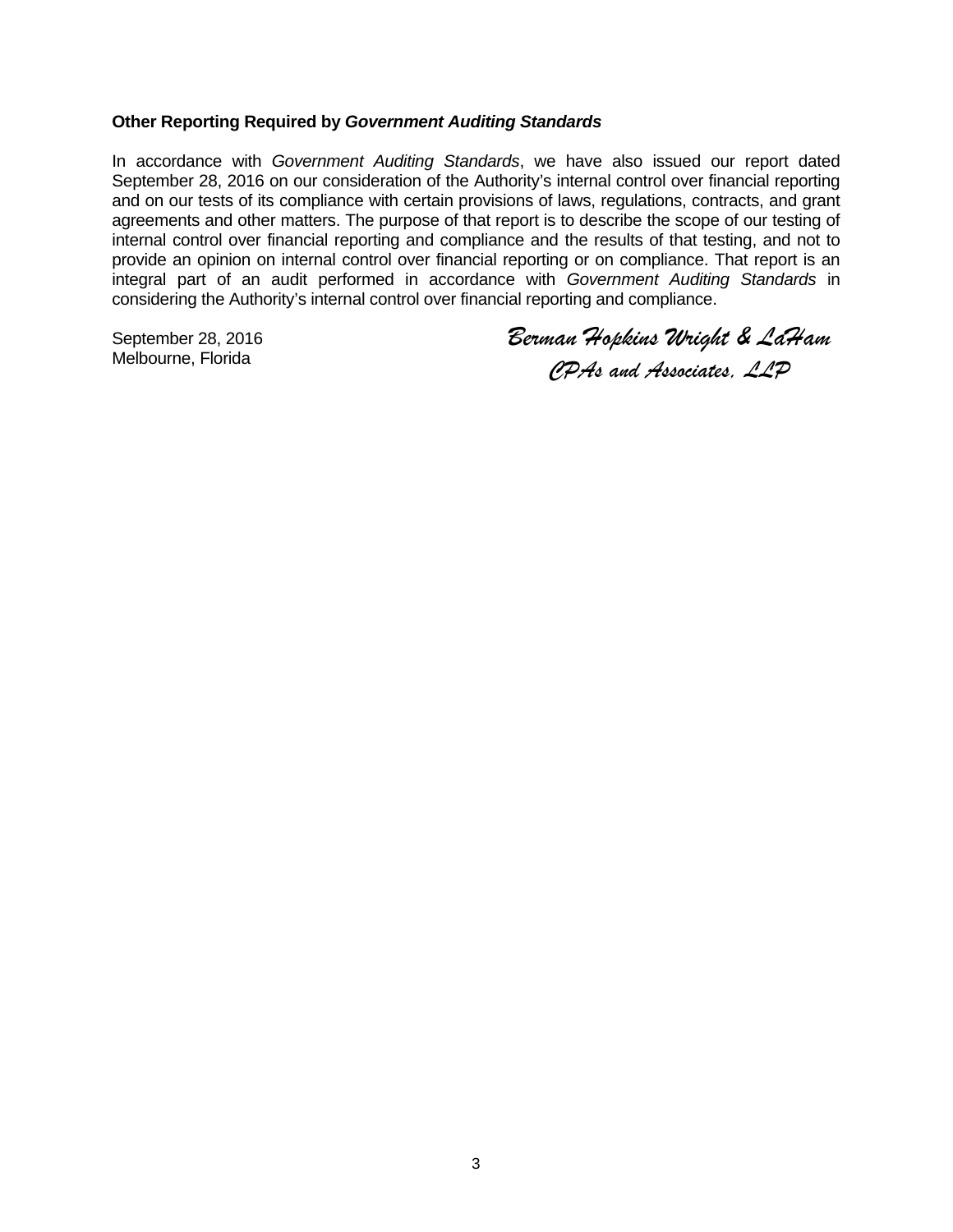**Other Reporting Required by *Government Auditing Standards***

In accordance with *Government Auditing Standards*, we have also issued our report dated September 28, 2016 on our consideration of the Authority's internal control over financial reporting and on our tests of its compliance with certain provisions of laws, regulations, contracts, and grant agreements and other matters. The purpose of that report is to describe the scope of our testing of internal control over financial reporting and compliance and the results of that testing, and not to provide an opinion on internal control over financial reporting or on compliance. That report is an integral part of an audit performed in accordance with *Government Auditing Standards* in considering the Authority's internal control over financial reporting and compliance.

September 28, 2016
Melbourne, Florida

*Berman Hopkins Wright & LaHam*
*CPAs and Associates, LLP*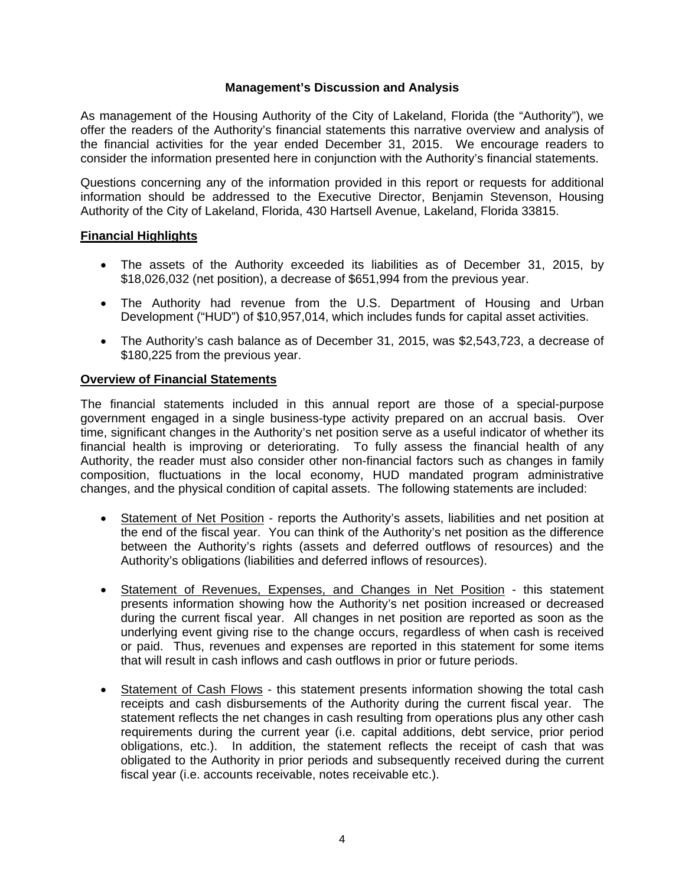# Management's Discussion and Analysis

As management of the Housing Authority of the City of Lakeland, Florida (the "Authority"), we offer the readers of the Authority's financial statements this narrative overview and analysis of the financial activities for the year ended December 31, 2015. We encourage readers to consider the information presented here in conjunction with the Authority's financial statements.

Questions concerning any of the information provided in this report or requests for additional information should be addressed to the Executive Director, Benjamin Stevenson, Housing Authority of the City of Lakeland, Florida, 430 Hartsell Avenue, Lakeland, Florida 33815.

## Financial Highlights

- The assets of the Authority exceeded its liabilities as of December 31, 2015, by $18,026,032 (net position), a decrease of $651,994 from the previous year.
- The Authority had revenue from the U.S. Department of Housing and Urban Development ("HUD") of $10,957,014, which includes funds for capital asset activities.
- The Authority's cash balance as of December 31, 2015, was $2,543,723, a decrease of $180,225 from the previous year.

## Overview of Financial Statements

The financial statements included in this annual report are those of a special-purpose government engaged in a single business-type activity prepared on an accrual basis. Over time, significant changes in the Authority's net position serve as a useful indicator of whether its financial health is improving or deteriorating. To fully assess the financial health of any Authority, the reader must also consider other non-financial factors such as changes in family composition, fluctuations in the local economy, HUD mandated program administrative changes, and the physical condition of capital assets. The following statements are included:

- Statement of Net Position - reports the Authority's assets, liabilities and net position at the end of the fiscal year. You can think of the Authority's net position as the difference between the Authority's rights (assets and deferred outflows of resources) and the Authority's obligations (liabilities and deferred inflows of resources).
- Statement of Revenues, Expenses, and Changes in Net Position - this statement presents information showing how the Authority's net position increased or decreased during the current fiscal year. All changes in net position are reported as soon as the underlying event giving rise to the change occurs, regardless of when cash is received or paid. Thus, revenues and expenses are reported in this statement for some items that will result in cash inflows and cash outflows in prior or future periods.
- Statement of Cash Flows - this statement presents information showing the total cash receipts and cash disbursements of the Authority during the current fiscal year. The statement reflects the net changes in cash resulting from operations plus any other cash requirements during the current year (i.e. capital additions, debt service, prior period obligations, etc.). In addition, the statement reflects the receipt of cash that was obligated to the Authority in prior periods and subsequently received during the current fiscal year (i.e. accounts receivable, notes receivable etc.).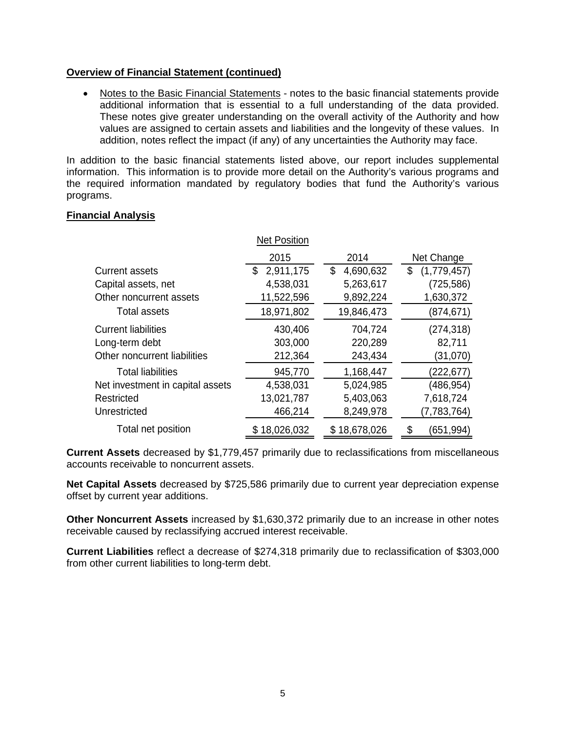**Overview of Financial Statement (continued)**

- Notes to the Basic Financial Statements - notes to the basic financial statements provide additional information that is essential to a full understanding of the data provided. These notes give greater understanding on the overall activity of the Authority and how values are assigned to certain assets and liabilities and the longevity of these values. In addition, notes reflect the impact (if any) of any uncertainties the Authority may face.

In addition to the basic financial statements listed above, our report includes supplemental information. This information is to provide more detail on the Authority's various programs and the required information mandated by regulatory bodies that fund the Authority's various programs.

**Financial Analysis**

| | Net Position | | |
|---|---|---|---|
| | 2015 | 2014 | Net Change |
| Current assets | $ 2,911,175 | $ 4,690,632 | $ (1,779,457) |
| Capital assets, net | 4,538,031 | 5,263,617 | (725,586) |
| Other noncurrent assets | 11,522,596 | 9,892,224 | 1,630,372 |
| Total assets | 18,971,802 | 19,846,473 | (874,671) |
| Current liabilities | 430,406 | 704,724 | (274,318) |
| Long-term debt | 303,000 | 220,289 | 82,711 |
| Other noncurrent liabilities | 212,364 | 243,434 | (31,070) |
| Total liabilities | 945,770 | 1,168,447 | (222,677) |
| Net investment in capital assets | 4,538,031 | 5,024,985 | (486,954) |
| Restricted | 13,021,787 | 5,403,063 | 7,618,724 |
| Unrestricted | 466,214 | 8,249,978 | (7,783,764) |
| Total net position | $ 18,026,032 | $ 18,678,026 | $ (651,994) |

**Current Assets** decreased by $1,779,457 primarily due to reclassifications from miscellaneous accounts receivable to noncurrent assets.

**Net Capital Assets** decreased by $725,586 primarily due to current year depreciation expense offset by current year additions.

**Other Noncurrent Assets** increased by $1,630,372 primarily due to an increase in other notes receivable caused by reclassifying accrued interest receivable.

**Current Liabilities** reflect a decrease of $274,318 primarily due to reclassification of $303,000 from other current liabilities to long-term debt.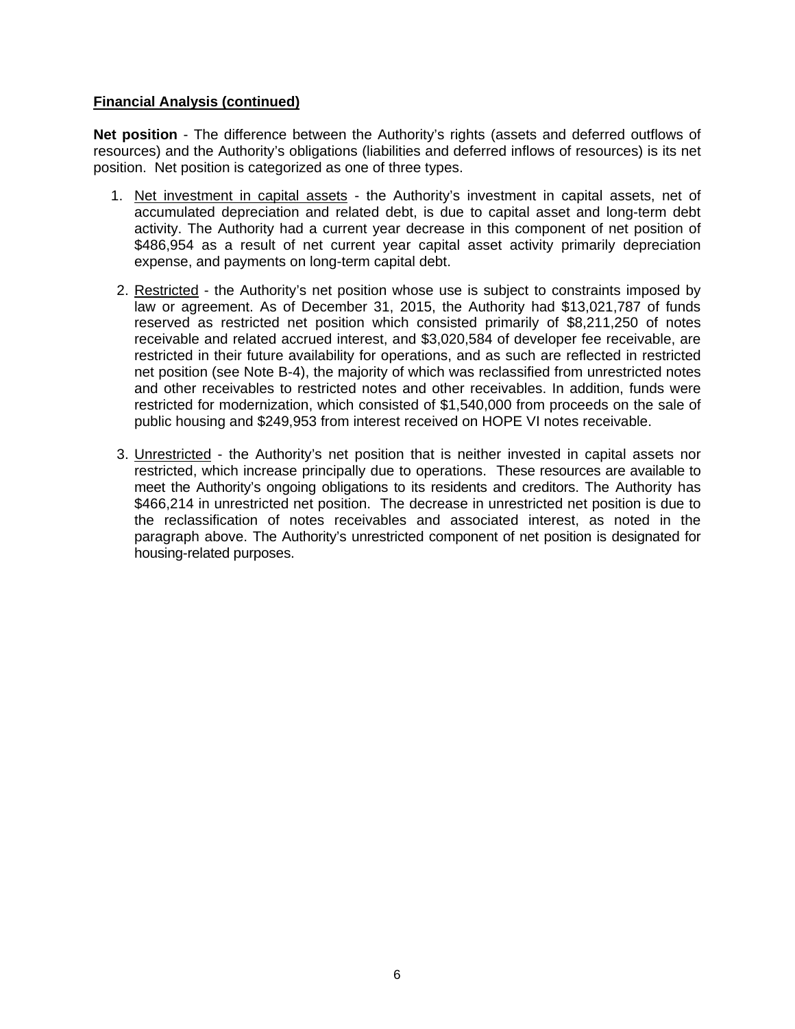**Financial Analysis (continued)**

**Net position** - The difference between the Authority's rights (assets and deferred outflows of resources) and the Authority's obligations (liabilities and deferred inflows of resources) is its net position. Net position is categorized as one of three types.

1. Net investment in capital assets - the Authority's investment in capital assets, net of accumulated depreciation and related debt, is due to capital asset and long-term debt activity. The Authority had a current year decrease in this component of net position of $486,954 as a result of net current year capital asset activity primarily depreciation expense, and payments on long-term capital debt.

2. Restricted - the Authority's net position whose use is subject to constraints imposed by law or agreement. As of December 31, 2015, the Authority had $13,021,787 of funds reserved as restricted net position which consisted primarily of $8,211,250 of notes receivable and related accrued interest, and $3,020,584 of developer fee receivable, are restricted in their future availability for operations, and as such are reflected in restricted net position (see Note B-4), the majority of which was reclassified from unrestricted notes and other receivables to restricted notes and other receivables. In addition, funds were restricted for modernization, which consisted of $1,540,000 from proceeds on the sale of public housing and $249,953 from interest received on HOPE VI notes receivable.

3. Unrestricted - the Authority's net position that is neither invested in capital assets nor restricted, which increase principally due to operations. These resources are available to meet the Authority's ongoing obligations to its residents and creditors. The Authority has $466,214 in unrestricted net position. The decrease in unrestricted net position is due to the reclassification of notes receivables and associated interest, as noted in the paragraph above. The Authority's unrestricted component of net position is designated for housing-related purposes.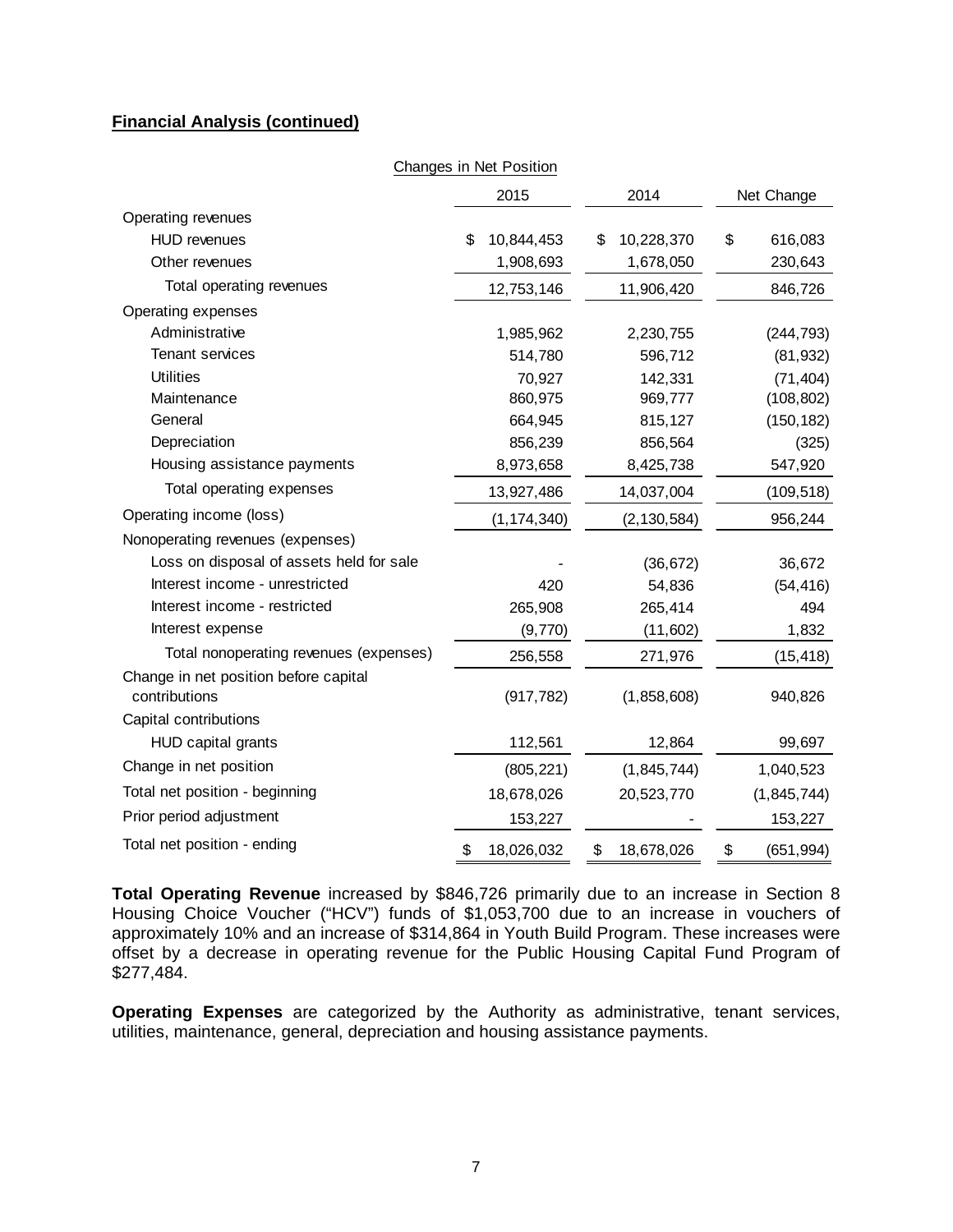**Financial Analysis (continued)**

Changes in Net Position

| | 2015 | 2014 | Net Change |
|---|---|---|---|
| Operating revenues | | | |
| HUD revenues | $ 10,844,453 | $ 10,228,370 | $ 616,083 |
| Other revenues | 1,908,693 | 1,678,050 | 230,643 |
| Total operating revenues | 12,753,146 | 11,906,420 | 846,726 |
| Operating expenses | | | |
| Administrative | 1,985,962 | 2,230,755 | (244,793) |
| Tenant services | 514,780 | 596,712 | (81,932) |
| Utilities | 70,927 | 142,331 | (71,404) |
| Maintenance | 860,975 | 969,777 | (108,802) |
| General | 664,945 | 815,127 | (150,182) |
| Depreciation | 856,239 | 856,564 | (325) |
| Housing assistance payments | 8,973,658 | 8,425,738 | 547,920 |
| Total operating expenses | 13,927,486 | 14,037,004 | (109,518) |
| Operating income (loss) | (1,174,340) | (2,130,584) | 956,244 |
| Nonoperating revenues (expenses) | | | |
| Loss on disposal of assets held for sale | - | (36,672) | 36,672 |
| Interest income - unrestricted | 420 | 54,836 | (54,416) |
| Interest income - restricted | 265,908 | 265,414 | 494 |
| Interest expense | (9,770) | (11,602) | 1,832 |
| Total nonoperating revenues (expenses) | 256,558 | 271,976 | (15,418) |
| Change in net position before capital contributions | (917,782) | (1,858,608) | 940,826 |
| Capital contributions | | | |
| HUD capital grants | 112,561 | 12,864 | 99,697 |
| Change in net position | (805,221) | (1,845,744) | 1,040,523 |
| Total net position - beginning | 18,678,026 | 20,523,770 | (1,845,744) |
| Prior period adjustment | 153,227 | - | 153,227 |
| Total net position - ending | $ 18,026,032 | $ 18,678,026 | $ (651,994) |

**Total Operating Revenue** increased by $846,726 primarily due to an increase in Section 8 Housing Choice Voucher ("HCV") funds of $1,053,700 due to an increase in vouchers of approximately 10% and an increase of $314,864 in Youth Build Program. These increases were offset by a decrease in operating revenue for the Public Housing Capital Fund Program of $277,484.

**Operating Expenses** are categorized by the Authority as administrative, tenant services, utilities, maintenance, general, depreciation and housing assistance payments.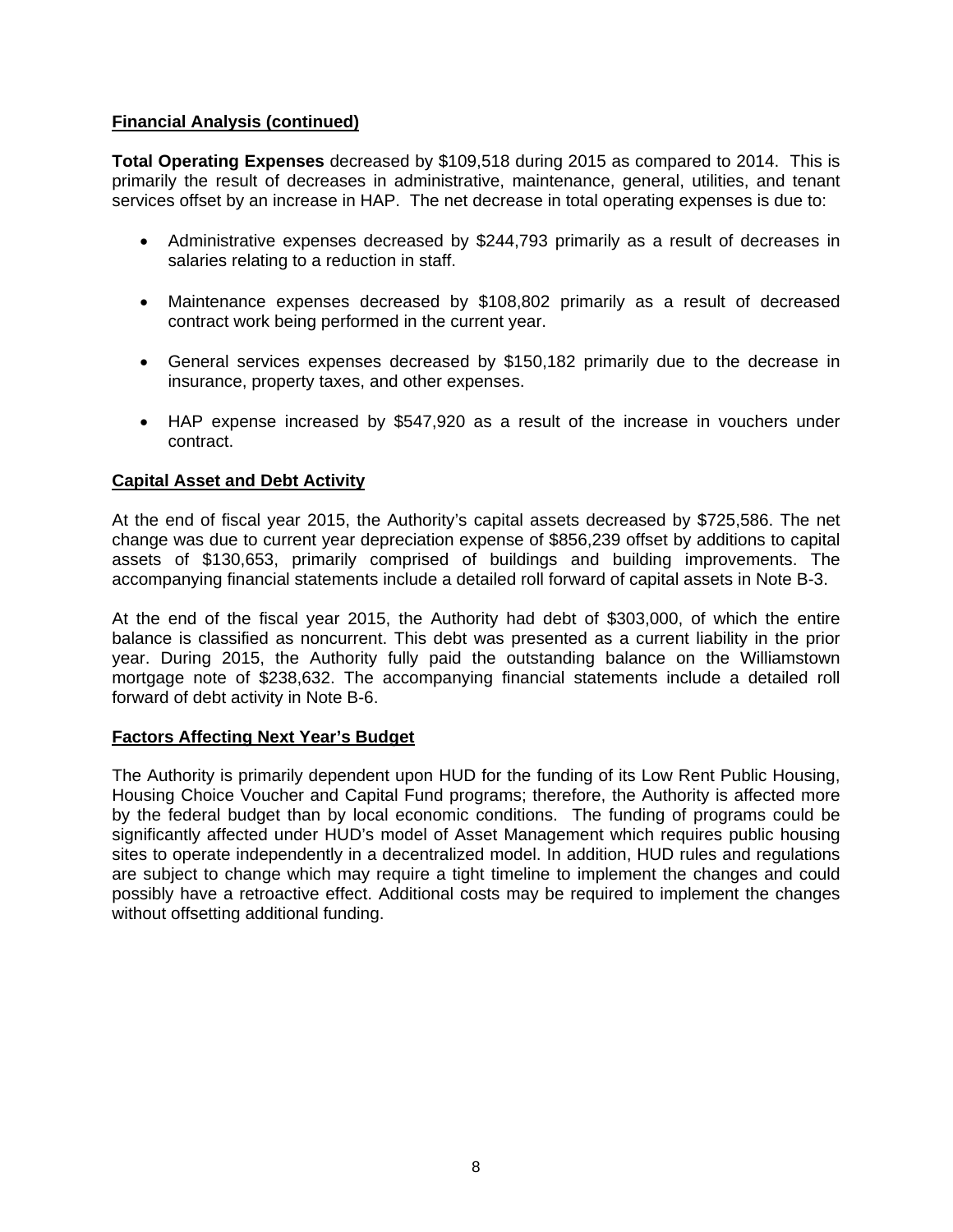## Financial Analysis (continued)

**Total Operating Expenses** decreased by $109,518 during 2015 as compared to 2014. This is primarily the result of decreases in administrative, maintenance, general, utilities, and tenant services offset by an increase in HAP. The net decrease in total operating expenses is due to:

- Administrative expenses decreased by $244,793 primarily as a result of decreases in salaries relating to a reduction in staff.
- Maintenance expenses decreased by $108,802 primarily as a result of decreased contract work being performed in the current year.
- General services expenses decreased by $150,182 primarily due to the decrease in insurance, property taxes, and other expenses.
- HAP expense increased by $547,920 as a result of the increase in vouchers under contract.

## Capital Asset and Debt Activity

At the end of fiscal year 2015, the Authority's capital assets decreased by $725,586. The net change was due to current year depreciation expense of $856,239 offset by additions to capital assets of $130,653, primarily comprised of buildings and building improvements. The accompanying financial statements include a detailed roll forward of capital assets in Note B-3.

At the end of the fiscal year 2015, the Authority had debt of $303,000, of which the entire balance is classified as noncurrent. This debt was presented as a current liability in the prior year. During 2015, the Authority fully paid the outstanding balance on the Williamstown mortgage note of $238,632. The accompanying financial statements include a detailed roll forward of debt activity in Note B-6.

## Factors Affecting Next Year's Budget

The Authority is primarily dependent upon HUD for the funding of its Low Rent Public Housing, Housing Choice Voucher and Capital Fund programs; therefore, the Authority is affected more by the federal budget than by local economic conditions. The funding of programs could be significantly affected under HUD's model of Asset Management which requires public housing sites to operate independently in a decentralized model. In addition, HUD rules and regulations are subject to change which may require a tight timeline to implement the changes and could possibly have a retroactive effect. Additional costs may be required to implement the changes without offsetting additional funding.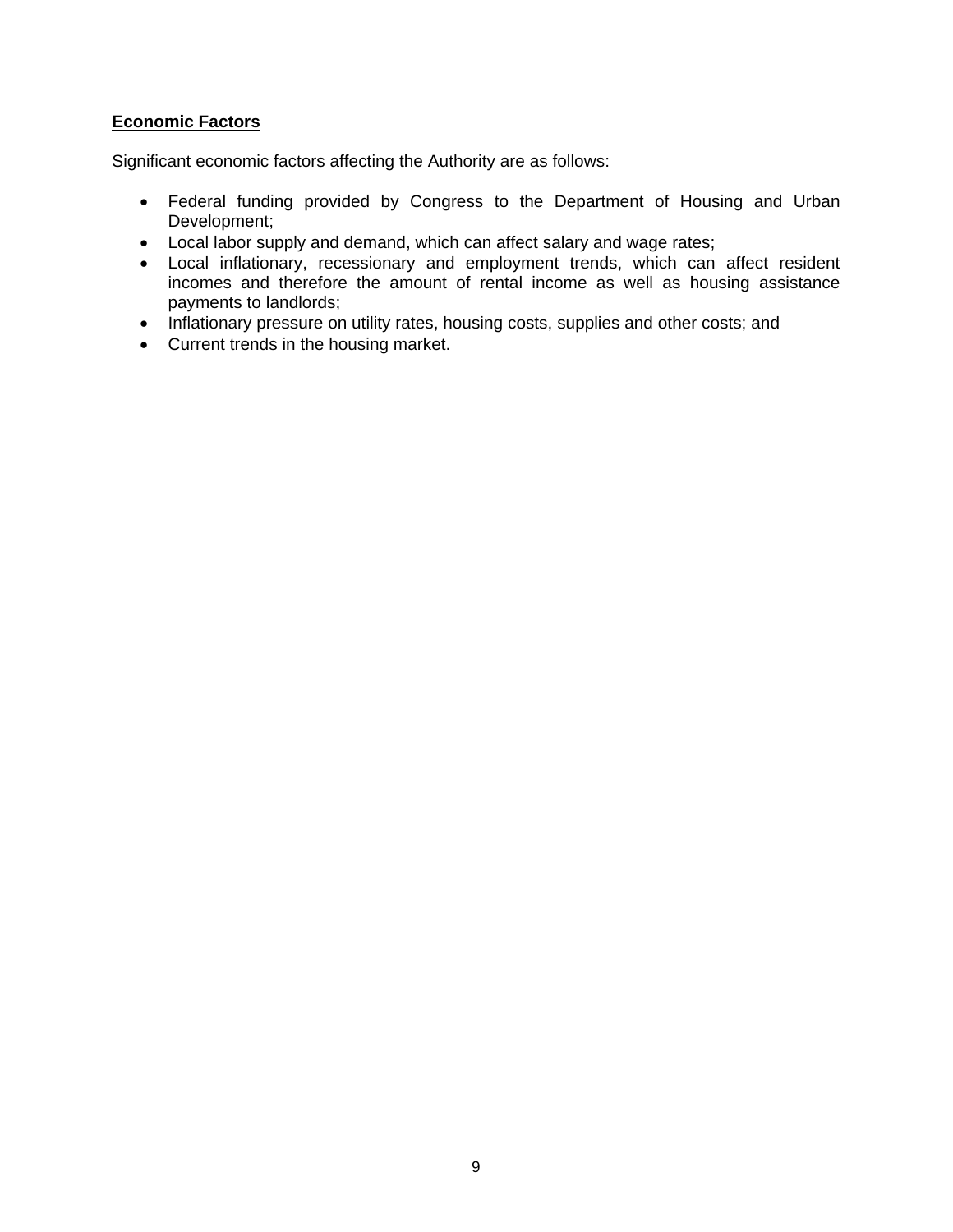**Economic Factors**

Significant economic factors affecting the Authority are as follows:

- Federal funding provided by Congress to the Department of Housing and Urban Development;
- Local labor supply and demand, which can affect salary and wage rates;
- Local inflationary, recessionary and employment trends, which can affect resident incomes and therefore the amount of rental income as well as housing assistance payments to landlords;
- Inflationary pressure on utility rates, housing costs, supplies and other costs; and
- Current trends in the housing market.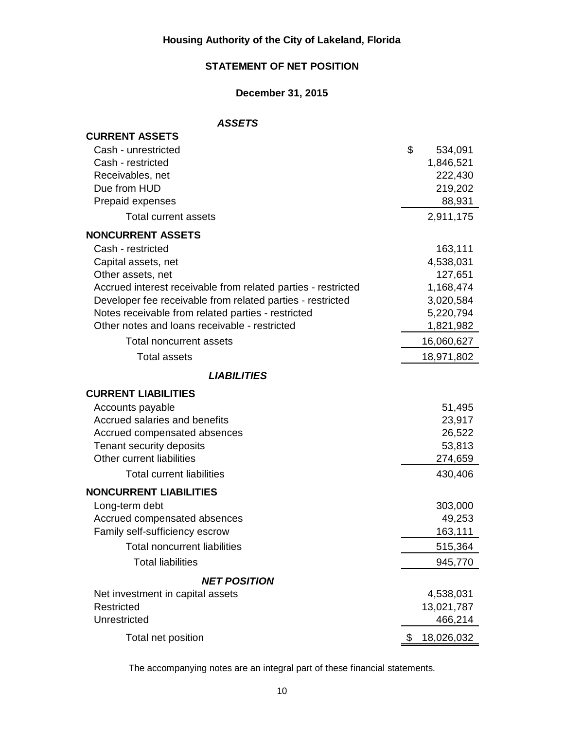**Housing Authority of the City of Lakeland, Florida**

**STATEMENT OF NET POSITION**

**December 31, 2015**

***ASSETS***

| | |
|---|---|
| **CURRENT ASSETS** | |
| Cash - unrestricted | $ 534,091 |
| Cash - restricted | 1,846,521 |
| Receivables, net | 222,430 |
| Due from HUD | 219,202 |
| Prepaid expenses | 88,931 |
| Total current assets | 2,911,175 |
| **NONCURRENT ASSETS** | |
| Cash - restricted | 163,111 |
| Capital assets, net | 4,538,031 |
| Other assets, net | 127,651 |
| Accrued interest receivable from related parties - restricted | 1,168,474 |
| Developer fee receivable from related parties - restricted | 3,020,584 |
| Notes receivable from related parties - restricted | 5,220,794 |
| Other notes and loans receivable - restricted | 1,821,982 |
| Total noncurrent assets | 16,060,627 |
| Total assets | 18,971,802 |
| ***LIABILITIES*** | |
| **CURRENT LIABILITIES** | |
| Accounts payable | 51,495 |
| Accrued salaries and benefits | 23,917 |
| Accrued compensated absences | 26,522 |
| Tenant security deposits | 53,813 |
| Other current liabilities | 274,659 |
| Total current liabilities | 430,406 |
| **NONCURRENT LIABILITIES** | |
| Long-term debt | 303,000 |
| Accrued compensated absences | 49,253 |
| Family self-sufficiency escrow | 163,111 |
| Total noncurrent liabilities | 515,364 |
| Total liabilities | 945,770 |
| ***NET POSITION*** | |
| Net investment in capital assets | 4,538,031 |
| Restricted | 13,021,787 |
| Unrestricted | 466,214 |
| Total net position | $ 18,026,032 |

The accompanying notes are an integral part of these financial statements.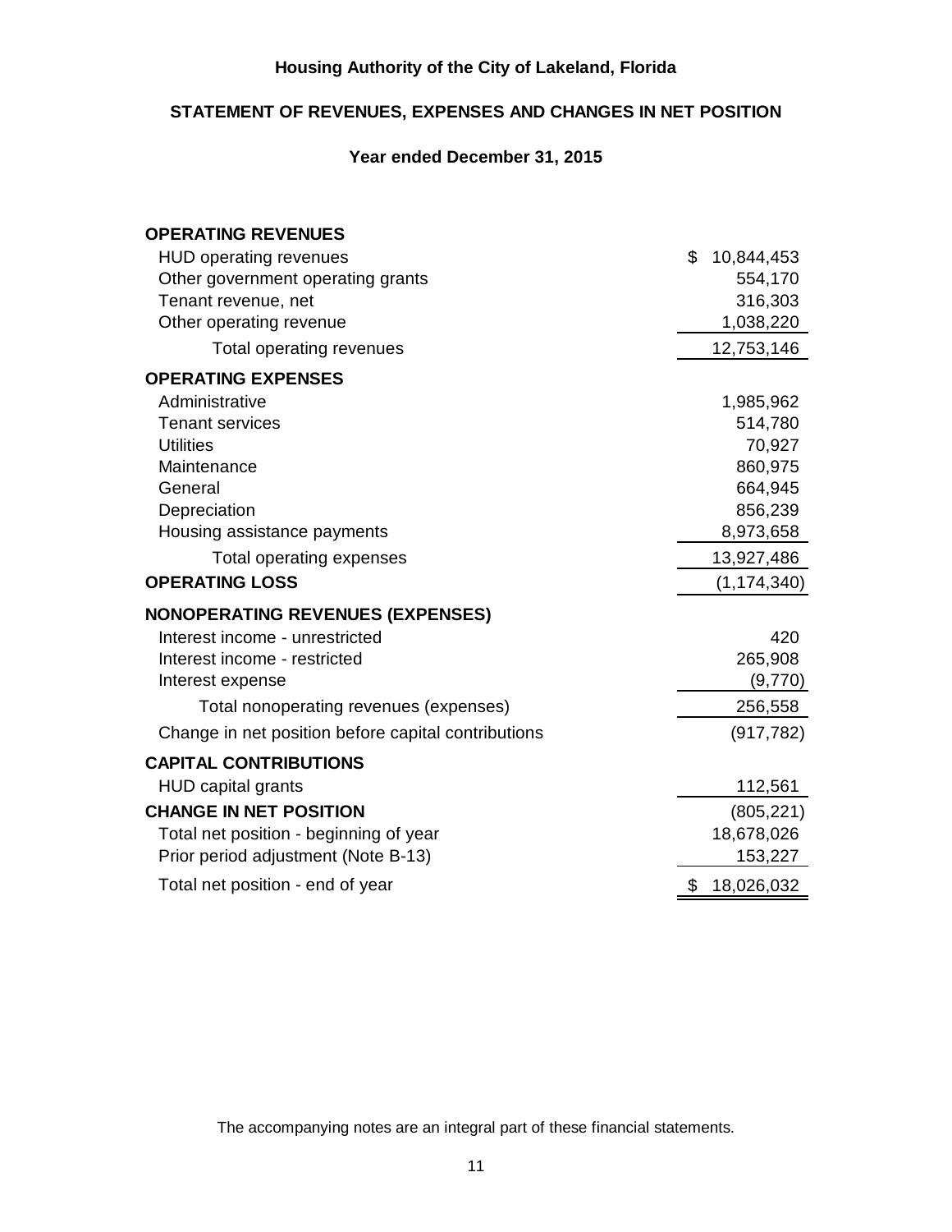# Housing Authority of the City of Lakeland, Florida

## STATEMENT OF REVENUES, EXPENSES AND CHANGES IN NET POSITION

### Year ended December 31, 2015

| | |
|---|---|
| **OPERATING REVENUES** | |
| HUD operating revenues | $ 10,844,453 |
| Other government operating grants | 554,170 |
| Tenant revenue, net | 316,303 |
| Other operating revenue | 1,038,220 |
| Total operating revenues | 12,753,146 |
| **OPERATING EXPENSES** | |
| Administrative | 1,985,962 |
| Tenant services | 514,780 |
| Utilities | 70,927 |
| Maintenance | 860,975 |
| General | 664,945 |
| Depreciation | 856,239 |
| Housing assistance payments | 8,973,658 |
| Total operating expenses | 13,927,486 |
| **OPERATING LOSS** | (1,174,340) |
| **NONOPERATING REVENUES (EXPENSES)** | |
| Interest income - unrestricted | 420 |
| Interest income - restricted | 265,908 |
| Interest expense | (9,770) |
| Total nonoperating revenues (expenses) | 256,558 |
| Change in net position before capital contributions | (917,782) |
| **CAPITAL CONTRIBUTIONS** | |
| HUD capital grants | 112,561 |
| **CHANGE IN NET POSITION** | (805,221) |
| Total net position - beginning of year | 18,678,026 |
| Prior period adjustment (Note B-13) | 153,227 |
| Total net position - end of year | $ 18,026,032 |

The accompanying notes are an integral part of these financial statements.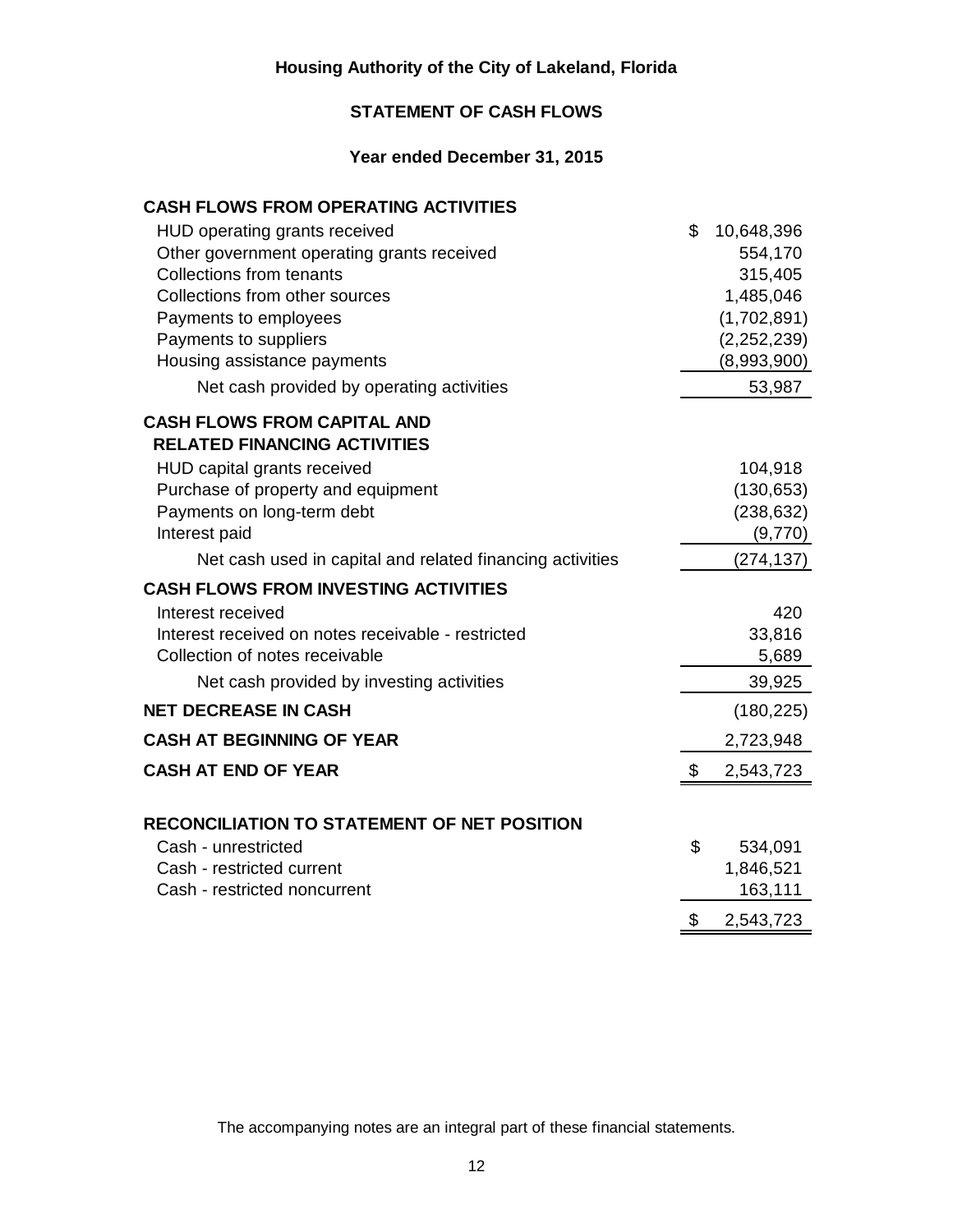# Housing Authority of the City of Lakeland, Florida

## STATEMENT OF CASH FLOWS

### Year ended December 31, 2015

| | |
|---|---|
| **CASH FLOWS FROM OPERATING ACTIVITIES** | |
| HUD operating grants received | $ 10,648,396 |
| Other government operating grants received | 554,170 |
| Collections from tenants | 315,405 |
| Collections from other sources | 1,485,046 |
| Payments to employees | (1,702,891) |
| Payments to suppliers | (2,252,239) |
| Housing assistance payments | (8,993,900) |
| Net cash provided by operating activities | 53,987 |
| **CASH FLOWS FROM CAPITAL AND RELATED FINANCING ACTIVITIES** | |
| HUD capital grants received | 104,918 |
| Purchase of property and equipment | (130,653) |
| Payments on long-term debt | (238,632) |
| Interest paid | (9,770) |
| Net cash used in capital and related financing activities | (274,137) |
| **CASH FLOWS FROM INVESTING ACTIVITIES** | |
| Interest received | 420 |
| Interest received on notes receivable - restricted | 33,816 |
| Collection of notes receivable | 5,689 |
| Net cash provided by investing activities | 39,925 |
| **NET DECREASE IN CASH** | (180,225) |
| **CASH AT BEGINNING OF YEAR** | 2,723,948 |
| **CASH AT END OF YEAR** | $ 2,543,723 |

| | |
|---|---|
| **RECONCILIATION TO STATEMENT OF NET POSITION** | |
| Cash - unrestricted | $ 534,091 |
| Cash - restricted current | 1,846,521 |
| Cash - restricted noncurrent | 163,111 |
| | $ 2,543,723 |

The accompanying notes are an integral part of these financial statements.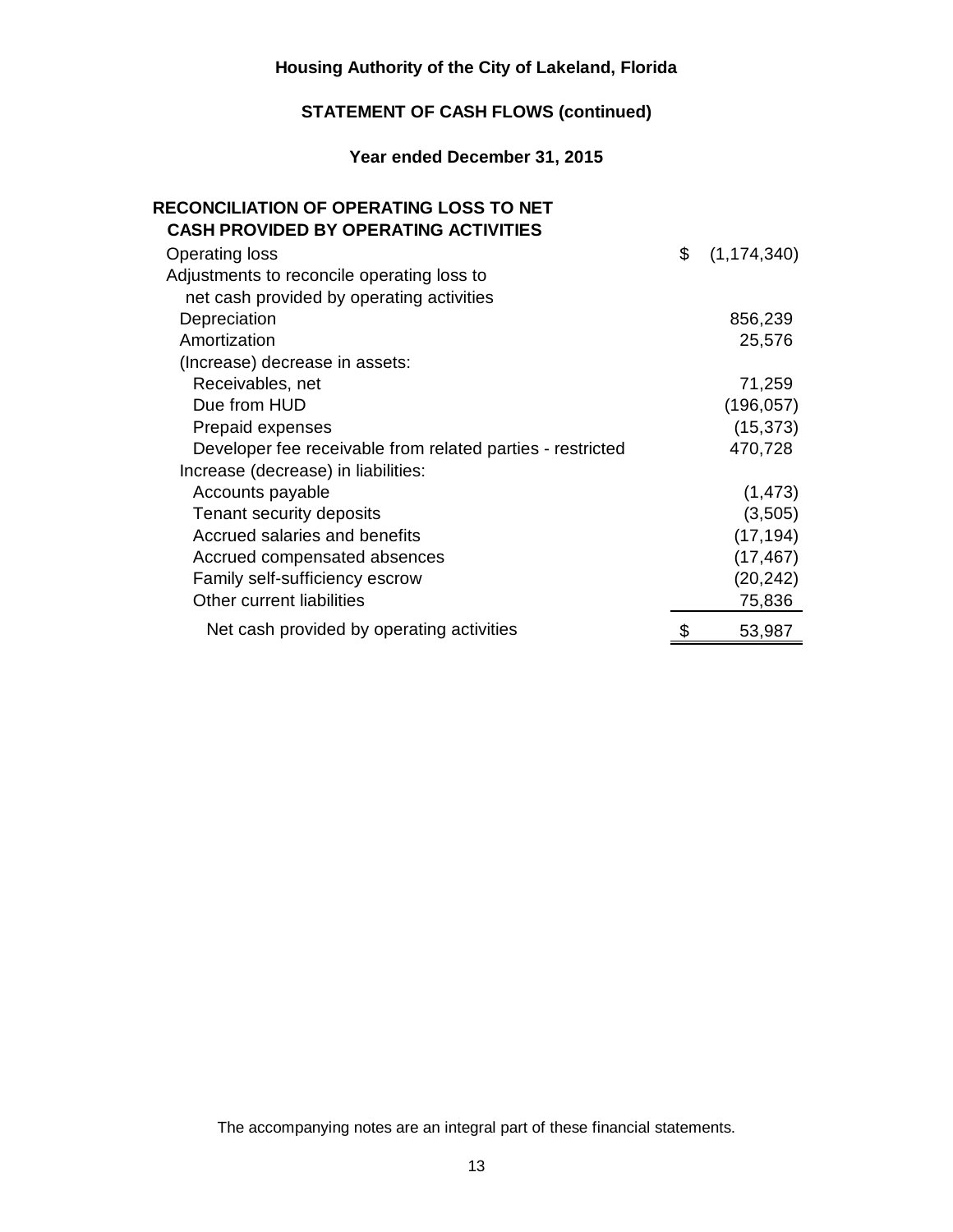# Housing Authority of the City of Lakeland, Florida

## STATEMENT OF CASH FLOWS (continued)

### Year ended December 31, 2015

**RECONCILIATION OF OPERATING LOSS TO NET CASH PROVIDED BY OPERATING ACTIVITIES**

| | |
|---|---|
| Operating loss | $ (1,174,340) |
| Adjustments to reconcile operating loss to net cash provided by operating activities | |
| Depreciation | 856,239 |
| Amortization | 25,576 |
| (Increase) decrease in assets: | |
| Receivables, net | 71,259 |
| Due from HUD | (196,057) |
| Prepaid expenses | (15,373) |
| Developer fee receivable from related parties - restricted | 470,728 |
| Increase (decrease) in liabilities: | |
| Accounts payable | (1,473) |
| Tenant security deposits | (3,505) |
| Accrued salaries and benefits | (17,194) |
| Accrued compensated absences | (17,467) |
| Family self-sufficiency escrow | (20,242) |
| Other current liabilities | 75,836 |
| Net cash provided by operating activities | $ 53,987 |

The accompanying notes are an integral part of these financial statements.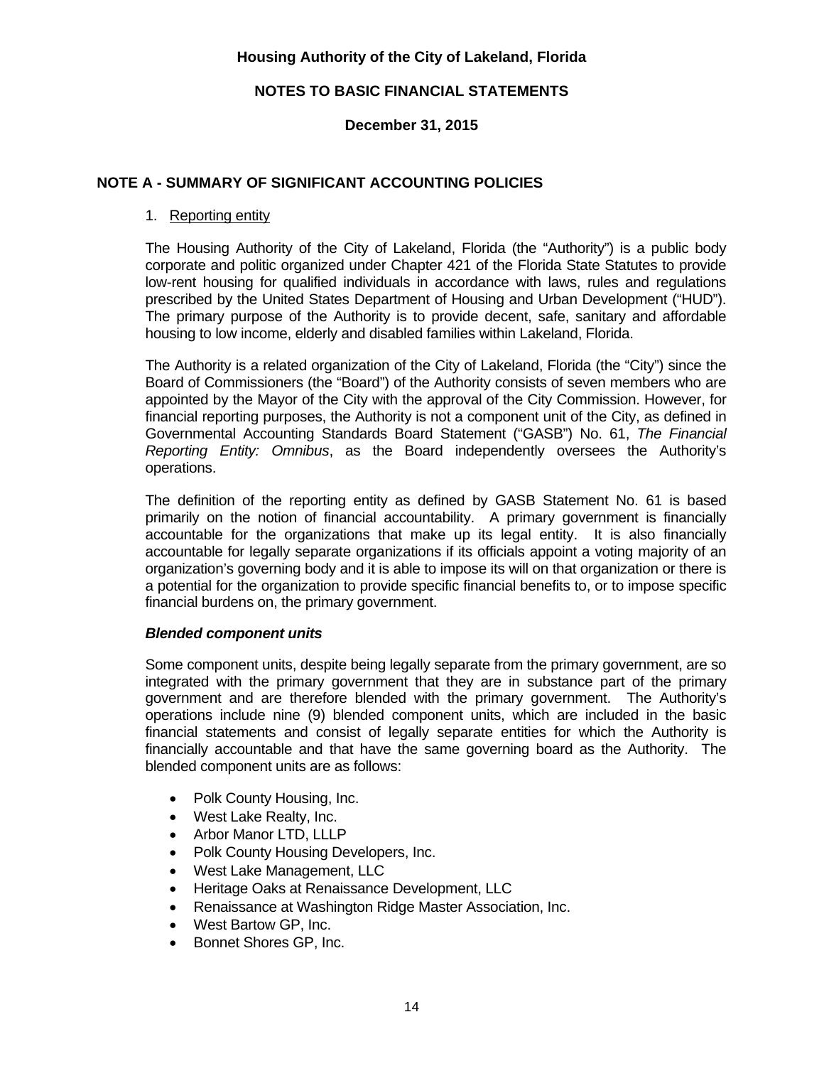# Housing Authority of the City of Lakeland, Florida

## NOTES TO BASIC FINANCIAL STATEMENTS

### December 31, 2015

## NOTE A - SUMMARY OF SIGNIFICANT ACCOUNTING POLICIES

1. Reporting entity

The Housing Authority of the City of Lakeland, Florida (the "Authority") is a public body corporate and politic organized under Chapter 421 of the Florida State Statutes to provide low-rent housing for qualified individuals in accordance with laws, rules and regulations prescribed by the United States Department of Housing and Urban Development ("HUD"). The primary purpose of the Authority is to provide decent, safe, sanitary and affordable housing to low income, elderly and disabled families within Lakeland, Florida.

The Authority is a related organization of the City of Lakeland, Florida (the "City") since the Board of Commissioners (the "Board") of the Authority consists of seven members who are appointed by the Mayor of the City with the approval of the City Commission. However, for financial reporting purposes, the Authority is not a component unit of the City, as defined in Governmental Accounting Standards Board Statement ("GASB") No. 61, *The Financial Reporting Entity: Omnibus*, as the Board independently oversees the Authority's operations.

The definition of the reporting entity as defined by GASB Statement No. 61 is based primarily on the notion of financial accountability. A primary government is financially accountable for the organizations that make up its legal entity. It is also financially accountable for legally separate organizations if its officials appoint a voting majority of an organization's governing body and it is able to impose its will on that organization or there is a potential for the organization to provide specific financial benefits to, or to impose specific financial burdens on, the primary government.

***Blended component units***

Some component units, despite being legally separate from the primary government, are so integrated with the primary government that they are in substance part of the primary government and are therefore blended with the primary government. The Authority's operations include nine (9) blended component units, which are included in the basic financial statements and consist of legally separate entities for which the Authority is financially accountable and that have the same governing board as the Authority. The blended component units are as follows:

- Polk County Housing, Inc.
- West Lake Realty, Inc.
- Arbor Manor LTD, LLLP
- Polk County Housing Developers, Inc.
- West Lake Management, LLC
- Heritage Oaks at Renaissance Development, LLC
- Renaissance at Washington Ridge Master Association, Inc.
- West Bartow GP, Inc.
- Bonnet Shores GP, Inc.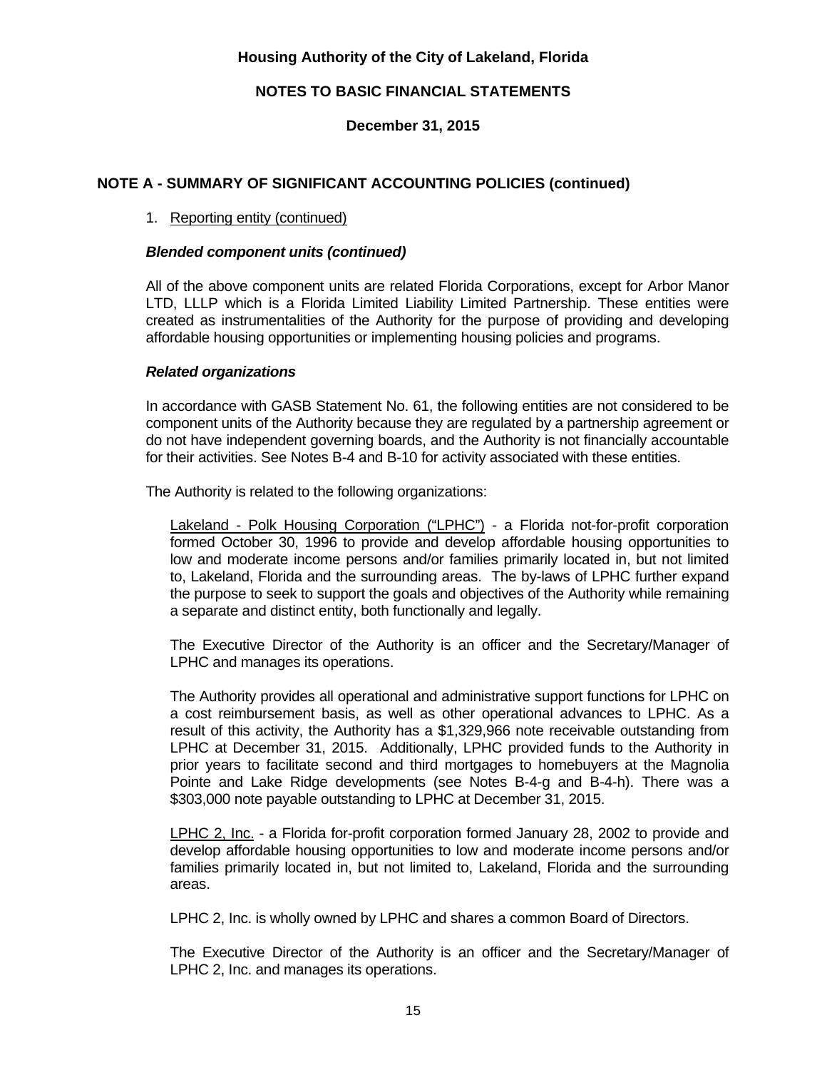## NOTE A - SUMMARY OF SIGNIFICANT ACCOUNTING POLICIES (continued)

1. Reporting entity (continued)

***Blended component units (continued)***

All of the above component units are related Florida Corporations, except for Arbor Manor LTD, LLLP which is a Florida Limited Liability Limited Partnership. These entities were created as instrumentalities of the Authority for the purpose of providing and developing affordable housing opportunities or implementing housing policies and programs.

***Related organizations***

In accordance with GASB Statement No. 61, the following entities are not considered to be component units of the Authority because they are regulated by a partnership agreement or do not have independent governing boards, and the Authority is not financially accountable for their activities. See Notes B-4 and B-10 for activity associated with these entities.

The Authority is related to the following organizations:

Lakeland - Polk Housing Corporation ("LPHC") - a Florida not-for-profit corporation formed October 30, 1996 to provide and develop affordable housing opportunities to low and moderate income persons and/or families primarily located in, but not limited to, Lakeland, Florida and the surrounding areas. The by-laws of LPHC further expand the purpose to seek to support the goals and objectives of the Authority while remaining a separate and distinct entity, both functionally and legally.

The Executive Director of the Authority is an officer and the Secretary/Manager of LPHC and manages its operations.

The Authority provides all operational and administrative support functions for LPHC on a cost reimbursement basis, as well as other operational advances to LPHC. As a result of this activity, the Authority has a $1,329,966 note receivable outstanding from LPHC at December 31, 2015. Additionally, LPHC provided funds to the Authority in prior years to facilitate second and third mortgages to homebuyers at the Magnolia Pointe and Lake Ridge developments (see Notes B-4-g and B-4-h). There was a $303,000 note payable outstanding to LPHC at December 31, 2015.

LPHC 2, Inc. - a Florida for-profit corporation formed January 28, 2002 to provide and develop affordable housing opportunities to low and moderate income persons and/or families primarily located in, but not limited to, Lakeland, Florida and the surrounding areas.

LPHC 2, Inc. is wholly owned by LPHC and shares a common Board of Directors.

The Executive Director of the Authority is an officer and the Secretary/Manager of LPHC 2, Inc. and manages its operations.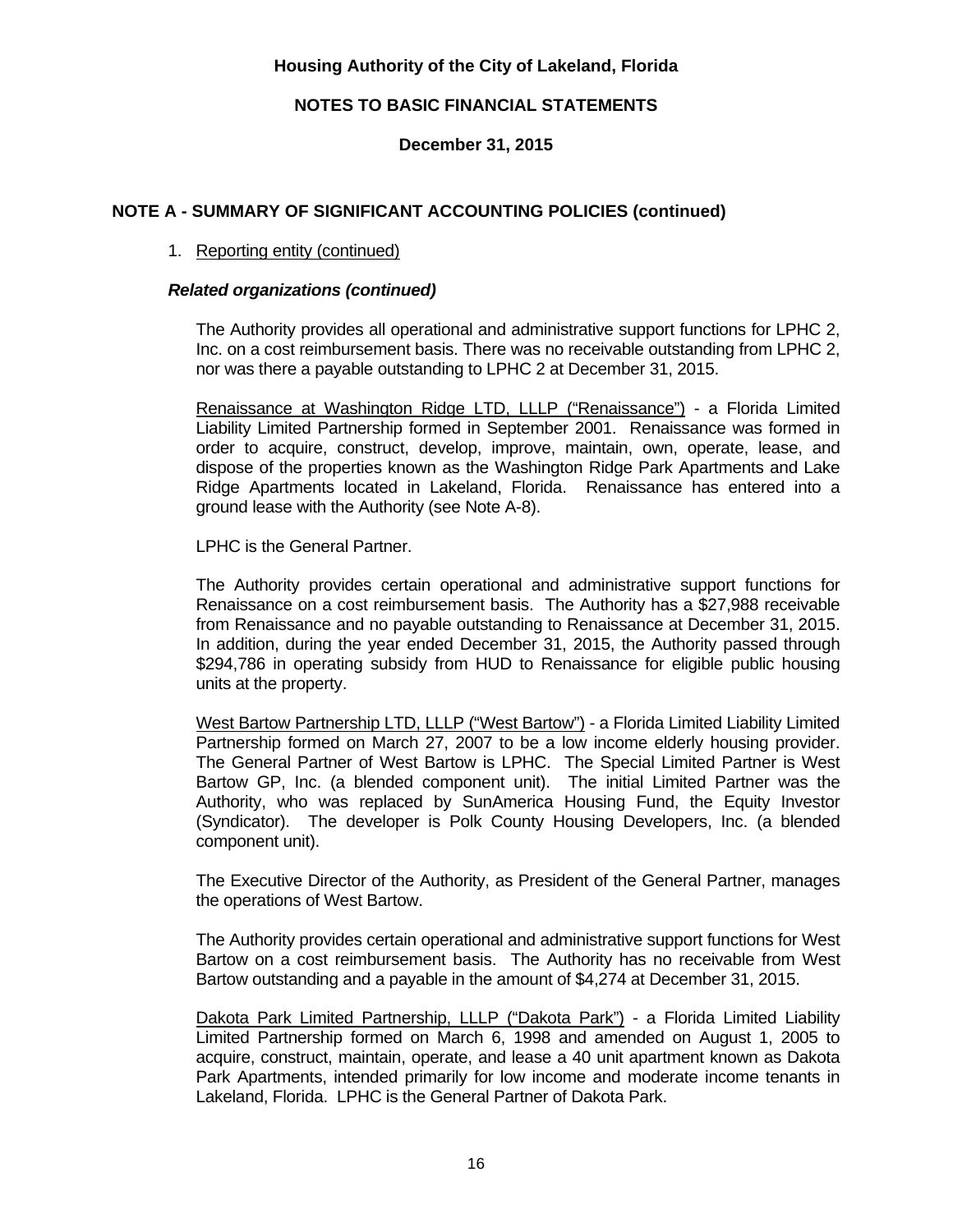## NOTE A - SUMMARY OF SIGNIFICANT ACCOUNTING POLICIES (continued)

1. Reporting entity (continued)

***Related organizations (continued)***

The Authority provides all operational and administrative support functions for LPHC 2, Inc. on a cost reimbursement basis. There was no receivable outstanding from LPHC 2, nor was there a payable outstanding to LPHC 2 at December 31, 2015.

Renaissance at Washington Ridge LTD, LLLP ("Renaissance") - a Florida Limited Liability Limited Partnership formed in September 2001. Renaissance was formed in order to acquire, construct, develop, improve, maintain, own, operate, lease, and dispose of the properties known as the Washington Ridge Park Apartments and Lake Ridge Apartments located in Lakeland, Florida. Renaissance has entered into a ground lease with the Authority (see Note A-8).

LPHC is the General Partner.

The Authority provides certain operational and administrative support functions for Renaissance on a cost reimbursement basis. The Authority has a $27,988 receivable from Renaissance and no payable outstanding to Renaissance at December 31, 2015. In addition, during the year ended December 31, 2015, the Authority passed through $294,786 in operating subsidy from HUD to Renaissance for eligible public housing units at the property.

West Bartow Partnership LTD, LLLP ("West Bartow") - a Florida Limited Liability Limited Partnership formed on March 27, 2007 to be a low income elderly housing provider. The General Partner of West Bartow is LPHC. The Special Limited Partner is West Bartow GP, Inc. (a blended component unit). The initial Limited Partner was the Authority, who was replaced by SunAmerica Housing Fund, the Equity Investor (Syndicator). The developer is Polk County Housing Developers, Inc. (a blended component unit).

The Executive Director of the Authority, as President of the General Partner, manages the operations of West Bartow.

The Authority provides certain operational and administrative support functions for West Bartow on a cost reimbursement basis. The Authority has no receivable from West Bartow outstanding and a payable in the amount of $4,274 at December 31, 2015.

Dakota Park Limited Partnership, LLLP ("Dakota Park") - a Florida Limited Liability Limited Partnership formed on March 6, 1998 and amended on August 1, 2005 to acquire, construct, maintain, operate, and lease a 40 unit apartment known as Dakota Park Apartments, intended primarily for low income and moderate income tenants in Lakeland, Florida. LPHC is the General Partner of Dakota Park.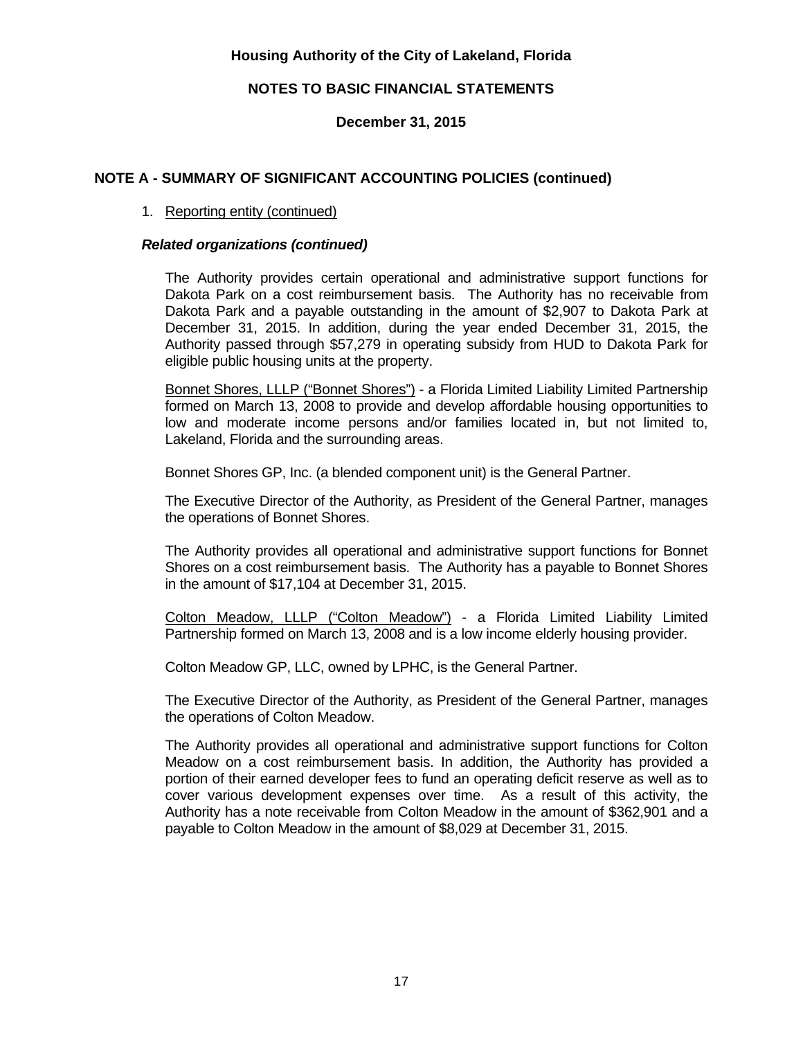## NOTE A - SUMMARY OF SIGNIFICANT ACCOUNTING POLICIES (continued)

1. Reporting entity (continued)

***Related organizations (continued)***

The Authority provides certain operational and administrative support functions for Dakota Park on a cost reimbursement basis. The Authority has no receivable from Dakota Park and a payable outstanding in the amount of $2,907 to Dakota Park at December 31, 2015. In addition, during the year ended December 31, 2015, the Authority passed through $57,279 in operating subsidy from HUD to Dakota Park for eligible public housing units at the property.

Bonnet Shores, LLLP ("Bonnet Shores") - a Florida Limited Liability Limited Partnership formed on March 13, 2008 to provide and develop affordable housing opportunities to low and moderate income persons and/or families located in, but not limited to, Lakeland, Florida and the surrounding areas.

Bonnet Shores GP, Inc. (a blended component unit) is the General Partner.

The Executive Director of the Authority, as President of the General Partner, manages the operations of Bonnet Shores.

The Authority provides all operational and administrative support functions for Bonnet Shores on a cost reimbursement basis. The Authority has a payable to Bonnet Shores in the amount of $17,104 at December 31, 2015.

Colton Meadow, LLLP ("Colton Meadow") - a Florida Limited Liability Limited Partnership formed on March 13, 2008 and is a low income elderly housing provider.

Colton Meadow GP, LLC, owned by LPHC, is the General Partner.

The Executive Director of the Authority, as President of the General Partner, manages the operations of Colton Meadow.

The Authority provides all operational and administrative support functions for Colton Meadow on a cost reimbursement basis. In addition, the Authority has provided a portion of their earned developer fees to fund an operating deficit reserve as well as to cover various development expenses over time. As a result of this activity, the Authority has a note receivable from Colton Meadow in the amount of $362,901 and a payable to Colton Meadow in the amount of $8,029 at December 31, 2015.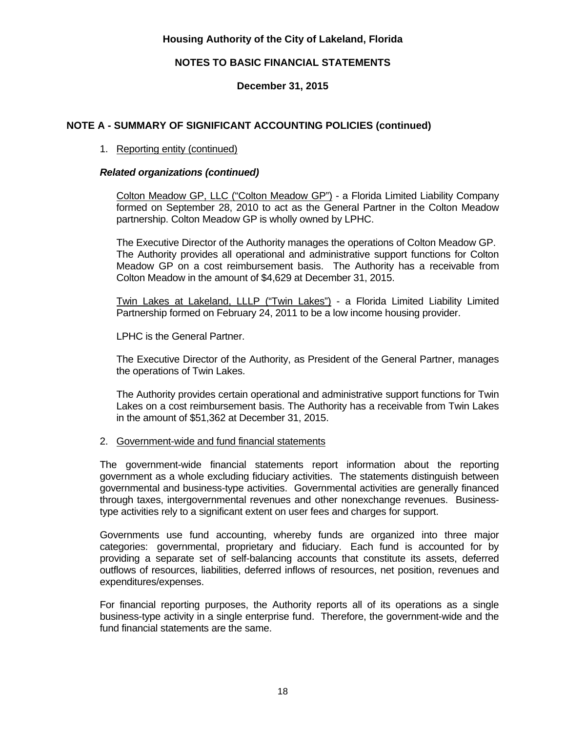# Housing Authority of the City of Lakeland, Florida

## NOTES TO BASIC FINANCIAL STATEMENTS

### December 31, 2015

## NOTE A - SUMMARY OF SIGNIFICANT ACCOUNTING POLICIES (continued)

1. Reporting entity (continued)

***Related organizations (continued)***

Colton Meadow GP, LLC ("Colton Meadow GP") - a Florida Limited Liability Company formed on September 28, 2010 to act as the General Partner in the Colton Meadow partnership. Colton Meadow GP is wholly owned by LPHC.

The Executive Director of the Authority manages the operations of Colton Meadow GP. The Authority provides all operational and administrative support functions for Colton Meadow GP on a cost reimbursement basis. The Authority has a receivable from Colton Meadow in the amount of $4,629 at December 31, 2015.

Twin Lakes at Lakeland, LLLP ("Twin Lakes") - a Florida Limited Liability Limited Partnership formed on February 24, 2011 to be a low income housing provider.

LPHC is the General Partner.

The Executive Director of the Authority, as President of the General Partner, manages the operations of Twin Lakes.

The Authority provides certain operational and administrative support functions for Twin Lakes on a cost reimbursement basis. The Authority has a receivable from Twin Lakes in the amount of $51,362 at December 31, 2015.

2. Government-wide and fund financial statements

The government-wide financial statements report information about the reporting government as a whole excluding fiduciary activities. The statements distinguish between governmental and business-type activities. Governmental activities are generally financed through taxes, intergovernmental revenues and other nonexchange revenues. Business-type activities rely to a significant extent on user fees and charges for support.

Governments use fund accounting, whereby funds are organized into three major categories: governmental, proprietary and fiduciary. Each fund is accounted for by providing a separate set of self-balancing accounts that constitute its assets, deferred outflows of resources, liabilities, deferred inflows of resources, net position, revenues and expenditures/expenses.

For financial reporting purposes, the Authority reports all of its operations as a single business-type activity in a single enterprise fund. Therefore, the government-wide and the fund financial statements are the same.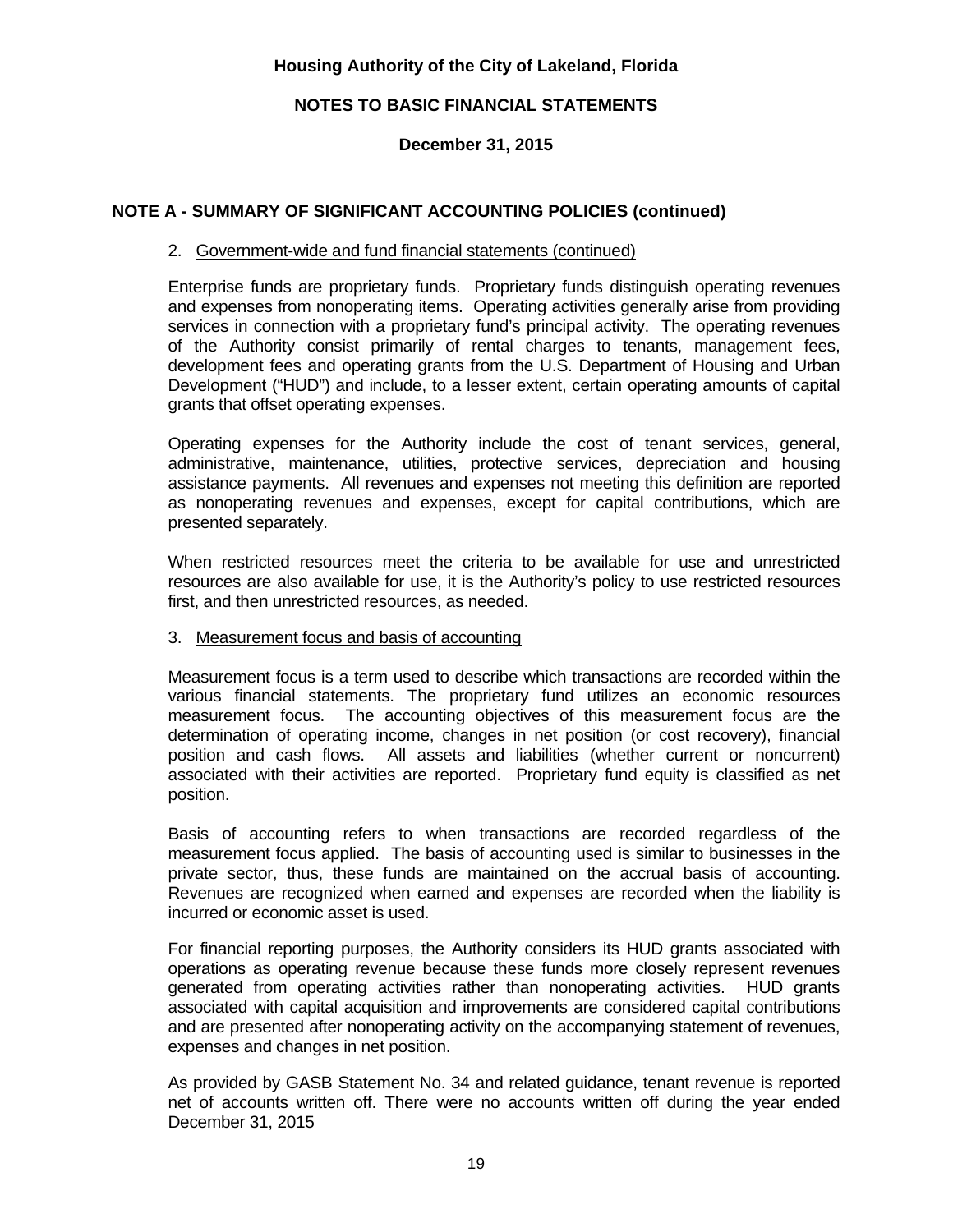## NOTE A - SUMMARY OF SIGNIFICANT ACCOUNTING POLICIES (continued)

2. Government-wide and fund financial statements (continued)

Enterprise funds are proprietary funds. Proprietary funds distinguish operating revenues and expenses from nonoperating items. Operating activities generally arise from providing services in connection with a proprietary fund's principal activity. The operating revenues of the Authority consist primarily of rental charges to tenants, management fees, development fees and operating grants from the U.S. Department of Housing and Urban Development ("HUD") and include, to a lesser extent, certain operating amounts of capital grants that offset operating expenses.

Operating expenses for the Authority include the cost of tenant services, general, administrative, maintenance, utilities, protective services, depreciation and housing assistance payments. All revenues and expenses not meeting this definition are reported as nonoperating revenues and expenses, except for capital contributions, which are presented separately.

When restricted resources meet the criteria to be available for use and unrestricted resources are also available for use, it is the Authority's policy to use restricted resources first, and then unrestricted resources, as needed.

3. Measurement focus and basis of accounting

Measurement focus is a term used to describe which transactions are recorded within the various financial statements. The proprietary fund utilizes an economic resources measurement focus. The accounting objectives of this measurement focus are the determination of operating income, changes in net position (or cost recovery), financial position and cash flows. All assets and liabilities (whether current or noncurrent) associated with their activities are reported. Proprietary fund equity is classified as net position.

Basis of accounting refers to when transactions are recorded regardless of the measurement focus applied. The basis of accounting used is similar to businesses in the private sector, thus, these funds are maintained on the accrual basis of accounting. Revenues are recognized when earned and expenses are recorded when the liability is incurred or economic asset is used.

For financial reporting purposes, the Authority considers its HUD grants associated with operations as operating revenue because these funds more closely represent revenues generated from operating activities rather than nonoperating activities. HUD grants associated with capital acquisition and improvements are considered capital contributions and are presented after nonoperating activity on the accompanying statement of revenues, expenses and changes in net position.

As provided by GASB Statement No. 34 and related guidance, tenant revenue is reported net of accounts written off. There were no accounts written off during the year ended December 31, 2015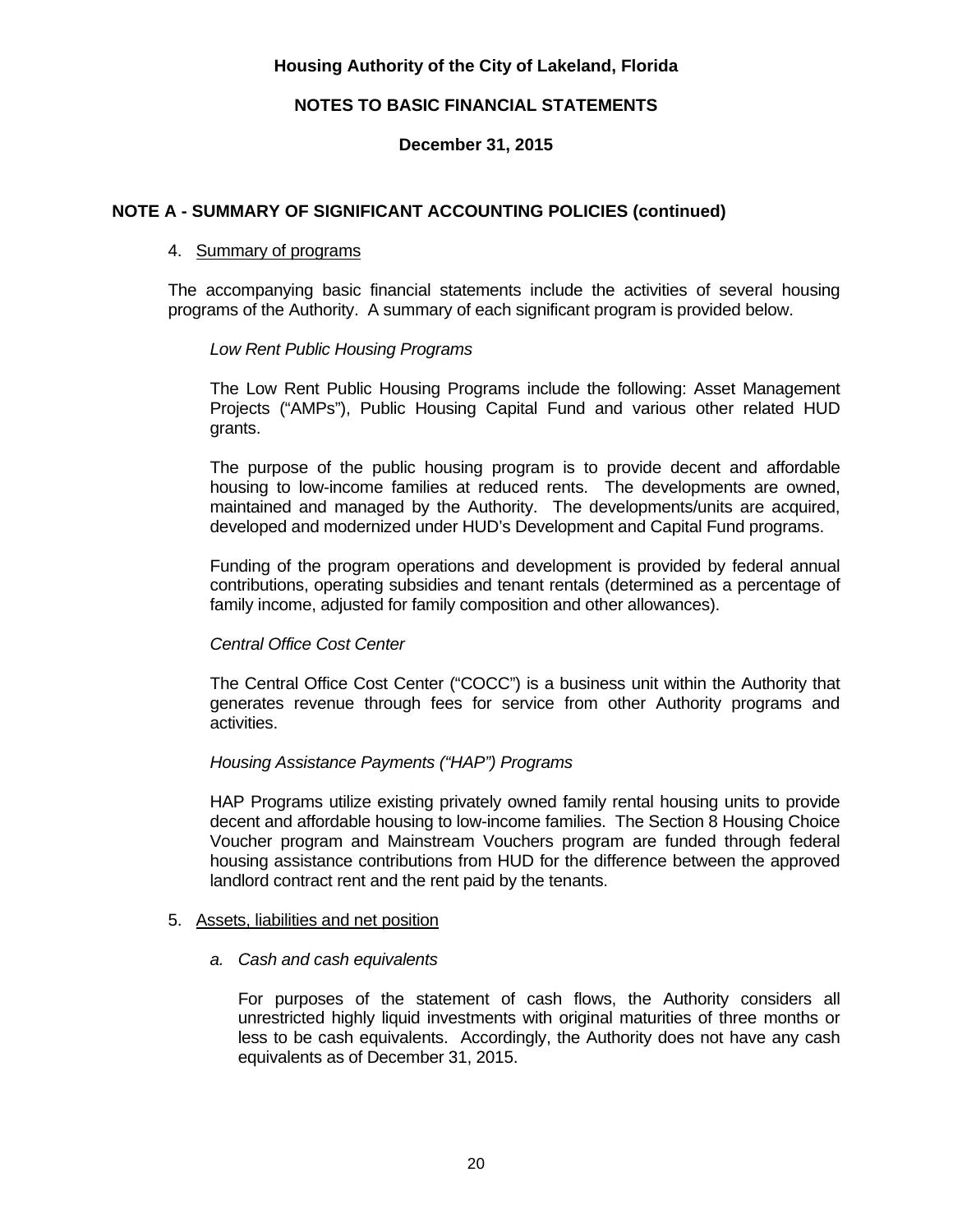Housing Authority of the City of Lakeland, Florida

NOTES TO BASIC FINANCIAL STATEMENTS

December 31, 2015

## NOTE A - SUMMARY OF SIGNIFICANT ACCOUNTING POLICIES (continued)

4. Summary of programs

The accompanying basic financial statements include the activities of several housing programs of the Authority. A summary of each significant program is provided below.

*Low Rent Public Housing Programs*

The Low Rent Public Housing Programs include the following: Asset Management Projects ("AMPs"), Public Housing Capital Fund and various other related HUD grants.

The purpose of the public housing program is to provide decent and affordable housing to low-income families at reduced rents. The developments are owned, maintained and managed by the Authority. The developments/units are acquired, developed and modernized under HUD's Development and Capital Fund programs.

Funding of the program operations and development is provided by federal annual contributions, operating subsidies and tenant rentals (determined as a percentage of family income, adjusted for family composition and other allowances).

*Central Office Cost Center*

The Central Office Cost Center ("COCC") is a business unit within the Authority that generates revenue through fees for service from other Authority programs and activities.

*Housing Assistance Payments ("HAP") Programs*

HAP Programs utilize existing privately owned family rental housing units to provide decent and affordable housing to low-income families. The Section 8 Housing Choice Voucher program and Mainstream Vouchers program are funded through federal housing assistance contributions from HUD for the difference between the approved landlord contract rent and the rent paid by the tenants.

5. Assets, liabilities and net position

*a. Cash and cash equivalents*

For purposes of the statement of cash flows, the Authority considers all unrestricted highly liquid investments with original maturities of three months or less to be cash equivalents. Accordingly, the Authority does not have any cash equivalents as of December 31, 2015.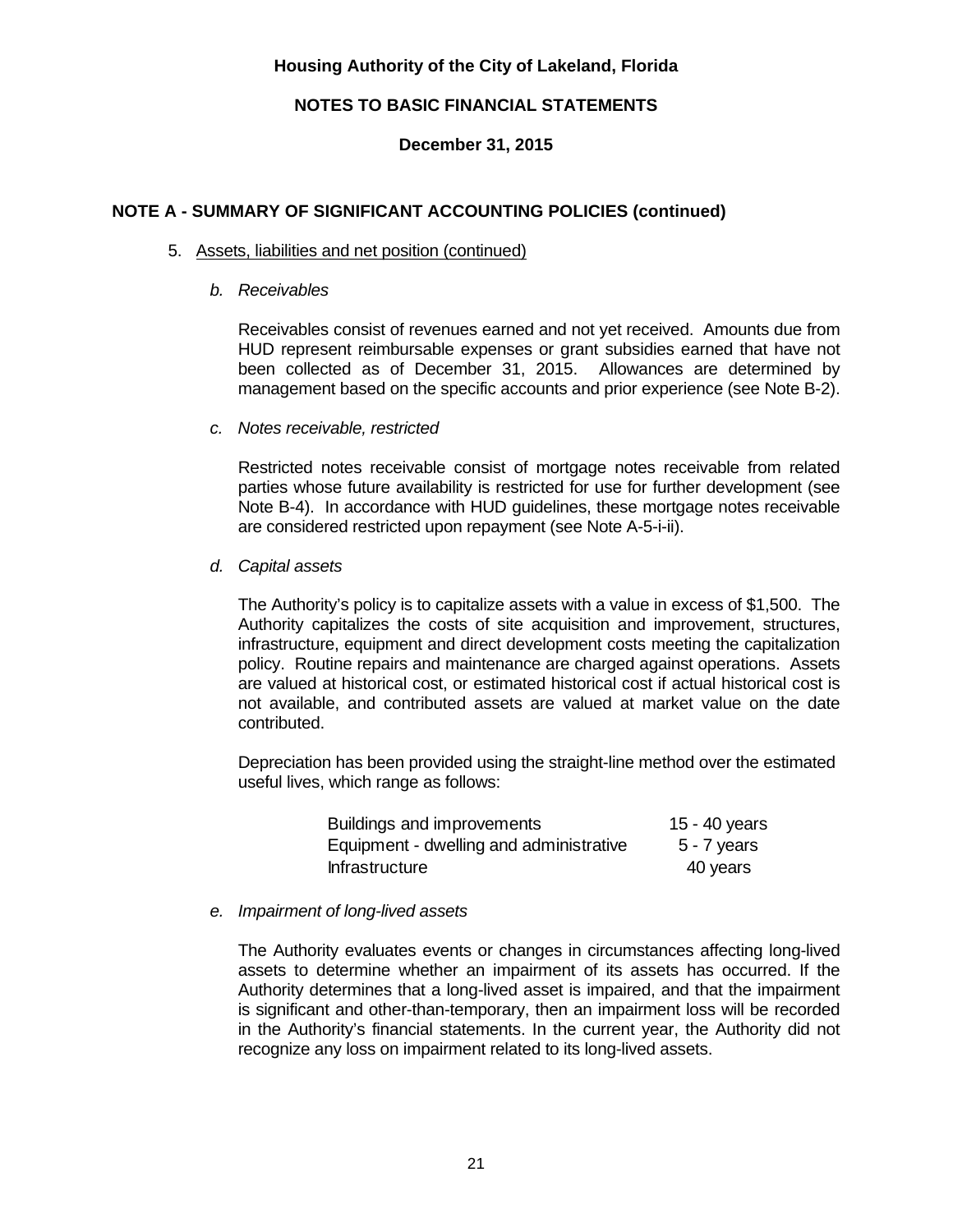**Housing Authority of the City of Lakeland, Florida**

**NOTES TO BASIC FINANCIAL STATEMENTS**

**December 31, 2015**

## NOTE A - SUMMARY OF SIGNIFICANT ACCOUNTING POLICIES (continued)

5. Assets, liabilities and net position (continued)

   *b. Receivables*

   Receivables consist of revenues earned and not yet received. Amounts due from HUD represent reimbursable expenses or grant subsidies earned that have not been collected as of December 31, 2015. Allowances are determined by management based on the specific accounts and prior experience (see Note B-2).

   *c. Notes receivable, restricted*

   Restricted notes receivable consist of mortgage notes receivable from related parties whose future availability is restricted for use for further development (see Note B-4). In accordance with HUD guidelines, these mortgage notes receivable are considered restricted upon repayment (see Note A-5-i-ii).

   *d. Capital assets*

   The Authority's policy is to capitalize assets with a value in excess of $1,500. The Authority capitalizes the costs of site acquisition and improvement, structures, infrastructure, equipment and direct development costs meeting the capitalization policy. Routine repairs and maintenance are charged against operations. Assets are valued at historical cost, or estimated historical cost if actual historical cost is not available, and contributed assets are valued at market value on the date contributed.

   Depreciation has been provided using the straight-line method over the estimated useful lives, which range as follows:

   | | |
   |---|---|
   | Buildings and improvements | 15 - 40 years |
   | Equipment - dwelling and administrative | 5 - 7 years |
   | Infrastructure | 40 years |

   *e. Impairment of long-lived assets*

   The Authority evaluates events or changes in circumstances affecting long-lived assets to determine whether an impairment of its assets has occurred. If the Authority determines that a long-lived asset is impaired, and that the impairment is significant and other-than-temporary, then an impairment loss will be recorded in the Authority's financial statements. In the current year, the Authority did not recognize any loss on impairment related to its long-lived assets.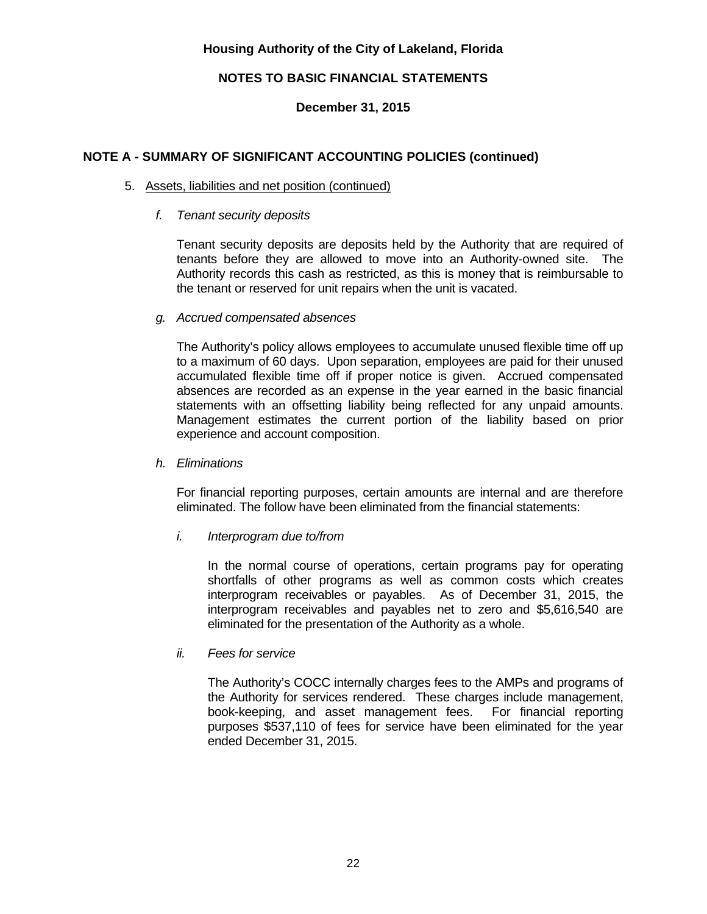Housing Authority of the City of Lakeland, Florida

NOTES TO BASIC FINANCIAL STATEMENTS

December 31, 2015

## NOTE A - SUMMARY OF SIGNIFICANT ACCOUNTING POLICIES (continued)

5. Assets, liabilities and net position (continued)

*f. Tenant security deposits*

Tenant security deposits are deposits held by the Authority that are required of tenants before they are allowed to move into an Authority-owned site. The Authority records this cash as restricted, as this is money that is reimbursable to the tenant or reserved for unit repairs when the unit is vacated.

*g. Accrued compensated absences*

The Authority's policy allows employees to accumulate unused flexible time off up to a maximum of 60 days. Upon separation, employees are paid for their unused accumulated flexible time off if proper notice is given. Accrued compensated absences are recorded as an expense in the year earned in the basic financial statements with an offsetting liability being reflected for any unpaid amounts. Management estimates the current portion of the liability based on prior experience and account composition.

*h. Eliminations*

For financial reporting purposes, certain amounts are internal and are therefore eliminated. The follow have been eliminated from the financial statements:

*i. Interprogram due to/from*

In the normal course of operations, certain programs pay for operating shortfalls of other programs as well as common costs which creates interprogram receivables or payables. As of December 31, 2015, the interprogram receivables and payables net to zero and $5,616,540 are eliminated for the presentation of the Authority as a whole.

*ii. Fees for service*

The Authority's COCC internally charges fees to the AMPs and programs of the Authority for services rendered. These charges include management, book-keeping, and asset management fees. For financial reporting purposes $537,110 of fees for service have been eliminated for the year ended December 31, 2015.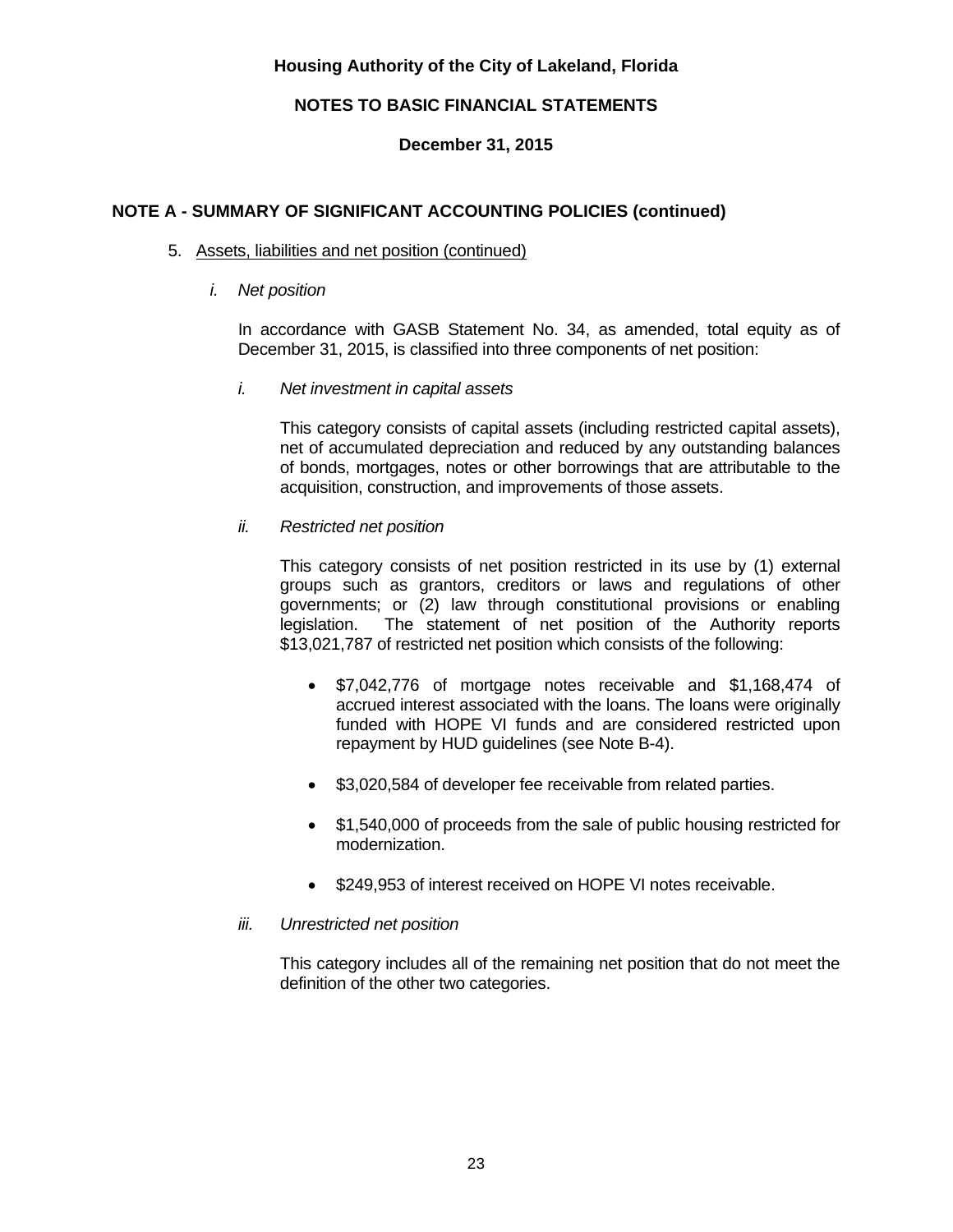Housing Authority of the City of Lakeland, Florida

NOTES TO BASIC FINANCIAL STATEMENTS

December 31, 2015

## NOTE A - SUMMARY OF SIGNIFICANT ACCOUNTING POLICIES (continued)

5. Assets, liabilities and net position (continued)

   *i. Net position*

   In accordance with GASB Statement No. 34, as amended, total equity as of December 31, 2015, is classified into three components of net position:

   *i. Net investment in capital assets*

   This category consists of capital assets (including restricted capital assets), net of accumulated depreciation and reduced by any outstanding balances of bonds, mortgages, notes or other borrowings that are attributable to the acquisition, construction, and improvements of those assets.

   *ii. Restricted net position*

   This category consists of net position restricted in its use by (1) external groups such as grantors, creditors or laws and regulations of other governments; or (2) law through constitutional provisions or enabling legislation. The statement of net position of the Authority reports $13,021,787 of restricted net position which consists of the following:

   - $7,042,776 of mortgage notes receivable and $1,168,474 of accrued interest associated with the loans. The loans were originally funded with HOPE VI funds and are considered restricted upon repayment by HUD guidelines (see Note B-4).
   - $3,020,584 of developer fee receivable from related parties.
   - $1,540,000 of proceeds from the sale of public housing restricted for modernization.
   - $249,953 of interest received on HOPE VI notes receivable.

   *iii. Unrestricted net position*

   This category includes all of the remaining net position that do not meet the definition of the other two categories.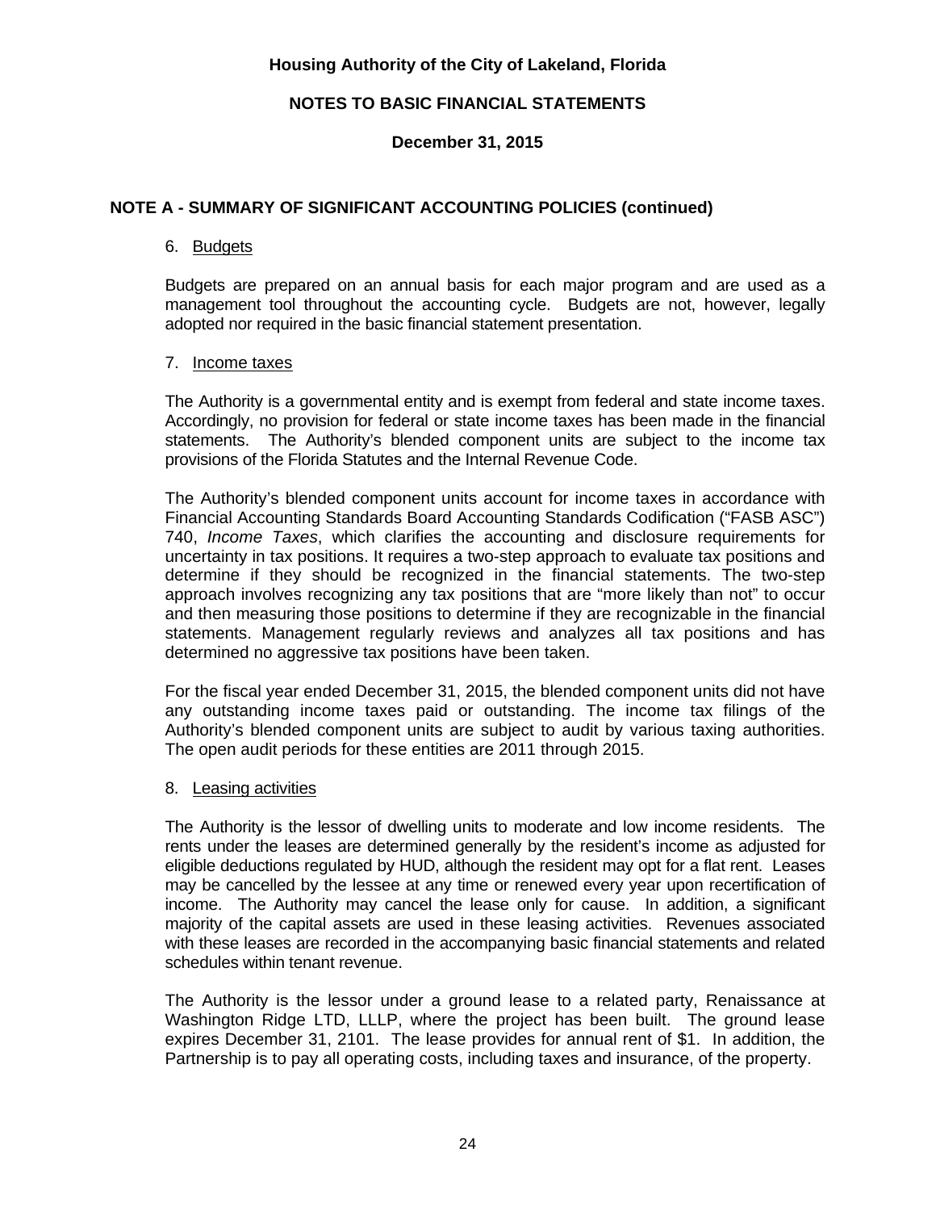**Housing Authority of the City of Lakeland, Florida**

**NOTES TO BASIC FINANCIAL STATEMENTS**

**December 31, 2015**

## NOTE A - SUMMARY OF SIGNIFICANT ACCOUNTING POLICIES (continued)

6. Budgets

Budgets are prepared on an annual basis for each major program and are used as a management tool throughout the accounting cycle. Budgets are not, however, legally adopted nor required in the basic financial statement presentation.

7. Income taxes

The Authority is a governmental entity and is exempt from federal and state income taxes. Accordingly, no provision for federal or state income taxes has been made in the financial statements. The Authority's blended component units are subject to the income tax provisions of the Florida Statutes and the Internal Revenue Code.

The Authority's blended component units account for income taxes in accordance with Financial Accounting Standards Board Accounting Standards Codification ("FASB ASC") 740, *Income Taxes*, which clarifies the accounting and disclosure requirements for uncertainty in tax positions. It requires a two-step approach to evaluate tax positions and determine if they should be recognized in the financial statements. The two-step approach involves recognizing any tax positions that are "more likely than not" to occur and then measuring those positions to determine if they are recognizable in the financial statements. Management regularly reviews and analyzes all tax positions and has determined no aggressive tax positions have been taken.

For the fiscal year ended December 31, 2015, the blended component units did not have any outstanding income taxes paid or outstanding. The income tax filings of the Authority's blended component units are subject to audit by various taxing authorities. The open audit periods for these entities are 2011 through 2015.

8. Leasing activities

The Authority is the lessor of dwelling units to moderate and low income residents. The rents under the leases are determined generally by the resident's income as adjusted for eligible deductions regulated by HUD, although the resident may opt for a flat rent. Leases may be cancelled by the lessee at any time or renewed every year upon recertification of income. The Authority may cancel the lease only for cause. In addition, a significant majority of the capital assets are used in these leasing activities. Revenues associated with these leases are recorded in the accompanying basic financial statements and related schedules within tenant revenue.

The Authority is the lessor under a ground lease to a related party, Renaissance at Washington Ridge LTD, LLLP, where the project has been built. The ground lease expires December 31, 2101. The lease provides for annual rent of $1. In addition, the Partnership is to pay all operating costs, including taxes and insurance, of the property.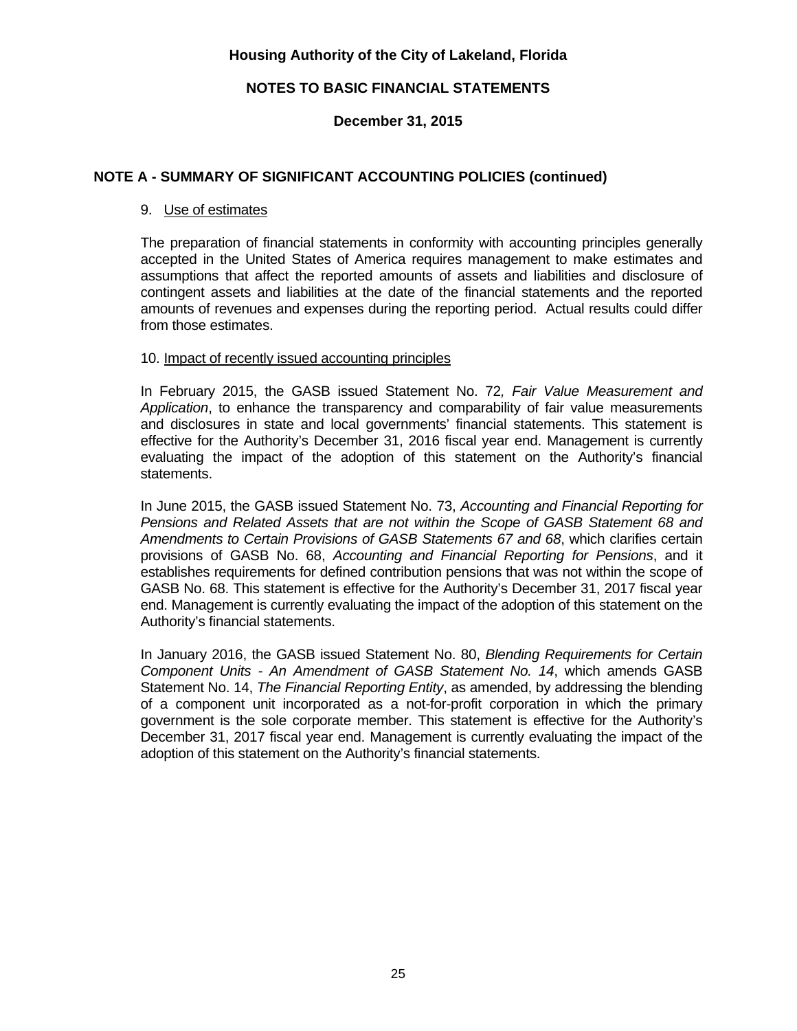# Housing Authority of the City of Lakeland, Florida

## NOTES TO BASIC FINANCIAL STATEMENTS

### December 31, 2015

## NOTE A - SUMMARY OF SIGNIFICANT ACCOUNTING POLICIES (continued)

9. Use of estimates

The preparation of financial statements in conformity with accounting principles generally accepted in the United States of America requires management to make estimates and assumptions that affect the reported amounts of assets and liabilities and disclosure of contingent assets and liabilities at the date of the financial statements and the reported amounts of revenues and expenses during the reporting period. Actual results could differ from those estimates.

10. Impact of recently issued accounting principles

In February 2015, the GASB issued Statement No. 72, *Fair Value Measurement and Application*, to enhance the transparency and comparability of fair value measurements and disclosures in state and local governments' financial statements. This statement is effective for the Authority's December 31, 2016 fiscal year end. Management is currently evaluating the impact of the adoption of this statement on the Authority's financial statements.

In June 2015, the GASB issued Statement No. 73, *Accounting and Financial Reporting for Pensions and Related Assets that are not within the Scope of GASB Statement 68 and Amendments to Certain Provisions of GASB Statements 67 and 68*, which clarifies certain provisions of GASB No. 68, *Accounting and Financial Reporting for Pensions*, and it establishes requirements for defined contribution pensions that was not within the scope of GASB No. 68. This statement is effective for the Authority's December 31, 2017 fiscal year end. Management is currently evaluating the impact of the adoption of this statement on the Authority's financial statements.

In January 2016, the GASB issued Statement No. 80, *Blending Requirements for Certain Component Units - An Amendment of GASB Statement No. 14*, which amends GASB Statement No. 14, *The Financial Reporting Entity*, as amended, by addressing the blending of a component unit incorporated as a not-for-profit corporation in which the primary government is the sole corporate member. This statement is effective for the Authority's December 31, 2017 fiscal year end. Management is currently evaluating the impact of the adoption of this statement on the Authority's financial statements.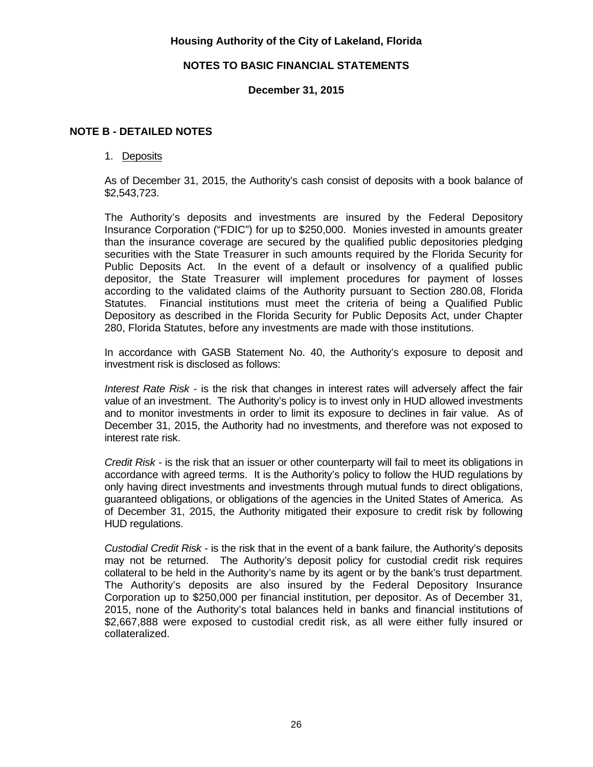**Housing Authority of the City of Lakeland, Florida**

**NOTES TO BASIC FINANCIAL STATEMENTS**

**December 31, 2015**

## NOTE B - DETAILED NOTES

1. Deposits

As of December 31, 2015, the Authority's cash consist of deposits with a book balance of $2,543,723.

The Authority's deposits and investments are insured by the Federal Depository Insurance Corporation ("FDIC") for up to $250,000. Monies invested in amounts greater than the insurance coverage are secured by the qualified public depositories pledging securities with the State Treasurer in such amounts required by the Florida Security for Public Deposits Act. In the event of a default or insolvency of a qualified public depositor, the State Treasurer will implement procedures for payment of losses according to the validated claims of the Authority pursuant to Section 280.08, Florida Statutes. Financial institutions must meet the criteria of being a Qualified Public Depository as described in the Florida Security for Public Deposits Act, under Chapter 280, Florida Statutes, before any investments are made with those institutions.

In accordance with GASB Statement No. 40, the Authority's exposure to deposit and investment risk is disclosed as follows:

*Interest Rate Risk* - is the risk that changes in interest rates will adversely affect the fair value of an investment. The Authority's policy is to invest only in HUD allowed investments and to monitor investments in order to limit its exposure to declines in fair value. As of December 31, 2015, the Authority had no investments, and therefore was not exposed to interest rate risk.

*Credit Risk* - is the risk that an issuer or other counterparty will fail to meet its obligations in accordance with agreed terms. It is the Authority's policy to follow the HUD regulations by only having direct investments and investments through mutual funds to direct obligations, guaranteed obligations, or obligations of the agencies in the United States of America. As of December 31, 2015, the Authority mitigated their exposure to credit risk by following HUD regulations.

*Custodial Credit Risk* - is the risk that in the event of a bank failure, the Authority's deposits may not be returned. The Authority's deposit policy for custodial credit risk requires collateral to be held in the Authority's name by its agent or by the bank's trust department. The Authority's deposits are also insured by the Federal Depository Insurance Corporation up to $250,000 per financial institution, per depositor. As of December 31, 2015, none of the Authority's total balances held in banks and financial institutions of $2,667,888 were exposed to custodial credit risk, as all were either fully insured or collateralized.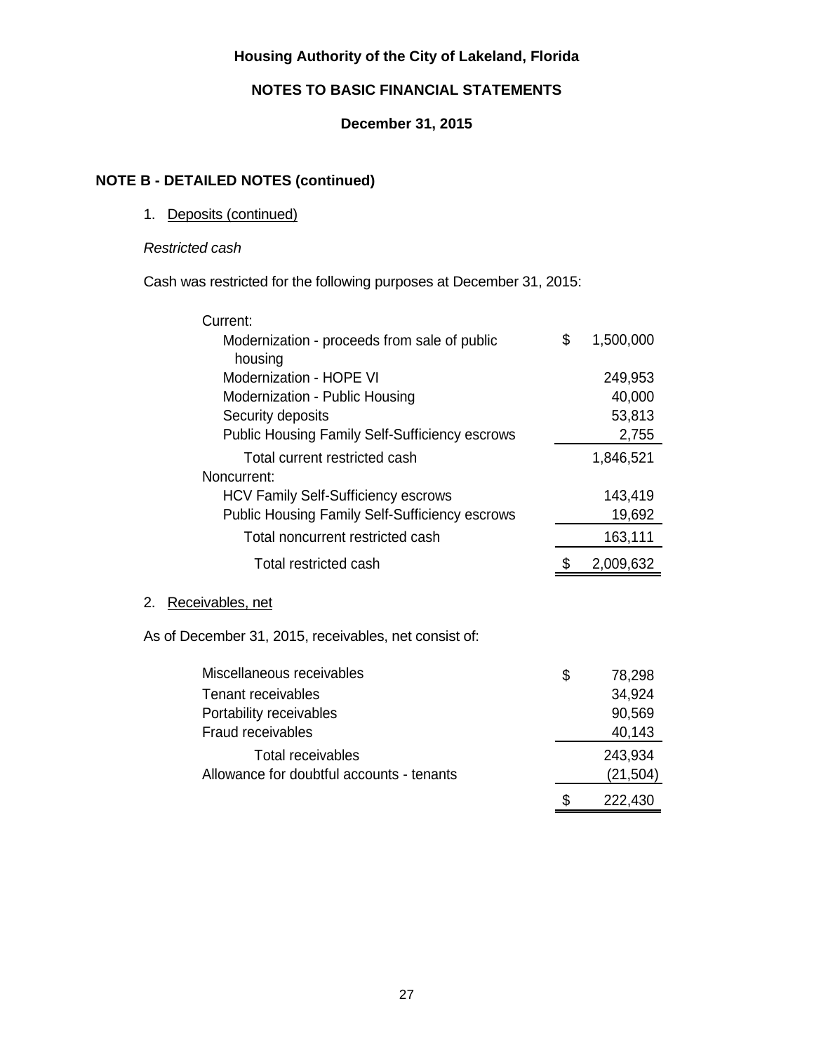# Housing Authority of the City of Lakeland, Florida

## NOTES TO BASIC FINANCIAL STATEMENTS

### December 31, 2015

## NOTE B - DETAILED NOTES (continued)

1. Deposits (continued)

*Restricted cash*

Cash was restricted for the following purposes at December 31, 2015:

| | |
|---|---|
| Current: | |
| Modernization - proceeds from sale of public housing | $ 1,500,000 |
| Modernization - HOPE VI | 249,953 |
| Modernization - Public Housing | 40,000 |
| Security deposits | 53,813 |
| Public Housing Family Self-Sufficiency escrows | 2,755 |
| Total current restricted cash | 1,846,521 |
| Noncurrent: | |
| HCV Family Self-Sufficiency escrows | 143,419 |
| Public Housing Family Self-Sufficiency escrows | 19,692 |
| Total noncurrent restricted cash | 163,111 |
| Total restricted cash | $ 2,009,632 |

2. Receivables, net

As of December 31, 2015, receivables, net consist of:

| | |
|---|---|
| Miscellaneous receivables | $ 78,298 |
| Tenant receivables | 34,924 |
| Portability receivables | 90,569 |
| Fraud receivables | 40,143 |
| Total receivables | 243,934 |
| Allowance for doubtful accounts - tenants | (21,504) |
| | $ 222,430 |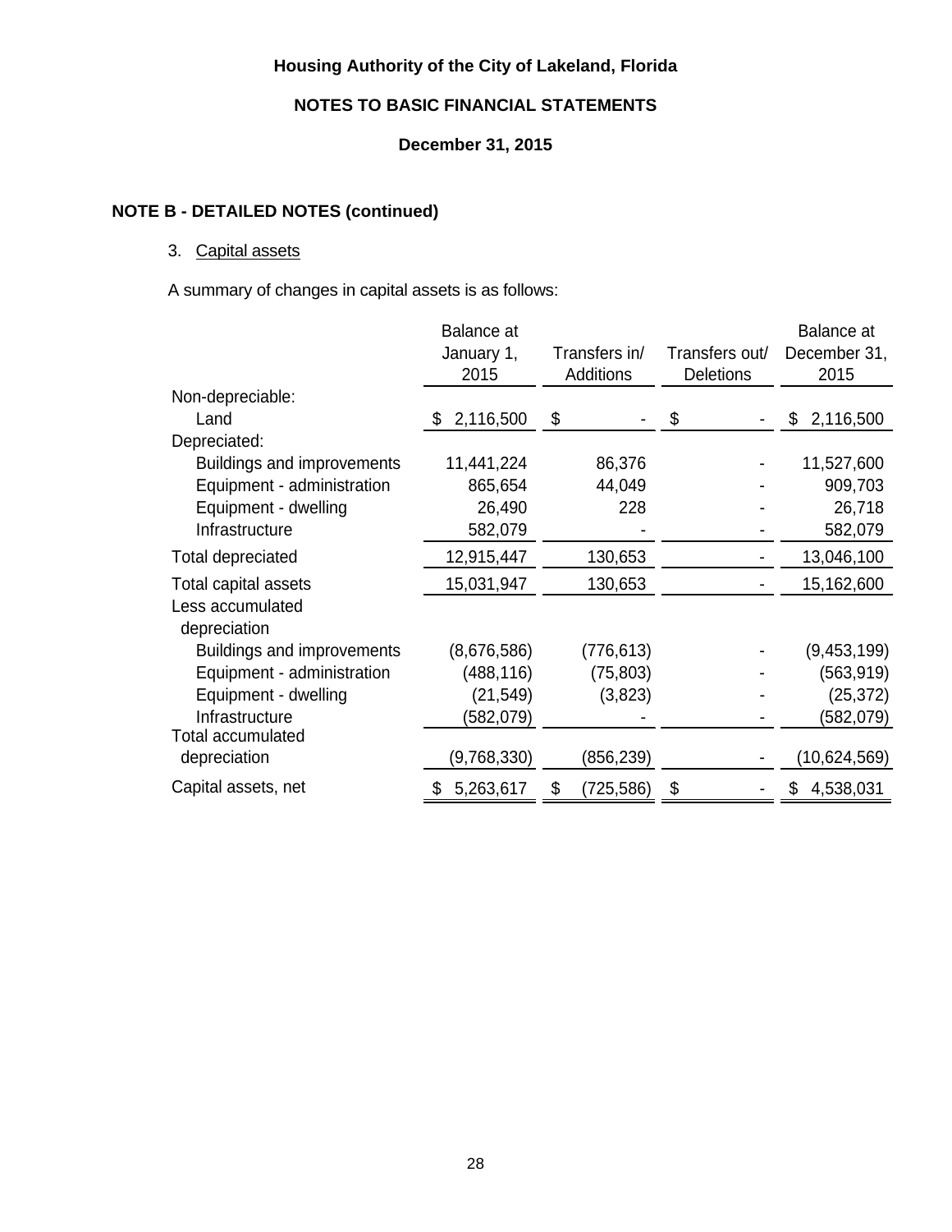Housing Authority of the City of Lakeland, Florida

NOTES TO BASIC FINANCIAL STATEMENTS

December 31, 2015

## NOTE B - DETAILED NOTES (continued)

3. Capital assets

A summary of changes in capital assets is as follows:

| | Balance at January 1, 2015 | Transfers in/ Additions | Transfers out/ Deletions | Balance at December 31, 2015 |
|---|---|---|---|---|
| Non-depreciable: | | | | |
| Land | $ 2,116,500 | $ - | $ - | $ 2,116,500 |
| Depreciated: | | | | |
| Buildings and improvements | 11,441,224 | 86,376 | - | 11,527,600 |
| Equipment - administration | 865,654 | 44,049 | - | 909,703 |
| Equipment - dwelling | 26,490 | 228 | - | 26,718 |
| Infrastructure | 582,079 | - | - | 582,079 |
| Total depreciated | 12,915,447 | 130,653 | - | 13,046,100 |
| Total capital assets | 15,031,947 | 130,653 | - | 15,162,600 |
| Less accumulated depreciation | | | | |
| Buildings and improvements | (8,676,586) | (776,613) | - | (9,453,199) |
| Equipment - administration | (488,116) | (75,803) | - | (563,919) |
| Equipment - dwelling | (21,549) | (3,823) | - | (25,372) |
| Infrastructure | (582,079) | - | - | (582,079) |
| Total accumulated depreciation | (9,768,330) | (856,239) | - | (10,624,569) |
| Capital assets, net | $ 5,263,617 | $ (725,586) | $ - | $ 4,538,031 |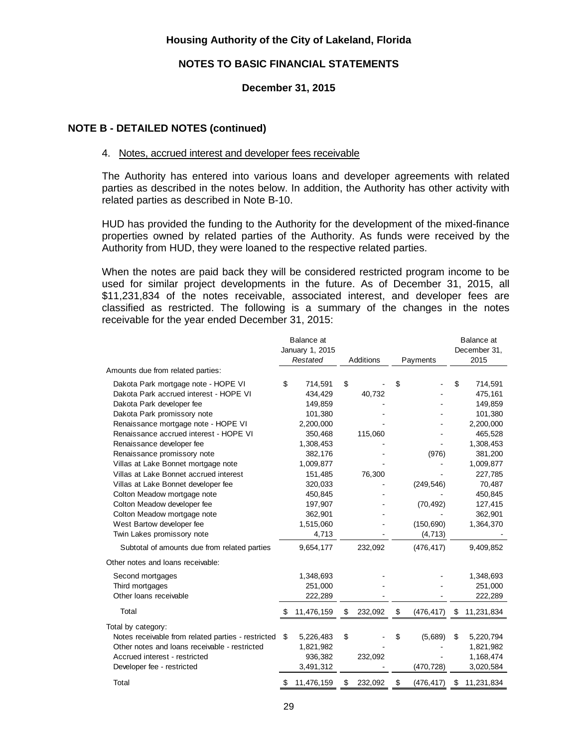## NOTE B - DETAILED NOTES (continued)

4. Notes, accrued interest and developer fees receivable

The Authority has entered into various loans and developer agreements with related parties as described in the notes below. In addition, the Authority has other activity with related parties as described in Note B-10.

HUD has provided the funding to the Authority for the development of the mixed-finance properties owned by related parties of the Authority. As funds were received by the Authority from HUD, they were loaned to the respective related parties.

When the notes are paid back they will be considered restricted program income to be used for similar project developments in the future. As of December 31, 2015, all $11,231,834 of the notes receivable, associated interest, and developer fees are classified as restricted. The following is a summary of the changes in the notes receivable for the year ended December 31, 2015:

| | Balance at January 1, 2015 *Restated* | Additions | Payments | Balance at December 31, 2015 |
|---|---|---|---|---|
| Amounts due from related parties: | | | | |
| Dakota Park mortgage note - HOPE VI | $ 714,591 | $ - | $ - | $ 714,591 |
| Dakota Park accrued interest - HOPE VI | 434,429 | 40,732 | - | 475,161 |
| Dakota Park developer fee | 149,859 | - | - | 149,859 |
| Dakota Park promissory note | 101,380 | - | - | 101,380 |
| Renaissance mortgage note - HOPE VI | 2,200,000 | - | - | 2,200,000 |
| Renaissance accrued interest - HOPE VI | 350,468 | 115,060 | - | 465,528 |
| Renaissance developer fee | 1,308,453 | - | - | 1,308,453 |
| Renaissance promissory note | 382,176 | - | (976) | 381,200 |
| Villas at Lake Bonnet mortgage note | 1,009,877 | - | - | 1,009,877 |
| Villas at Lake Bonnet accrued interest | 151,485 | 76,300 | - | 227,785 |
| Villas at Lake Bonnet developer fee | 320,033 | - | (249,546) | 70,487 |
| Colton Meadow mortgage note | 450,845 | - | - | 450,845 |
| Colton Meadow developer fee | 197,907 | - | (70,492) | 127,415 |
| Colton Meadow mortgage note | 362,901 | - | - | 362,901 |
| West Bartow developer fee | 1,515,060 | - | (150,690) | 1,364,370 |
| Twin Lakes promissory note | 4,713 | - | (4,713) | - |
| Subtotal of amounts due from related parties | 9,654,177 | 232,092 | (476,417) | 9,409,852 |
| Other notes and loans receivable: | | | | |
| Second mortgages | 1,348,693 | - | - | 1,348,693 |
| Third mortgages | 251,000 | - | - | 251,000 |
| Other loans receivable | 222,289 | - | - | 222,289 |
| Total | $ 11,476,159 | $ 232,092 | $ (476,417) | $ 11,231,834 |
| Total by category: | | | | |
| Notes receivable from related parties - restricted | $ 5,226,483 | $ - | $ (5,689) | $ 5,220,794 |
| Other notes and loans receivable - restricted | 1,821,982 | - | - | 1,821,982 |
| Accrued interest - restricted | 936,382 | 232,092 | - | 1,168,474 |
| Developer fee - restricted | 3,491,312 | - | (470,728) | 3,020,584 |
| Total | $ 11,476,159 | $ 232,092 | $ (476,417) | $ 11,231,834 |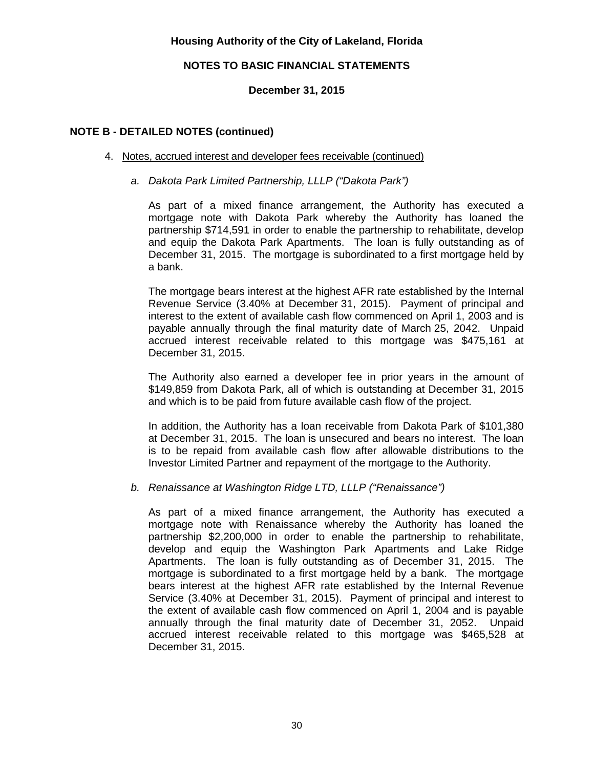## NOTE B - DETAILED NOTES (continued)

4. Notes, accrued interest and developer fees receivable (continued)

   *a. Dakota Park Limited Partnership, LLLP ("Dakota Park")*

   As part of a mixed finance arrangement, the Authority has executed a mortgage note with Dakota Park whereby the Authority has loaned the partnership $714,591 in order to enable the partnership to rehabilitate, develop and equip the Dakota Park Apartments. The loan is fully outstanding as of December 31, 2015. The mortgage is subordinated to a first mortgage held by a bank.

   The mortgage bears interest at the highest AFR rate established by the Internal Revenue Service (3.40% at December 31, 2015). Payment of principal and interest to the extent of available cash flow commenced on April 1, 2003 and is payable annually through the final maturity date of March 25, 2042. Unpaid accrued interest receivable related to this mortgage was $475,161 at December 31, 2015.

   The Authority also earned a developer fee in prior years in the amount of $149,859 from Dakota Park, all of which is outstanding at December 31, 2015 and which is to be paid from future available cash flow of the project.

   In addition, the Authority has a loan receivable from Dakota Park of $101,380 at December 31, 2015. The loan is unsecured and bears no interest. The loan is to be repaid from available cash flow after allowable distributions to the Investor Limited Partner and repayment of the mortgage to the Authority.

   *b. Renaissance at Washington Ridge LTD, LLLP ("Renaissance")*

   As part of a mixed finance arrangement, the Authority has executed a mortgage note with Renaissance whereby the Authority has loaned the partnership $2,200,000 in order to enable the partnership to rehabilitate, develop and equip the Washington Park Apartments and Lake Ridge Apartments. The loan is fully outstanding as of December 31, 2015. The mortgage is subordinated to a first mortgage held by a bank. The mortgage bears interest at the highest AFR rate established by the Internal Revenue Service (3.40% at December 31, 2015). Payment of principal and interest to the extent of available cash flow commenced on April 1, 2004 and is payable annually through the final maturity date of December 31, 2052. Unpaid accrued interest receivable related to this mortgage was $465,528 at December 31, 2015.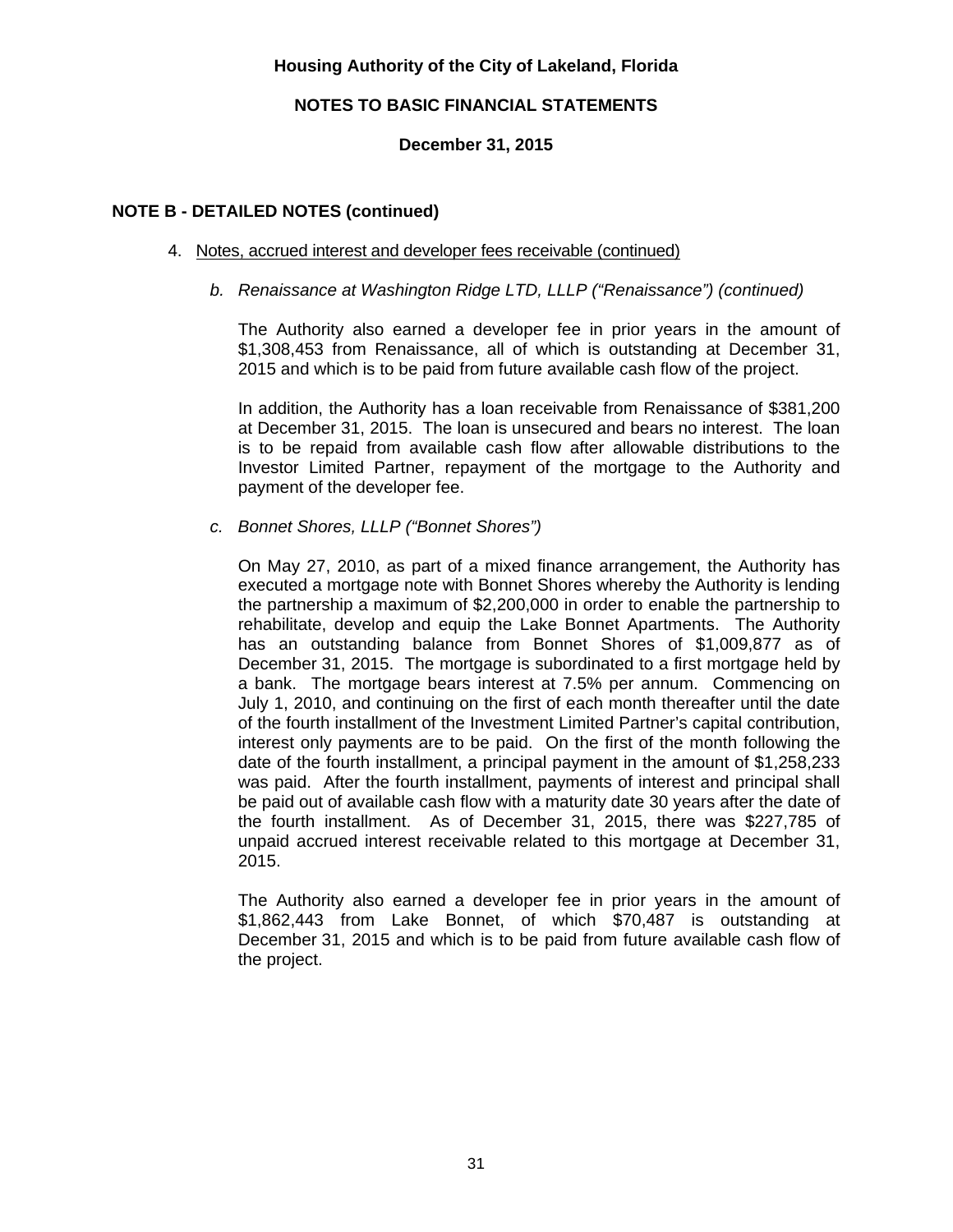## NOTE B - DETAILED NOTES (continued)

4. Notes, accrued interest and developer fees receivable (continued)

   *b. Renaissance at Washington Ridge LTD, LLLP ("Renaissance") (continued)*

   The Authority also earned a developer fee in prior years in the amount of $1,308,453 from Renaissance, all of which is outstanding at December 31, 2015 and which is to be paid from future available cash flow of the project.

   In addition, the Authority has a loan receivable from Renaissance of $381,200 at December 31, 2015. The loan is unsecured and bears no interest. The loan is to be repaid from available cash flow after allowable distributions to the Investor Limited Partner, repayment of the mortgage to the Authority and payment of the developer fee.

   *c. Bonnet Shores, LLLP ("Bonnet Shores")*

   On May 27, 2010, as part of a mixed finance arrangement, the Authority has executed a mortgage note with Bonnet Shores whereby the Authority is lending the partnership a maximum of $2,200,000 in order to enable the partnership to rehabilitate, develop and equip the Lake Bonnet Apartments. The Authority has an outstanding balance from Bonnet Shores of $1,009,877 as of December 31, 2015. The mortgage is subordinated to a first mortgage held by a bank. The mortgage bears interest at 7.5% per annum. Commencing on July 1, 2010, and continuing on the first of each month thereafter until the date of the fourth installment of the Investment Limited Partner's capital contribution, interest only payments are to be paid. On the first of the month following the date of the fourth installment, a principal payment in the amount of $1,258,233 was paid. After the fourth installment, payments of interest and principal shall be paid out of available cash flow with a maturity date 30 years after the date of the fourth installment. As of December 31, 2015, there was $227,785 of unpaid accrued interest receivable related to this mortgage at December 31, 2015.

   The Authority also earned a developer fee in prior years in the amount of $1,862,443 from Lake Bonnet, of which $70,487 is outstanding at December 31, 2015 and which is to be paid from future available cash flow of the project.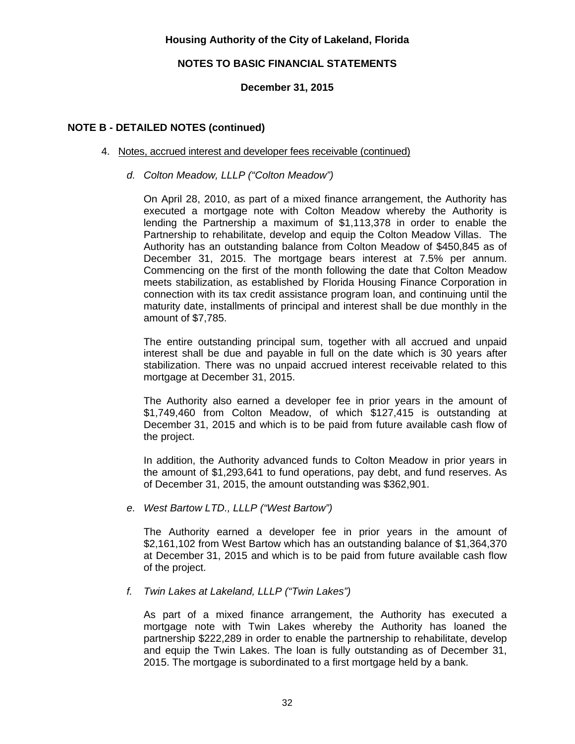## NOTE B - DETAILED NOTES (continued)

4. Notes, accrued interest and developer fees receivable (continued)

   *d. Colton Meadow, LLLP ("Colton Meadow")*

   On April 28, 2010, as part of a mixed finance arrangement, the Authority has executed a mortgage note with Colton Meadow whereby the Authority is lending the Partnership a maximum of $1,113,378 in order to enable the Partnership to rehabilitate, develop and equip the Colton Meadow Villas. The Authority has an outstanding balance from Colton Meadow of $450,845 as of December 31, 2015. The mortgage bears interest at 7.5% per annum. Commencing on the first of the month following the date that Colton Meadow meets stabilization, as established by Florida Housing Finance Corporation in connection with its tax credit assistance program loan, and continuing until the maturity date, installments of principal and interest shall be due monthly in the amount of $7,785.

   The entire outstanding principal sum, together with all accrued and unpaid interest shall be due and payable in full on the date which is 30 years after stabilization. There was no unpaid accrued interest receivable related to this mortgage at December 31, 2015.

   The Authority also earned a developer fee in prior years in the amount of $1,749,460 from Colton Meadow, of which $127,415 is outstanding at December 31, 2015 and which is to be paid from future available cash flow of the project.

   In addition, the Authority advanced funds to Colton Meadow in prior years in the amount of $1,293,641 to fund operations, pay debt, and fund reserves. As of December 31, 2015, the amount outstanding was $362,901.

   *e. West Bartow LTD., LLLP ("West Bartow")*

   The Authority earned a developer fee in prior years in the amount of $2,161,102 from West Bartow which has an outstanding balance of $1,364,370 at December 31, 2015 and which is to be paid from future available cash flow of the project.

   *f. Twin Lakes at Lakeland, LLLP ("Twin Lakes")*

   As part of a mixed finance arrangement, the Authority has executed a mortgage note with Twin Lakes whereby the Authority has loaned the partnership $222,289 in order to enable the partnership to rehabilitate, develop and equip the Twin Lakes. The loan is fully outstanding as of December 31, 2015. The mortgage is subordinated to a first mortgage held by a bank.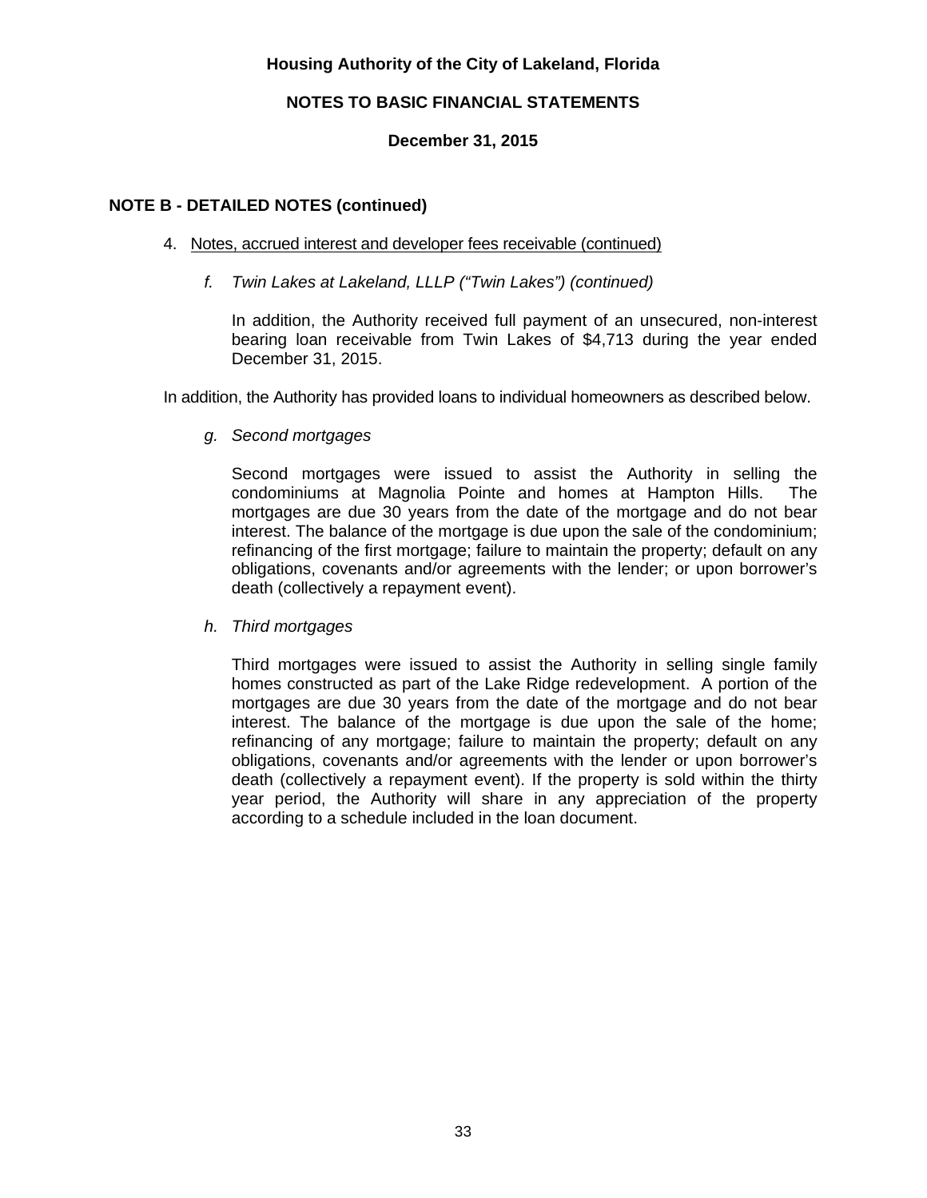**Housing Authority of the City of Lakeland, Florida**

**NOTES TO BASIC FINANCIAL STATEMENTS**

**December 31, 2015**

## NOTE B - DETAILED NOTES (continued)

4. Notes, accrued interest and developer fees receivable (continued)

*f. Twin Lakes at Lakeland, LLLP ("Twin Lakes") (continued)*

In addition, the Authority received full payment of an unsecured, non-interest bearing loan receivable from Twin Lakes of $4,713 during the year ended December 31, 2015.

In addition, the Authority has provided loans to individual homeowners as described below.

*g. Second mortgages*

Second mortgages were issued to assist the Authority in selling the condominiums at Magnolia Pointe and homes at Hampton Hills. The mortgages are due 30 years from the date of the mortgage and do not bear interest. The balance of the mortgage is due upon the sale of the condominium; refinancing of the first mortgage; failure to maintain the property; default on any obligations, covenants and/or agreements with the lender; or upon borrower's death (collectively a repayment event).

*h. Third mortgages*

Third mortgages were issued to assist the Authority in selling single family homes constructed as part of the Lake Ridge redevelopment. A portion of the mortgages are due 30 years from the date of the mortgage and do not bear interest. The balance of the mortgage is due upon the sale of the home; refinancing of any mortgage; failure to maintain the property; default on any obligations, covenants and/or agreements with the lender or upon borrower's death (collectively a repayment event). If the property is sold within the thirty year period, the Authority will share in any appreciation of the property according to a schedule included in the loan document.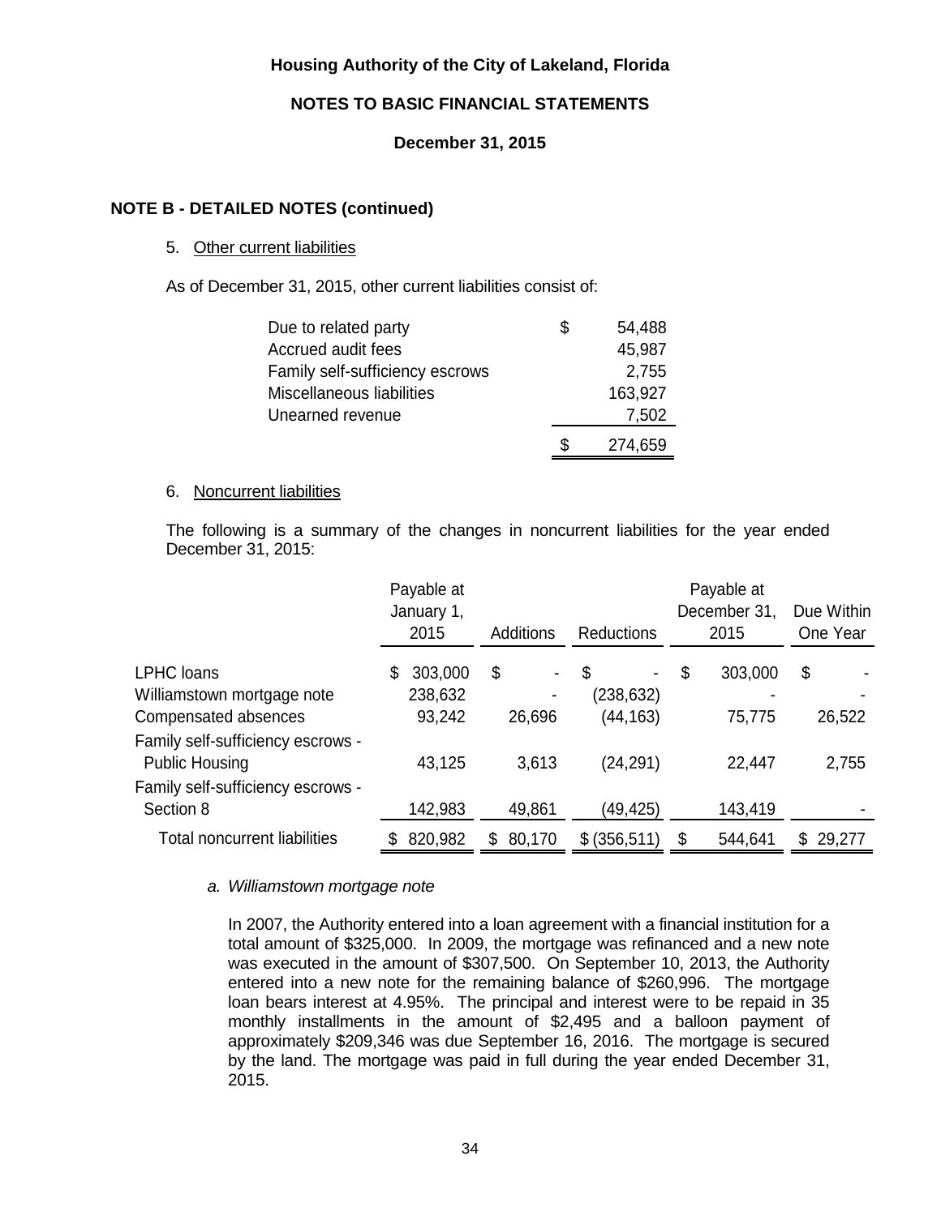Housing Authority of the City of Lakeland, Florida

NOTES TO BASIC FINANCIAL STATEMENTS

December 31, 2015

## NOTE B - DETAILED NOTES (continued)

5. Other current liabilities

As of December 31, 2015, other current liabilities consist of:

| | |
|---|---|
| Due to related party | $ 54,488 |
| Accrued audit fees | 45,987 |
| Family self-sufficiency escrows | 2,755 |
| Miscellaneous liabilities | 163,927 |
| Unearned revenue | 7,502 |
| | $ 274,659 |

6. Noncurrent liabilities

The following is a summary of the changes in noncurrent liabilities for the year ended December 31, 2015:

| | Payable at January 1, 2015 | Additions | Reductions | Payable at December 31, 2015 | Due Within One Year |
|---|---|---|---|---|---|
| LPHC loans | $ 303,000 | $ - | $ - | $ 303,000 | $ - |
| Williamstown mortgage note | 238,632 | - | (238,632) | - | - |
| Compensated absences | 93,242 | 26,696 | (44,163) | 75,775 | 26,522 |
| Family self-sufficiency escrows - Public Housing | 43,125 | 3,613 | (24,291) | 22,447 | 2,755 |
| Family self-sufficiency escrows - Section 8 | 142,983 | 49,861 | (49,425) | 143,419 | - |
| Total noncurrent liabilities | $ 820,982 | $ 80,170 | $ (356,511) | $ 544,641 | $ 29,277 |

*a. Williamstown mortgage note*

In 2007, the Authority entered into a loan agreement with a financial institution for a total amount of $325,000. In 2009, the mortgage was refinanced and a new note was executed in the amount of $307,500. On September 10, 2013, the Authority entered into a new note for the remaining balance of $260,996. The mortgage loan bears interest at 4.95%. The principal and interest were to be repaid in 35 monthly installments in the amount of $2,495 and a balloon payment of approximately $209,346 was due September 16, 2016. The mortgage is secured by the land. The mortgage was paid in full during the year ended December 31, 2015.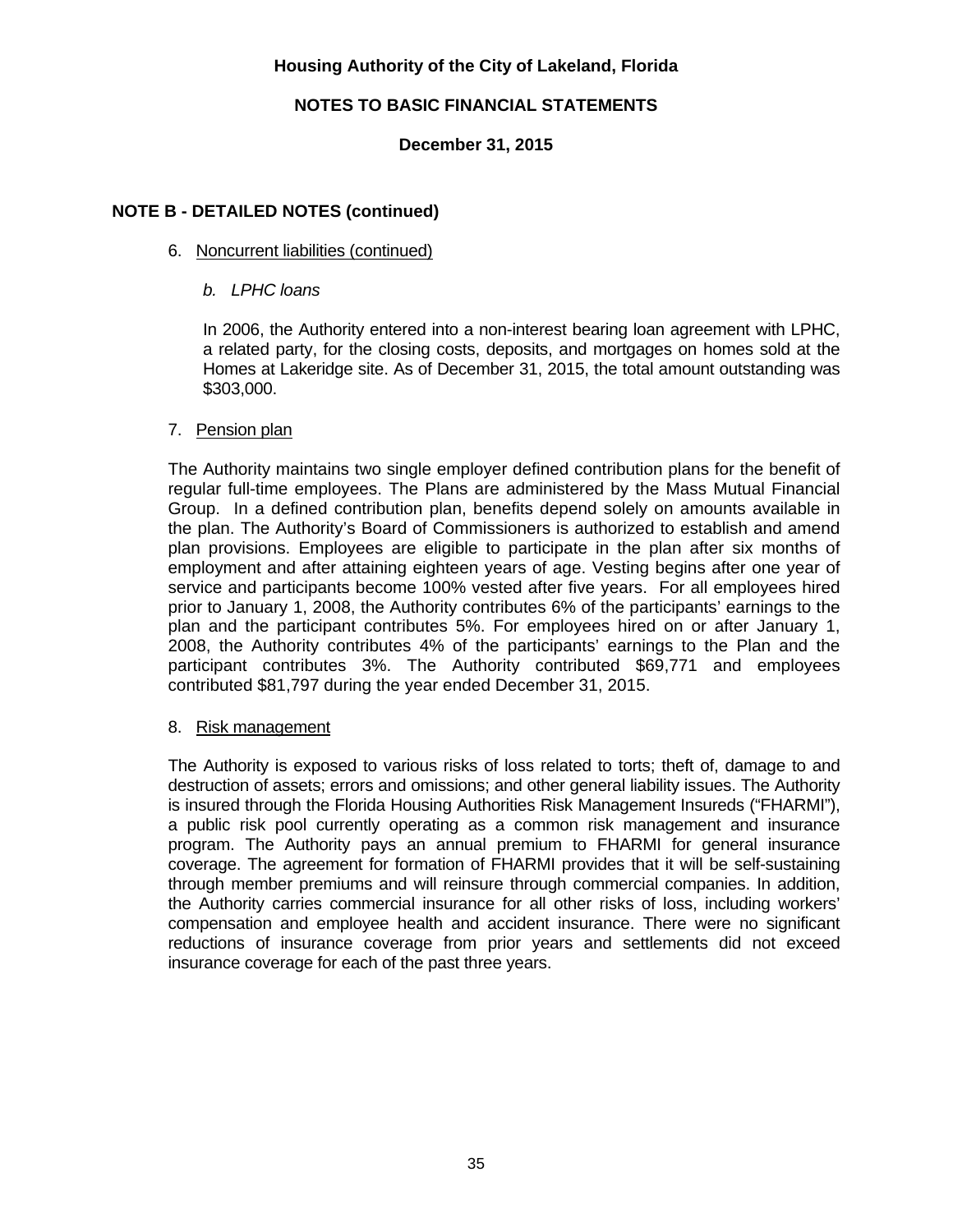## NOTE B - DETAILED NOTES (continued)

6. Noncurrent liabilities (continued)

   *b. LPHC loans*

   In 2006, the Authority entered into a non-interest bearing loan agreement with LPHC, a related party, for the closing costs, deposits, and mortgages on homes sold at the Homes at Lakeridge site. As of December 31, 2015, the total amount outstanding was $303,000.

7. Pension plan

The Authority maintains two single employer defined contribution plans for the benefit of regular full-time employees. The Plans are administered by the Mass Mutual Financial Group. In a defined contribution plan, benefits depend solely on amounts available in the plan. The Authority's Board of Commissioners is authorized to establish and amend plan provisions. Employees are eligible to participate in the plan after six months of employment and after attaining eighteen years of age. Vesting begins after one year of service and participants become 100% vested after five years. For all employees hired prior to January 1, 2008, the Authority contributes 6% of the participants' earnings to the plan and the participant contributes 5%. For employees hired on or after January 1, 2008, the Authority contributes 4% of the participants' earnings to the Plan and the participant contributes 3%. The Authority contributed $69,771 and employees contributed $81,797 during the year ended December 31, 2015.

8. Risk management

The Authority is exposed to various risks of loss related to torts; theft of, damage to and destruction of assets; errors and omissions; and other general liability issues. The Authority is insured through the Florida Housing Authorities Risk Management Insureds ("FHARMI"), a public risk pool currently operating as a common risk management and insurance program. The Authority pays an annual premium to FHARMI for general insurance coverage. The agreement for formation of FHARMI provides that it will be self-sustaining through member premiums and will reinsure through commercial companies. In addition, the Authority carries commercial insurance for all other risks of loss, including workers' compensation and employee health and accident insurance. There were no significant reductions of insurance coverage from prior years and settlements did not exceed insurance coverage for each of the past three years.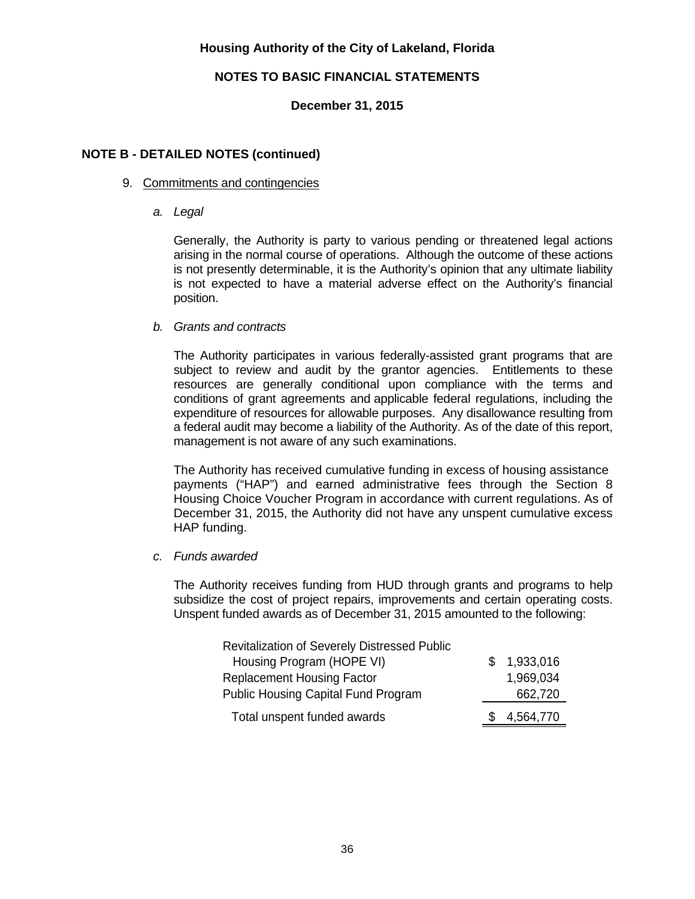# Housing Authority of the City of Lakeland, Florida

## NOTES TO BASIC FINANCIAL STATEMENTS

### December 31, 2015

## NOTE B - DETAILED NOTES (continued)

9. Commitments and contingencies

   *a. Legal*

   Generally, the Authority is party to various pending or threatened legal actions arising in the normal course of operations. Although the outcome of these actions is not presently determinable, it is the Authority's opinion that any ultimate liability is not expected to have a material adverse effect on the Authority's financial position.

   *b. Grants and contracts*

   The Authority participates in various federally-assisted grant programs that are subject to review and audit by the grantor agencies. Entitlements to these resources are generally conditional upon compliance with the terms and conditions of grant agreements and applicable federal regulations, including the expenditure of resources for allowable purposes. Any disallowance resulting from a federal audit may become a liability of the Authority. As of the date of this report, management is not aware of any such examinations.

   The Authority has received cumulative funding in excess of housing assistance payments ("HAP") and earned administrative fees through the Section 8 Housing Choice Voucher Program in accordance with current regulations. As of December 31, 2015, the Authority did not have any unspent cumulative excess HAP funding.

   *c. Funds awarded*

   The Authority receives funding from HUD through grants and programs to help subsidize the cost of project repairs, improvements and certain operating costs. Unspent funded awards as of December 31, 2015 amounted to the following:

| | |
|---|---|
| Revitalization of Severely Distressed Public Housing Program (HOPE VI) | $ 1,933,016 |
| Replacement Housing Factor | 1,969,034 |
| Public Housing Capital Fund Program | 662,720 |
| Total unspent funded awards | $ 4,564,770 |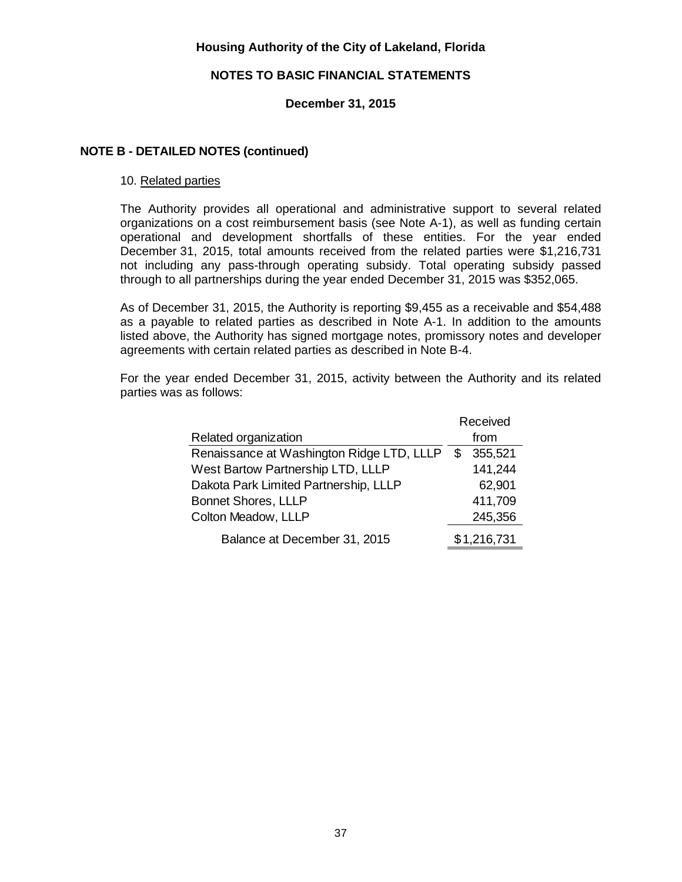# Housing Authority of the City of Lakeland, Florida

## NOTES TO BASIC FINANCIAL STATEMENTS

### December 31, 2015

**NOTE B - DETAILED NOTES (continued)**

10. Related parties

The Authority provides all operational and administrative support to several related organizations on a cost reimbursement basis (see Note A-1), as well as funding certain operational and development shortfalls of these entities. For the year ended December 31, 2015, total amounts received from the related parties were $1,216,731 not including any pass-through operating subsidy. Total operating subsidy passed through to all partnerships during the year ended December 31, 2015 was $352,065.

As of December 31, 2015, the Authority is reporting $9,455 as a receivable and $54,488 as a payable to related parties as described in Note A-1. In addition to the amounts listed above, the Authority has signed mortgage notes, promissory notes and developer agreements with certain related parties as described in Note B-4.

For the year ended December 31, 2015, activity between the Authority and its related parties was as follows:

| Related organization | Received from |
|---|---|
| Renaissance at Washington Ridge LTD, LLLP | $ 355,521 |
| West Bartow Partnership LTD, LLLP | 141,244 |
| Dakota Park Limited Partnership, LLLP | 62,901 |
| Bonnet Shores, LLLP | 411,709 |
| Colton Meadow, LLLP | 245,356 |
| Balance at December 31, 2015 | $1,216,731 |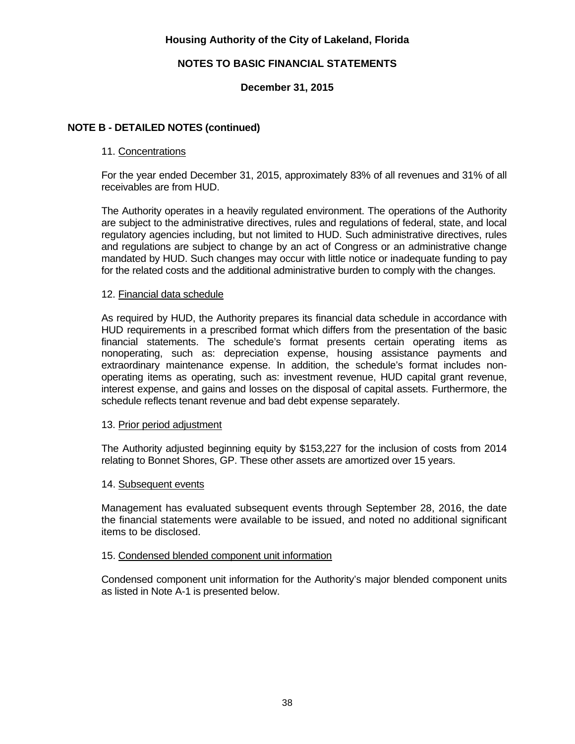# Housing Authority of the City of Lakeland, Florida

## NOTES TO BASIC FINANCIAL STATEMENTS

### December 31, 2015

## NOTE B - DETAILED NOTES (continued)

11. Concentrations

For the year ended December 31, 2015, approximately 83% of all revenues and 31% of all receivables are from HUD.

The Authority operates in a heavily regulated environment. The operations of the Authority are subject to the administrative directives, rules and regulations of federal, state, and local regulatory agencies including, but not limited to HUD. Such administrative directives, rules and regulations are subject to change by an act of Congress or an administrative change mandated by HUD. Such changes may occur with little notice or inadequate funding to pay for the related costs and the additional administrative burden to comply with the changes.

12. Financial data schedule

As required by HUD, the Authority prepares its financial data schedule in accordance with HUD requirements in a prescribed format which differs from the presentation of the basic financial statements. The schedule's format presents certain operating items as nonoperating, such as: depreciation expense, housing assistance payments and extraordinary maintenance expense. In addition, the schedule's format includes non-operating items as operating, such as: investment revenue, HUD capital grant revenue, interest expense, and gains and losses on the disposal of capital assets. Furthermore, the schedule reflects tenant revenue and bad debt expense separately.

13. Prior period adjustment

The Authority adjusted beginning equity by $153,227 for the inclusion of costs from 2014 relating to Bonnet Shores, GP. These other assets are amortized over 15 years.

14. Subsequent events

Management has evaluated subsequent events through September 28, 2016, the date the financial statements were available to be issued, and noted no additional significant items to be disclosed.

15. Condensed blended component unit information

Condensed component unit information for the Authority's major blended component units as listed in Note A-1 is presented below.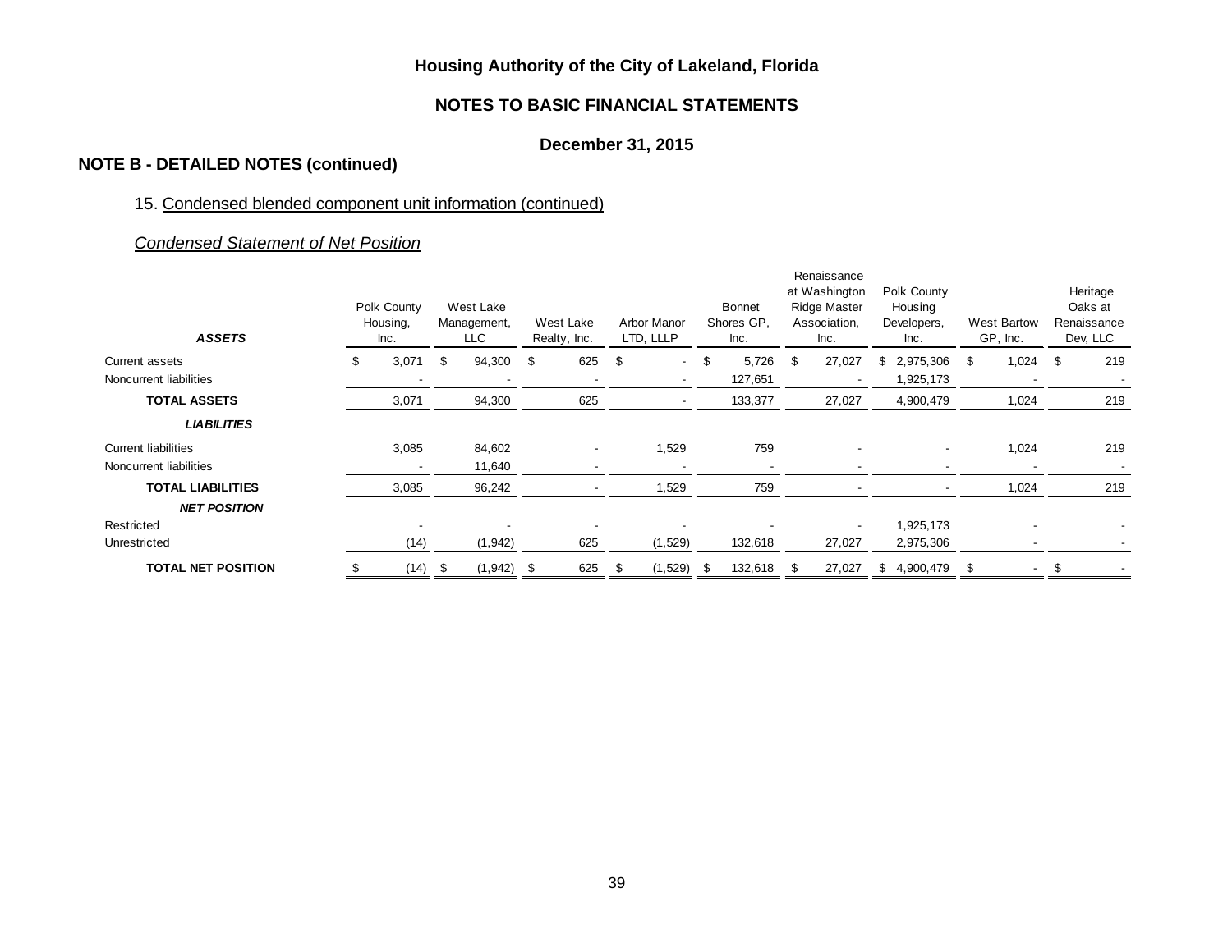# Housing Authority of the City of Lakeland, Florida

## NOTES TO BASIC FINANCIAL STATEMENTS

### December 31, 2015

**NOTE B - DETAILED NOTES (continued)**

15. Condensed blended component unit information (continued)

*Condensed Statement of Net Position*

| ***ASSETS*** | Polk County Housing, Inc. | West Lake Management, LLC | West Lake Realty, Inc. | Arbor Manor LTD, LLLP | Bonnet Shores GP, Inc. | Renaissance at Washington Ridge Master Association, Inc. | Polk County Housing Developers, Inc. | West Bartow GP, Inc. | Heritage Oaks at Renaissance Dev, LLC |
|---|---|---|---|---|---|---|---|---|---|
| Current assets | $ 3,071 | $ 94,300 | $ 625 | $ - | $ 5,726 | $ 27,027 | $ 2,975,306 | $ 1,024 | $ 219 |
| Noncurrent liabilities | - | - | - | - | 127,651 | - | 1,925,173 | - | - |
| **TOTAL ASSETS** | 3,071 | 94,300 | 625 | - | 133,377 | 27,027 | 4,900,479 | 1,024 | 219 |
| ***LIABILITIES*** | | | | | | | | | |
| Current liabilities | 3,085 | 84,602 | - | 1,529 | 759 | - | - | 1,024 | 219 |
| Noncurrent liabilities | - | 11,640 | - | - | - | - | - | - | - |
| **TOTAL LIABILITIES** | 3,085 | 96,242 | - | 1,529 | 759 | - | - | 1,024 | 219 |
| ***NET POSITION*** | | | | | | | | | |
| Restricted | - | - | - | - | - | - | 1,925,173 | - | - |
| Unrestricted | (14) | (1,942) | 625 | (1,529) | 132,618 | 27,027 | 2,975,306 | - | - |
| **TOTAL NET POSITION** | $ (14) | $ (1,942) | $ 625 | $ (1,529) | $ 132,618 | $ 27,027 | $ 4,900,479 | $ - | $ - |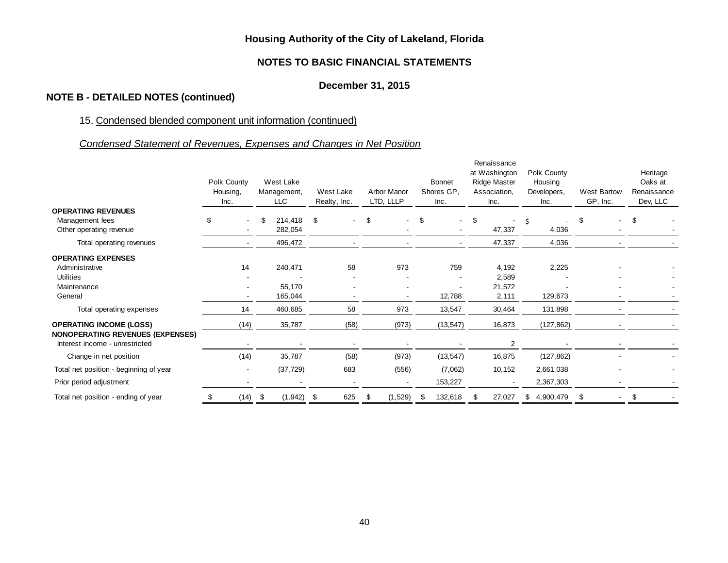**Housing Authority of the City of Lakeland, Florida**

**NOTES TO BASIC FINANCIAL STATEMENTS**

**December 31, 2015**

## NOTE B - DETAILED NOTES (continued)

15. Condensed blended component unit information (continued)

*Condensed Statement of Revenues, Expenses and Changes in Net Position*

| | Polk County Housing, Inc. | West Lake Management, LLC | West Lake Realty, Inc. | Arbor Manor LTD, LLLP | Bonnet Shores GP, Inc. | Renaissance at Washington Ridge Master Association, Inc. | Polk County Housing Developers, Inc. | West Bartow GP, Inc. | Heritage Oaks at Renaissance Dev, LLC |
|---|---|---|---|---|---|---|---|---|---|
| **OPERATING REVENUES** | | | | | | | | | |
| Management fees | $ - | $ 214,418 | $ - | $ - | $ - | $ - | $ - | $ - | $ - |
| Other operating revenue | - | 282,054 | - | - | - | 47,337 | 4,036 | - | - |
| Total operating revenues | - | 496,472 | - | - | - | 47,337 | 4,036 | - | - |
| **OPERATING EXPENSES** | | | | | | | | | |
| Administrative | 14 | 240,471 | 58 | 973 | 759 | 4,192 | 2,225 | - | - |
| Utilities | - | - | - | - | - | 2,589 | - | - | - |
| Maintenance | - | 55,170 | - | - | - | 21,572 | - | - | - |
| General | - | 165,044 | - | - | 12,788 | 2,111 | 129,673 | - | - |
| Total operating expenses | 14 | 460,685 | 58 | 973 | 13,547 | 30,464 | 131,898 | - | - |
| **OPERATING INCOME (LOSS)** | (14) | 35,787 | (58) | (973) | (13,547) | 16,873 | (127,862) | - | - |
| **NONOPERATING REVENUES (EXPENSES)** | | | | | | | | | |
| Interest income - unrestricted | - | - | - | - | - | 2 | - | - | - |
| Change in net position | (14) | 35,787 | (58) | (973) | (13,547) | 16,875 | (127,862) | - | - |
| Total net position - beginning of year | - | (37,729) | 683 | (556) | (7,062) | 10,152 | 2,661,038 | - | - |
| Prior period adjustment | - | - | - | - | 153,227 | - | 2,367,303 | - | - |
| Total net position - ending of year | $ (14) | $ (1,942) | $ 625 | $ (1,529) | $ 132,618 | $ 27,027 | $ 4,900,479 | $ - | $ - |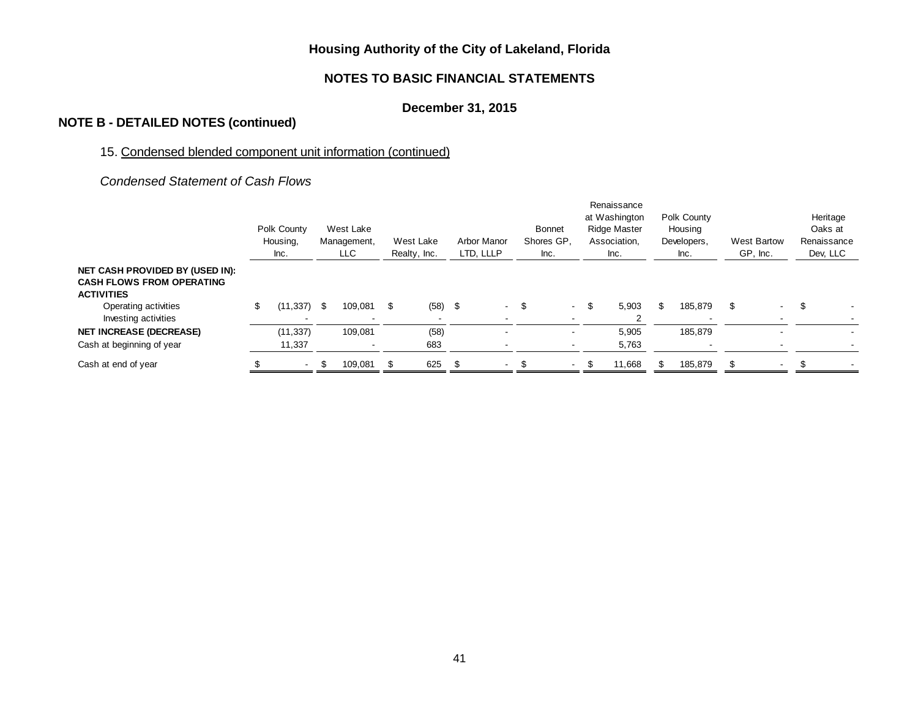**Housing Authority of the City of Lakeland, Florida**

**NOTES TO BASIC FINANCIAL STATEMENTS**

**December 31, 2015**

## NOTE B - DETAILED NOTES (continued)

15. Condensed blended component unit information (continued)

*Condensed Statement of Cash Flows*

| | Polk County Housing, Inc. | West Lake Management, LLC | West Lake Realty, Inc. | Arbor Manor LTD, LLLP | Bonnet Shores GP, Inc. | Renaissance at Washington Ridge Master Association, Inc. | Polk County Housing Developers, Inc. | West Bartow GP, Inc. | Heritage Oaks at Renaissance Dev, LLC |
|---|---|---|---|---|---|---|---|---|---|
| **NET CASH PROVIDED BY (USED IN): CASH FLOWS FROM OPERATING ACTIVITIES** | | | | | | | | | |
| Operating activities | $ (11,337) | $ 109,081 | $ (58) | $ - | $ - | $ 5,903 | $ 185,879 | $ - | $ - |
| Investing activities | - | - | - | - | - | 2 | - | - | - |
| **NET INCREASE (DECREASE)** | (11,337) | 109,081 | (58) | - | - | 5,905 | 185,879 | - | - |
| Cash at beginning of year | 11,337 | - | 683 | - | - | 5,763 | - | - | - |
| Cash at end of year | $ - | $ 109,081 | $ 625 | $ - | $ - | $ 11,668 | $ 185,879 | $ - | $ - |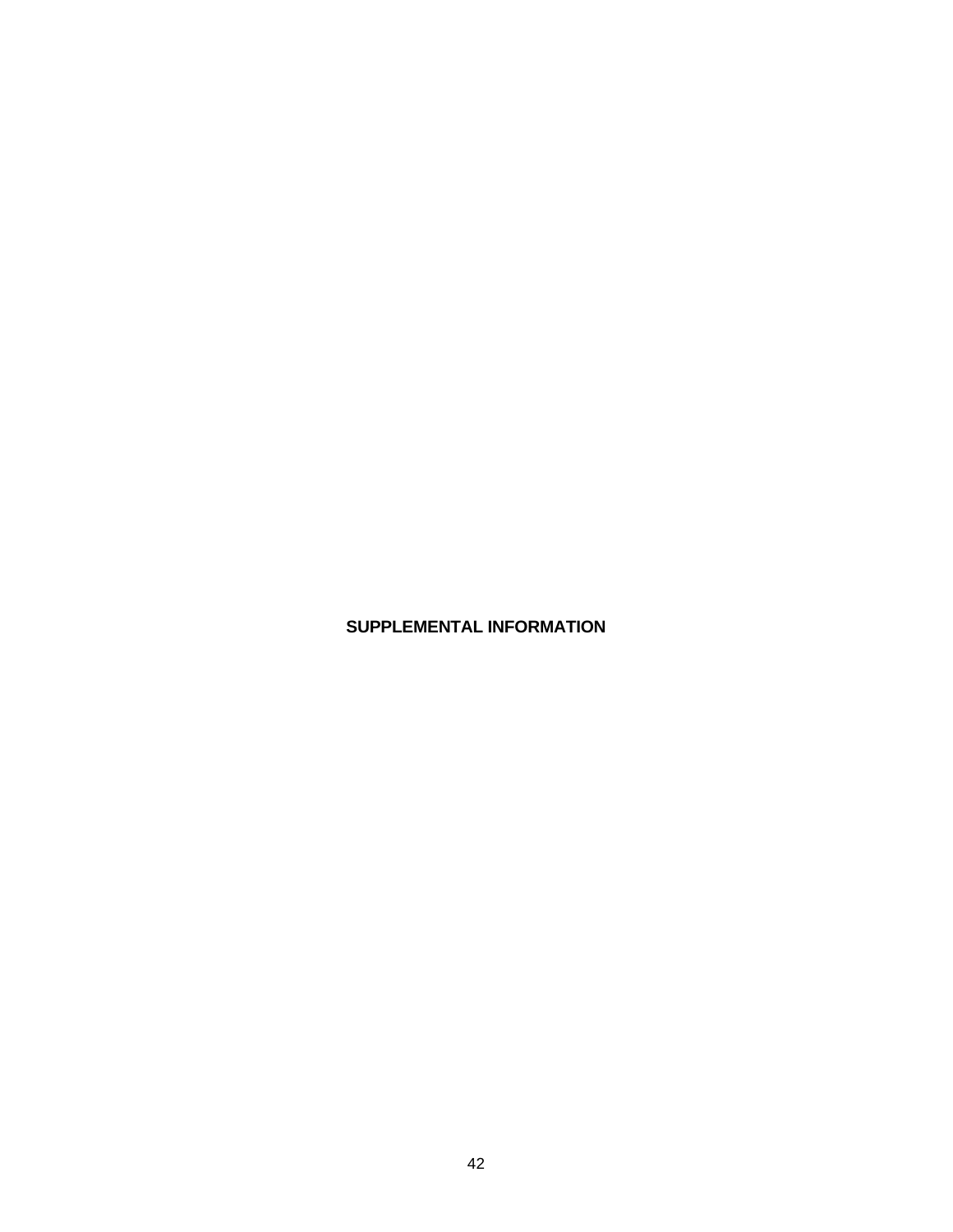# SUPPLEMENTAL INFORMATION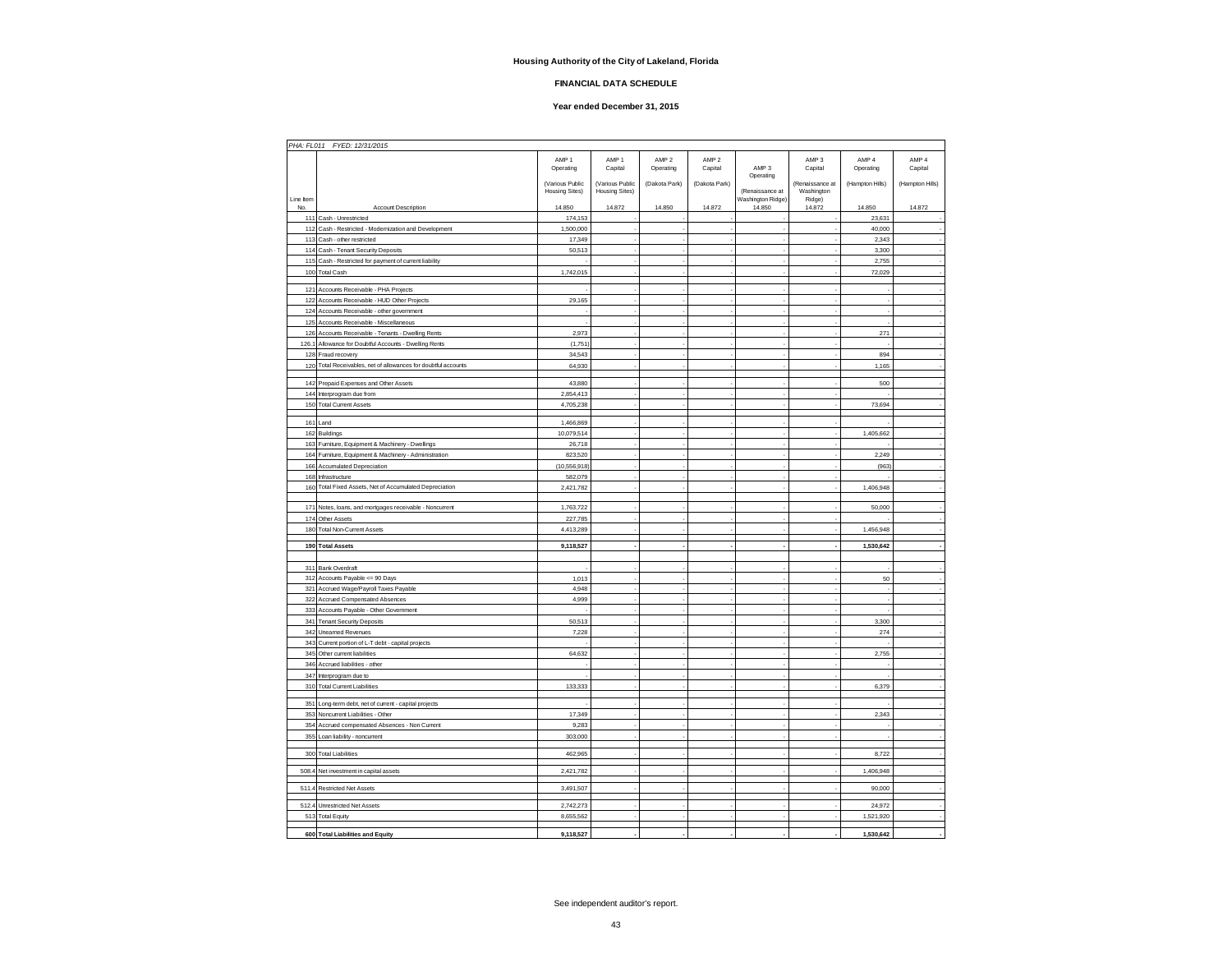**Housing Authority of the City of Lakeland, Florida**

**FINANCIAL DATA SCHEDULE**

**Year ended December 31, 2015**

*PHA: FL011 FYED: 12/31/2015*

| Line Item No. | Account Description | AMP 1 Operating (Various Public Housing Sites) 14.850 | AMP 1 Capital (Various Public Housing Sites) 14.872 | AMP 2 Operating (Dakota Park) 14.850 | AMP 2 Capital (Dakota Park) 14.872 | AMP 3 Operating (Renaissance at Washington Ridge) 14.850 | AMP 3 Capital (Renaissance at Washington Ridge) 14.872 | AMP 4 Operating (Hampton Hills) 14.850 | AMP 4 Capital (Hampton Hills) 14.872 |
|---|---|---|---|---|---|---|---|---|---|
| 111 | Cash - Unrestricted | 174,153 | - | - | - | - | - | 23,631 | - |
| 112 | Cash - Restricted - Modernization and Development | 1,500,000 | - | - | - | - | - | 40,000 | - |
| 113 | Cash - other restricted | 17,349 | - | - | - | - | - | 2,343 | - |
| 114 | Cash - Tenant Security Deposits | 50,513 | - | - | - | - | - | 3,300 | - |
| 115 | Cash - Restricted for payment of current liability | - | - | - | - | - | - | 2,755 | - |
| 100 | Total Cash | 1,742,015 | - | - | - | - | - | 72,029 | - |
| 121 | Accounts Receivable - PHA Projects | - | - | - | - | - | - | - | - |
| 122 | Accounts Receivable - HUD Other Projects | 29,165 | - | - | - | - | - | - | - |
| 124 | Accounts Receivable - other government | - | - | - | - | - | - | - | - |
| 125 | Accounts Receivable - Miscellaneous | - | - | - | - | - | - | - | - |
| 126 | Accounts Receivable - Tenants - Dwelling Rents | 2,973 | - | - | - | - | - | 271 | - |
| 126.1 | Allowance for Doubtful Accounts - Dwelling Rents | (1,751) | - | - | - | - | - | - | - |
| 128 | Fraud recovery | 34,543 | - | - | - | - | - | 894 | - |
| 120 | Total Receivables, net of allowances for doubtful accounts | 64,930 | - | - | - | - | - | 1,165 | - |
| 142 | Prepaid Expenses and Other Assets | 43,880 | - | - | - | - | - | 500 | - |
| 144 | Interprogram due from | 2,854,413 | - | - | - | - | - | - | - |
| 150 | Total Current Assets | 4,705,238 | - | - | - | - | - | 73,694 | - |
| 161 | Land | 1,466,869 | - | - | - | - | - | - | - |
| 162 | Buildings | 10,079,514 | - | - | - | - | - | 1,405,662 | - |
| 163 | Furniture, Equipment & Machinery - Dwellings | 26,718 | - | - | - | - | - | - | - |
| 164 | Furniture, Equipment & Machinery - Administration | 823,520 | - | - | - | - | - | 2,249 | - |
| 166 | Accumulated Depreciation | (10,556,918) | - | - | - | - | - | (963) | - |
| 168 | Infrastructure | 582,079 | - | - | - | - | - | - | - |
| 160 | Total Fixed Assets, Net of Accumulated Depreciation | 2,421,782 | - | - | - | - | - | 1,406,948 | - |
| 171 | Notes, loans, and mortgages receivable - Noncurrent | 1,763,722 | - | - | - | - | - | 50,000 | - |
| 174 | Other Assets | 227,785 | - | - | - | - | - | - | - |
| 180 | Total Non-Current Assets | 4,413,289 | - | - | - | - | - | 1,456,948 | - |
| **190** | **Total Assets** | **9,118,527** | **-** | **-** | **-** | **-** | **-** | **1,530,642** | **-** |
| 311 | Bank Overdraft | - | - | - | - | - | - | - | - |
| 312 | Accounts Payable <= 90 Days | 1,013 | - | - | - | - | - | 50 | - |
| 321 | Accrued Wage/Payroll Taxes Payable | 4,948 | - | - | - | - | - | - | - |
| 322 | Accrued Compensated Absences | 4,999 | - | - | - | - | - | - | - |
| 333 | Accounts Payable - Other Government | - | - | - | - | - | - | - | - |
| 341 | Tenant Security Deposits | 50,513 | - | - | - | - | - | 3,300 | - |
| 342 | Unearned Revenues | 7,228 | - | - | - | - | - | 274 | - |
| 343 | Current portion of L-T debt - capital projects | - | - | - | - | - | - | - | - |
| 345 | Other current liabilities | 64,632 | - | - | - | - | - | 2,755 | - |
| 346 | Accrued liabilities - other | - | - | - | - | - | - | - | - |
| 347 | Interprogram due to | - | - | - | - | - | - | - | - |
| 310 | Total Current Liabilities | 133,333 | - | - | - | - | - | 6,379 | - |
| 351 | Long-term debt, net of current - capital projects | - | - | - | - | - | - | - | - |
| 353 | Noncurrent Liabilities - Other | 17,349 | - | - | - | - | - | 2,343 | - |
| 354 | Accrued compensated Absences - Non Current | 9,283 | - | - | - | - | - | - | - |
| 355 | Loan liability - noncurrent | 303,000 | - | - | - | - | - | - | - |
| 300 | Total Liabilities | 462,965 | - | - | - | - | - | 8,722 | - |
| 508.4 | Net investment in capital assets | 2,421,782 | - | - | - | - | - | 1,406,948 | - |
| 511.4 | Restricted Net Assets | 3,491,507 | - | - | - | - | - | 90,000 | - |
| 512.4 | Unrestricted Net Assets | 2,742,273 | - | - | - | - | - | 24,972 | - |
| 513 | Total Equity | 8,655,562 | - | - | - | - | - | 1,521,920 | - |
| **600** | **Total Liabilities and Equity** | **9,118,527** | **-** | **-** | **-** | **-** | **-** | **1,530,642** | **-** |

See independent auditor's report.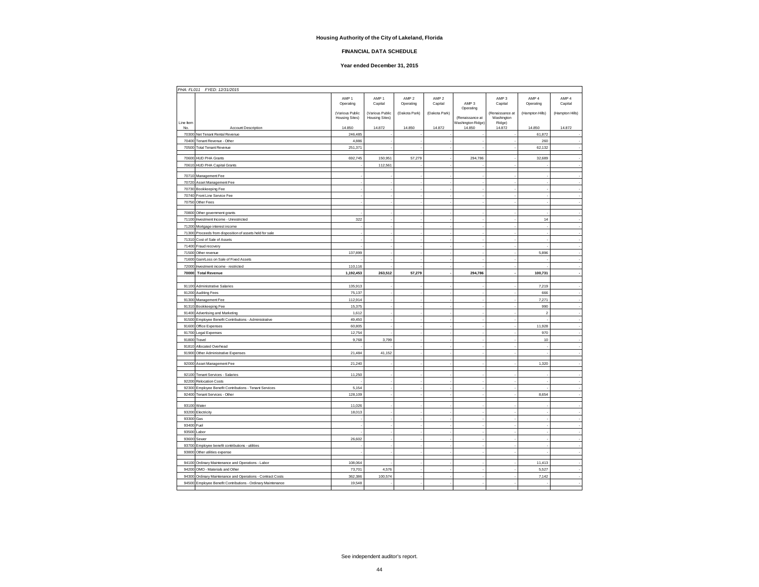**Housing Authority of the City of Lakeland, Florida**

**FINANCIAL DATA SCHEDULE**

**Year ended December 31, 2015**

*PHA: FL011 FYED: 12/31/2015*

| Line Item No. | Account Description | AMP 1 Operating (Various Public Housing Sites) 14.850 | AMP 1 Capital (Various Public Housing Sites) 14.872 | AMP 2 Operating (Dakota Park) 14.850 | AMP 2 Capital (Dakota Park) 14.872 | AMP 3 Operating (Renaissance at Washington Ridge) 14.850 | AMP 3 Capital (Renaissance at Washington Ridge) 14.872 | AMP 4 Operating (Hampton Hills) 14.850 | AMP 4 Capital (Hampton Hills) 14.872 |
|---|---|---|---|---|---|---|---|---|---|
| 70300 | Net Tenant Rental Revenue | 246,485 | - | - | - | - | - | 61,872 | - |
| 70400 | Tenant Revenue - Other | 4,886 | - | - | - | - | - | 260 | - |
| 70500 | Total Tenant Revenue | 251,371 | - | - | - | - | - | 62,132 | - |
| | | | | | | | | | |
| 70600 | HUD PHA Grants | 692,745 | 150,951 | 57,279 | - | 294,786 | - | 32,689 | - |
| 70610 | HUD PHA Capital Grants | - | 112,561 | - | - | - | - | - | - |
| | | | | | | | | | |
| 70710 | Management Fee | - | - | - | - | - | - | - | - |
| 70720 | Asset Management Fee | - | - | - | - | - | - | - | - |
| 70730 | Bookkeeping Fee | - | - | - | - | - | - | - | - |
| 70740 | Front Line Service Fee | - | - | - | - | - | - | - | - |
| 70750 | Other Fees | - | - | - | - | - | - | - | - |
| | | | | | | | | | |
| 70800 | Other government grants | - | - | - | - | - | - | - | - |
| 71100 | Investment Income - Unrestricted | 322 | - | - | - | - | - | 14 | - |
| 71200 | Mortgage interest income | - | - | - | - | - | - | - | - |
| 71300 | Proceeds from disposition of assets held for sale | - | - | - | - | - | - | - | - |
| 71310 | Cost of Sale of Assets | - | - | - | - | - | - | - | - |
| 71400 | Fraud recovery | - | - | - | - | - | - | - | - |
| 71500 | Other revenue | 137,899 | - | - | - | - | - | 5,896 | - |
| 71600 | Gain/Loss on Sale of Fixed Assets | - | - | - | - | - | - | - | - |
| 72000 | Investment income - restricted | 110,116 | - | - | - | - | - | - | - |
| **70000** | **Total Revenue** | **1,192,453** | **263,512** | **57,279** | **-** | **294,786** | **-** | **100,731** | **-** |
| | | | | | | | | | |
| 91100 | Administrative Salaries | 135,913 | - | - | - | - | - | 7,219 | - |
| 91200 | Auditing Fees | 75,137 | - | - | - | - | - | 666 | - |
| 91300 | Management Fee | 112,914 | - | - | - | - | - | 7,271 | - |
| 91310 | Bookkeeping Fee | 15,375 | - | - | - | - | - | 990 | - |
| 91400 | Advertising and Marketing | 1,612 | - | - | - | - | - | 2 | - |
| 91500 | Employee Benefit Contributions - Administrative | 49,450 | - | - | - | - | - | - | - |
| 91600 | Office Expenses | 60,805 | - | - | - | - | - | 11,928 | - |
| 91700 | Legal Expenses | 12,754 | - | - | - | - | - | 970 | - |
| 91800 | Travel | 9,768 | 3,799 | - | - | - | - | 10 | - |
| 91810 | Allocated Overhead | - | - | - | - | - | - | - | - |
| 91900 | Other Administrative Expenses | 21,484 | 41,152 | - | - | - | - | - | - |
| | | | | | | | | | |
| 92000 | Asset Management Fee | 21,240 | - | - | - | - | - | 1,320 | - |
| | | | | | | | | | |
| 92100 | Tenant Services - Salaries | 11,250 | - | - | - | - | - | - | - |
| 92200 | Relocation Costs | - | - | - | - | - | - | - | - |
| 92300 | Employee Benefit Contributions - Tenant Services | 5,154 | - | - | - | - | - | - | - |
| 92400 | Tenant Services - Other | 128,109 | - | - | - | - | - | 8,654 | - |
| | | | | | | | | | |
| 93100 | Water | 11,026 | - | - | - | - | - | - | - |
| 93200 | Electricity | 18,013 | - | - | - | - | - | - | - |
| 93300 | Gas | - | - | - | - | - | - | - | - |
| 93400 | Fuel | - | - | - | - | - | - | - | - |
| 93500 | Labor | - | - | - | - | - | - | - | - |
| 93600 | Sewer | 26,602 | - | - | - | - | - | - | - |
| 93700 | Employee benefit contributions - utilities | - | - | - | - | - | - | - | - |
| 93800 | Other utilities expense | - | - | - | - | - | - | - | - |
| | | | | | | | | | |
| 94100 | Ordinary Maintenance and Operations - Labor | 108,064 | - | - | - | - | - | 11,413 | - |
| 94200 | OMO - Materials and Other | 73,701 | 4,576 | - | - | - | - | 5,527 | - |
| 94300 | Ordinary Maintenance and Operations - Contract Costs | 362,386 | 100,574 | - | - | - | - | 7,142 | - |
| 94500 | Employee Benefit Contributions - Ordinary Maintenance | 19,548 | - | - | - | - | - | - | - |

See independent auditor's report.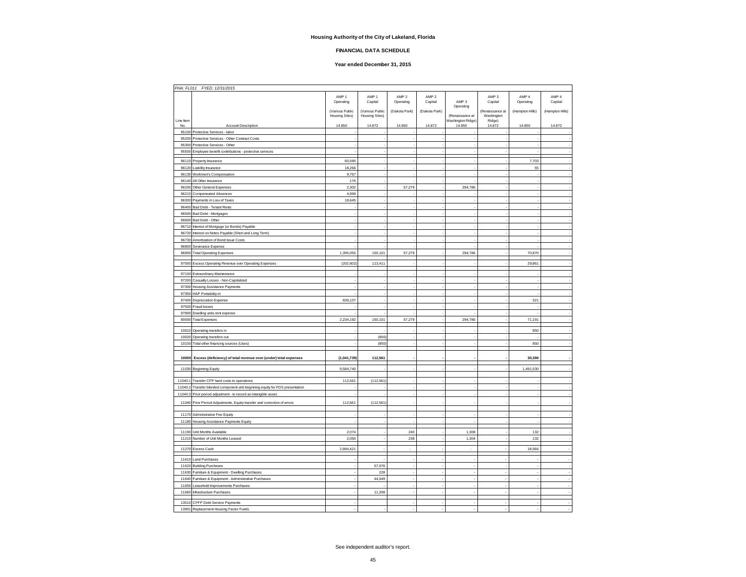**Housing Authority of the City of Lakeland, Florida**

**FINANCIAL DATA SCHEDULE**

**Year ended December 31, 2015**

PHA: FL011 FYED: 12/31/2015

| Line Item No. | Account Description | AMP 1 Operating (Various Public Housing Sites) 14.850 | AMP 1 Capital (Various Public Housing Sites) 14.872 | AMP 2 Operating (Dakota Park) 14.850 | AMP 2 Capital (Dakota Park) 14.872 | AMP 3 Operating (Renaissance at Washington Ridge) 14.850 | AMP 3 Capital (Renaissance at Washington Ridge) 14.872 | AMP 4 Operating (Hampton Hills) 14.850 | AMP 4 Capital (Hampton Hills) 14.872 |
|---|---|---|---|---|---|---|---|---|---|
| 95100 | Protective Services - labor | - | - | - | - | - | - | - | - |
| 95200 | Protective Services - Other Contract Costs | - | - | - | - | - | - | - | - |
| 95300 | Protective Services - Other | - | - | - | - | - | - | - | - |
| 95500 | Employee benefit contributions - protective services | - | - | - | - | - | - | - | - |
| 96110 | Property Insurance | 60,595 | - | - | - | - | - | 7,703 | - |
| 96120 | Liability Insurance | 18,266 | - | - | - | - | - | 55 | - |
| 96130 | Workmen's Compensation | 9,767 | - | - | - | - | - | - | - |
| 96140 | All Other Insurance | 176 | - | - | - | - | - | - | - |
| 96200 | Other General Expenses | 2,302 | - | 57,279 | - | 294,786 | - | - | - |
| 96210 | Compensated Absences | 4,999 | - | - | - | - | - | - | - |
| 96300 | Payments in Lieu of Taxes | 18,645 | - | - | - | - | - | - | - |
| 96400 | Bad Debt - Tenant Rents | - | - | - | - | - | - | - | - |
| 96500 | Bad Debt - Mortgages | - | - | - | - | - | - | - | - |
| 96600 | Bad Debt - Other | - | - | - | - | - | - | - | - |
| 96710 | Interest of Mortgage (or Bonds) Payable | - | - | - | - | - | - | - | - |
| 96720 | Interest on Notes Payable (Short and Long Term) | - | - | - | - | - | - | - | - |
| 96730 | Amortization of Bond Issue Costs | - | - | - | - | - | - | - | - |
| 96800 | Severance Expense | - | - | - | - | - | - | - | - |
| 96900 | Total Operating Expenses | 1,395,055 | 150,101 | 57,279 | - | 294,786 | - | 70,870 | - |
| 97000 | Excess Operating Revenue over Operating Expenses | (202,602) | 113,411 | - | - | - | - | 29,861 | - |
| 97100 | Extraordinary Maintenance | - | - | - | - | - | - | - | - |
| 97200 | Casualty Losses - Non-Capitalized | - | - | - | - | - | - | - | - |
| 97300 | Housing Assistance Payments | - | - | - | - | - | - | - | - |
| 97350 | HAP Portability-in | - | - | - | - | - | - | - | - |
| 97400 | Depreciation Expense | 839,137 | - | - | - | - | - | 321 | - |
| 97500 | Fraud losses | - | - | - | - | - | - | - | - |
| 97800 | Dwelling units rent expense | - | - | - | - | - | - | - | - |
| 90000 | Total Expenses | 2,234,192 | 150,101 | 57,279 | - | 294,786 | - | 71,191 | - |
| 10010 | Operating transfers in | - | - | - | - | - | - | 850 | - |
| 10020 | Operating transfers out | - | (850) | - | - | - | - | - | - |
| 10100 | Total other financing sources (Uses) | - | (850) | - | - | - | - | 850 | - |
| **10000** | **Excess (deficiency) of total revenue over (under) total expenses** | **(1,041,739)** | **112,561** | **-** | **-** | **-** | **-** | **30,390** | **-** |
| 11030 | Beginning Equity | 9,584,740 | - | - | - | - | - | 1,491,530 | - |
| 11040.1 | Transfer CFP hard costs to operations | 112,561 | (112,561) | - | - | - | - | - | - |
| 11040.2 | Transfer blended component unit beginning equity for FDS presentation | - | - | - | - | - | - | - | - |
| 11040.3 | Prior period adjustment - to record an intangible asset. | - | - | - | - | - | - | - | - |
| 11040 | Prior Period Adjustments, Equity transfer and correction of errors | 112,561 | (112,561) | - | - | - | - | - | - |
| 11170 | Administrative Fee Equity | - | - | - | - | - | - | - | - |
| 11180 | Housing Assistance Payments Equity | - | - | - | - | - | - | - | - |
| 11190 | Unit Months Available | 2,074 | - | 240 | - | 1,308 | - | 132 | - |
| 11210 | Number of Unit Months Leased | 2,050 | - | 238 | - | 1,304 | - | 132 | - |
| 11270 | Excess Cash | 2,894,421 | - | - | - | - | - | 18,566 | - |
| 11610 | Land Purchases | - | - | - | - | - | - | - | - |
| 11620 | Building Purchases | - | 57,076 | - | - | - | - | - | - |
| 11630 | Furniture & Equipment - Dwelling Purchases | - | 228 | - | - | - | - | - | - |
| 11640 | Furniture & Equipment - Administrative Purchases | - | 44,049 | - | - | - | - | - | - |
| 11650 | Leasehold Improvements Purchases | - | - | - | - | - | - | - | - |
| 11660 | Infrastructure Purchases | - | 11,208 | - | - | - | - | - | - |
| 13510 | CFFP Debt Service Payments | - | | - | - | - | - | - | - |
| 13901 | Replacement Housing Factor Funds | - | - | - | - | - | - | - | - |

See independent auditor's report.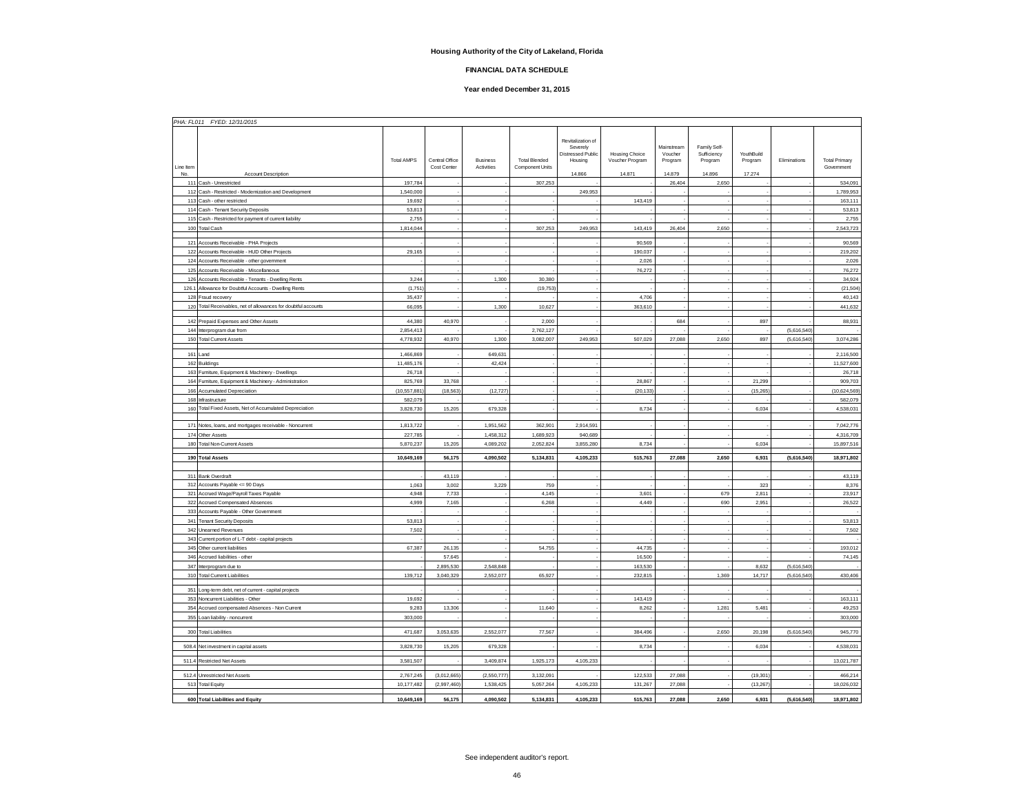# Housing Authority of the City of Lakeland, Florida

## FINANCIAL DATA SCHEDULE

### Year ended December 31, 2015

*PHA: FL011 FYED: 12/31/2015*

| Line Item No. | Account Description | Total AMPS | Central Office Cost Center | Business Activities | Total Blended Component Units | Revitalization of Severely Distressed Public Housing 14.866 | Housing Choice Voucher Program 14.871 | Mainstream Voucher Program 14.879 | Family Self-Sufficiency Program 14.896 | YouthBuild Program 17.274 | Eliminations | Total Primary Government |
|---|---|---|---|---|---|---|---|---|---|---|---|---|
| 111 | Cash - Unrestricted | 197,784 | - | - | 307,253 | - | - | 26,404 | 2,650 | - | - | 534,091 |
| 112 | Cash - Restricted - Modernization and Development | 1,540,000 | - | - | - | 249,953 | - | - | - | - | - | 1,789,953 |
| 113 | Cash - other restricted | 19,692 | - | - | - | - | 143,419 | - | - | - | - | 163,111 |
| 114 | Cash - Tenant Security Deposits | 53,813 | - | - | - | - | - | - | - | - | - | 53,813 |
| 115 | Cash - Restricted for payment of current liability | 2,755 | - | - | - | - | - | - | - | - | - | 2,755 |
| 100 | Total Cash | 1,814,044 | - | - | 307,253 | 249,953 | 143,419 | 26,404 | 2,650 | - | - | 2,543,723 |
| 121 | Accounts Receivable - PHA Projects | - | - | - | - | - | 90,569 | - | - | - | - | 90,569 |
| 122 | Accounts Receivable - HUD Other Projects | 29,165 | - | - | - | - | 190,037 | - | - | - | - | 219,202 |
| 124 | Accounts Receivable - other government | - | - | - | - | - | 2,026 | - | - | - | - | 2,026 |
| 125 | Accounts Receivable - Miscellaneous | - | - | - | - | - | 76,272 | - | - | - | - | 76,272 |
| 126 | Accounts Receivable - Tenants - Dwelling Rents | 3,244 | - | 1,300 | 30,380 | - | - | - | - | - | - | 34,924 |
| 126.1 | Allowance for Doubtful Accounts - Dwelling Rents | (1,751) | - | - | (19,753) | - | - | - | - | - | - | (21,504) |
| 128 | Fraud recovery | 35,437 | - | - | - | - | 4,706 | - | - | - | - | 40,143 |
| 120 | Total Receivables, net of allowances for doubtful accounts | 66,095 | - | 1,300 | 10,627 | - | 363,610 | - | - | - | - | 441,632 |
| 142 | Prepaid Expenses and Other Assets | 44,380 | 40,970 | - | 2,000 | - | - | 684 | - | 897 | - | 88,931 |
| 144 | Interprogram due from | 2,854,413 | - | - | 2,762,127 | - | - | - | - | - | (5,616,540) | - |
| 150 | Total Current Assets | 4,778,932 | 40,970 | 1,300 | 3,082,007 | 249,953 | 507,029 | 27,088 | 2,650 | 897 | (5,616,540) | 3,074,286 |
| 161 | Land | 1,466,869 | - | 649,631 | - | - | - | - | - | - | - | 2,116,500 |
| 162 | Buildings | 11,485,176 | - | 42,424 | - | - | - | - | - | - | - | 11,527,600 |
| 163 | Furniture, Equipment & Machinery - Dwellings | 26,718 | - | - | - | - | - | - | - | - | - | 26,718 |
| 164 | Furniture, Equipment & Machinery - Administration | 825,769 | 33,768 | - | - | - | 28,867 | - | - | 21,299 | - | 909,703 |
| 166 | Accumulated Depreciation | (10,557,881) | (18,563) | (12,727) | - | - | (20,133) | - | - | (15,265) | - | (10,624,569) |
| 168 | Infrastructure | 582,079 | - | - | - | - | - | - | - | - | - | 582,079 |
| 160 | Total Fixed Assets, Net of Accumulated Depreciation | 3,828,730 | 15,205 | 679,328 | - | - | 8,734 | - | - | 6,034 | - | 4,538,031 |
| 171 | Notes, loans, and mortgages receivable - Noncurrent | 1,813,722 | - | 1,951,562 | 362,901 | 2,914,591 | - | - | - | - | - | 7,042,776 |
| 174 | Other Assets | 227,785 | - | 1,458,312 | 1,689,923 | 940,689 | - | - | - | - | - | 4,316,709 |
| 180 | Total Non-Current Assets | 5,870,237 | 15,205 | 4,089,202 | 2,052,824 | 3,855,280 | 8,734 | - | - | 6,034 | - | 15,897,516 |
| **190** | **Total Assets** | **10,649,169** | **56,175** | **4,090,502** | **5,134,831** | **4,105,233** | **515,763** | **27,088** | **2,650** | **6,931** | **(5,616,540)** | **18,971,802** |
| 311 | Bank Overdraft | - | 43,119 | - | - | - | - | - | - | - | - | 43,119 |
| 312 | Accounts Payable <= 90 Days | 1,063 | 3,002 | 3,229 | 759 | - | - | - | - | 323 | - | 8,376 |
| 321 | Accrued Wage/Payroll Taxes Payable | 4,948 | 7,733 | - | 4,145 | - | 3,601 | - | 679 | 2,811 | - | 23,917 |
| 322 | Accrued Compensated Absences | 4,999 | 7,165 | - | 6,268 | - | 4,449 | - | 690 | 2,951 | - | 26,522 |
| 333 | Accounts Payable - Other Government | - | - | - | - | - | - | - | - | - | - | - |
| 341 | Tenant Security Deposits | 53,813 | - | - | - | - | - | - | - | - | - | 53,813 |
| 342 | Unearned Revenues | 7,502 | - | - | - | - | - | - | - | - | - | 7,502 |
| 343 | Current portion of L-T debt - capital projects | - | - | - | - | - | - | - | - | - | - | - |
| 345 | Other current liabilities | 67,387 | 26,135 | - | 54,755 | - | 44,735 | - | - | - | - | 193,012 |
| 346 | Accrued liabilities - other | - | 57,645 | - | - | - | 16,500 | - | - | - | - | 74,145 |
| 347 | Interprogram due to | - | 2,895,530 | 2,548,848 | - | - | 163,530 | - | - | 8,632 | (5,616,540) | - |
| 310 | Total Current Liabilities | 139,712 | 3,040,329 | 2,552,077 | 65,927 | - | 232,815 | - | 1,369 | 14,717 | (5,616,540) | 430,406 |
| 351 | Long-term debt, net of current - capital projects | - | - | - | - | - | - | - | - | - | - | - |
| 353 | Noncurrent Liabilities - Other | 19,692 | - | - | - | - | 143,419 | - | - | - | - | 163,111 |
| 354 | Accrued compensated Absences - Non Current | 9,283 | 13,306 | - | 11,640 | - | 8,262 | - | 1,281 | 5,481 | - | 49,253 |
| 355 | Loan liability - noncurrent | 303,000 | - | - | - | - | - | - | - | - | - | 303,000 |
| 300 | Total Liabilities | 471,687 | 3,053,635 | 2,552,077 | 77,567 | - | 384,496 | - | 2,650 | 20,198 | (5,616,540) | 945,770 |
| 508.4 | Net investment in capital assets | 3,828,730 | 15,205 | 679,328 | - | - | 8,734 | - | - | 6,034 | - | 4,538,031 |
| 511.4 | Restricted Net Assets | 3,581,507 | - | 3,409,874 | 1,925,173 | 4,105,233 | - | - | - | - | - | 13,021,787 |
| 512.4 | Unrestricted Net Assets | 2,767,245 | (3,012,665) | (2,550,777) | 3,132,091 | - | 122,533 | 27,088 | - | (19,301) | - | 466,214 |
| 513 | Total Equity | 10,177,482 | (2,997,460) | 1,538,425 | 5,057,264 | 4,105,233 | 131,267 | 27,088 | - | (13,267) | - | 18,026,032 |
| **600** | **Total Liabilities and Equity** | **10,649,169** | **56,175** | **4,090,502** | **5,134,831** | **4,105,233** | **515,763** | **27,088** | **2,650** | **6,931** | **(5,616,540)** | **18,971,802** |

See independent auditor's report.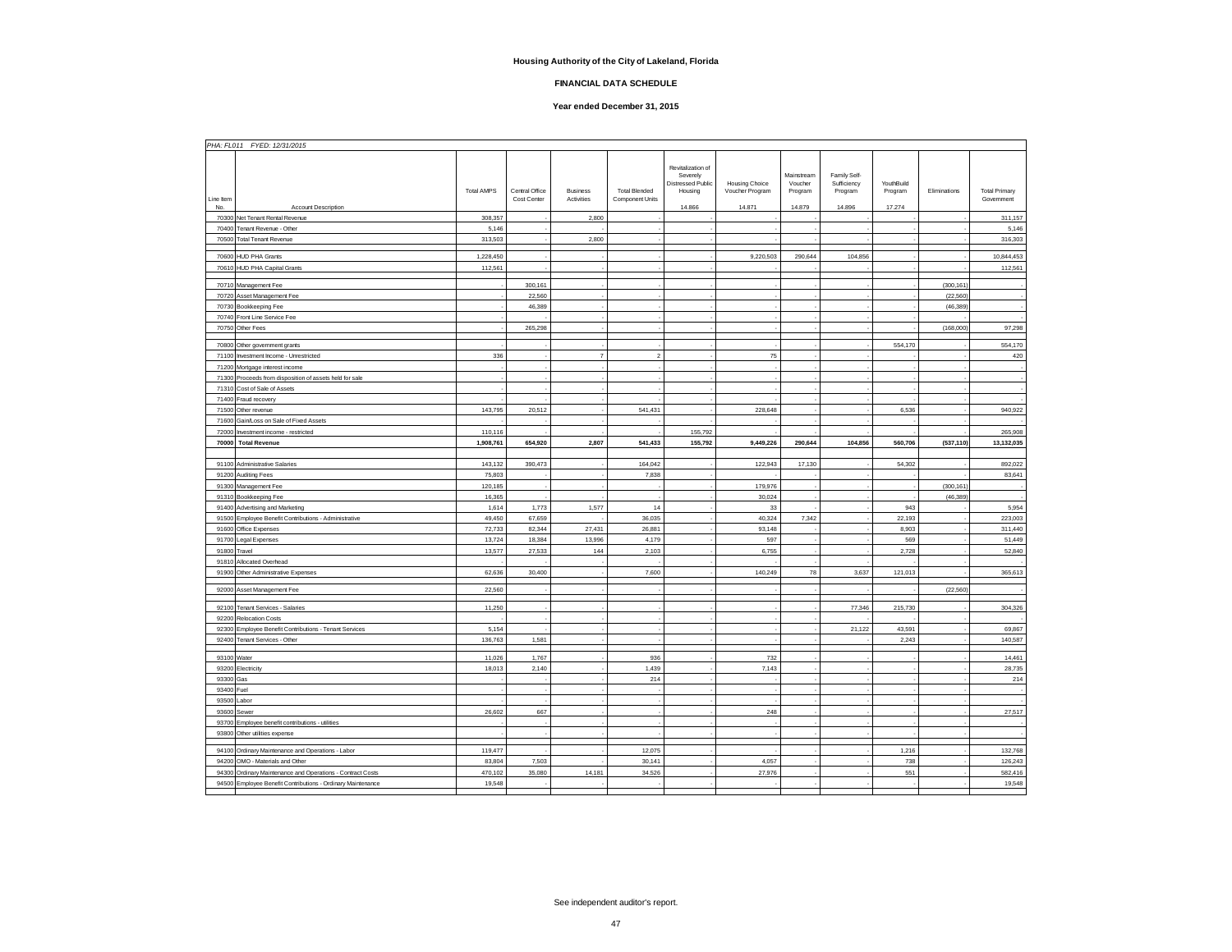**Housing Authority of the City of Lakeland, Florida**

**FINANCIAL DATA SCHEDULE**

**Year ended December 31, 2015**

PHA: FL011 FYED: 12/31/2015

| Line Item No. | Account Description | Total AMPS | Central Office Cost Center | Business Activities | Total Blended Component Units | Revitalization of Severely Distressed Public Housing 14.866 | Housing Choice Voucher Program 14.871 | Mainstream Voucher Program 14.879 | Family Self-Sufficiency Program 14.896 | YouthBuild Program 17.274 | Eliminations | Total Primary Government |
|---|---|---|---|---|---|---|---|---|---|---|---|---|
| 70300 | Net Tenant Rental Revenue | 308,357 | - | 2,800 | - | - | - | - | - | - | - | 311,157 |
| 70400 | Tenant Revenue - Other | 5,146 | - | - | - | - | - | - | - | - | - | 5,146 |
| 70500 | Total Tenant Revenue | 313,503 | - | 2,800 | - | - | - | - | - | - | - | 316,303 |
| 70600 | HUD PHA Grants | 1,228,450 | - | - | - | - | 9,220,503 | 290,644 | 104,856 | - | - | 10,844,453 |
| 70610 | HUD PHA Capital Grants | 112,561 | - | - | - | - | - | - | - | - | - | 112,561 |
| 70710 | Management Fee | - | 300,161 | - | - | - | - | - | - | - | (300,161) | - |
| 70720 | Asset Management Fee | - | 22,560 | - | - | - | - | - | - | - | (22,560) | - |
| 70730 | Bookkeeping Fee | - | 46,389 | - | - | - | - | - | - | - | (46,389) | - |
| 70740 | Front Line Service Fee | - | - | - | - | - | - | - | - | - | - | - |
| 70750 | Other Fees | - | 265,298 | - | - | - | - | - | - | - | (168,000) | 97,298 |
| 70800 | Other government grants | - | - | - | - | - | - | - | - | 554,170 | - | 554,170 |
| 71100 | Investment Income - Unrestricted | 336 | - | 7 | 2 | - | 75 | - | - | - | - | 420 |
| 71200 | Mortgage interest income | - | - | - | - | - | - | - | - | - | - | - |
| 71300 | Proceeds from disposition of assets held for sale | - | - | - | - | - | - | - | - | - | - | - |
| 71310 | Cost of Sale of Assets | - | - | - | - | - | - | - | - | - | - | - |
| 71400 | Fraud recovery | - | - | - | - | - | - | - | - | - | - | - |
| 71500 | Other revenue | 143,795 | 20,512 | - | 541,431 | - | 228,648 | - | - | 6,536 | - | 940,922 |
| 71600 | Gain/Loss on Sale of Fixed Assets | - | - | - | - | - | - | - | - | - | - | - |
| 72000 | Investment income - restricted | 110,116 | - | - | - | 155,792 | - | - | - | - | - | 265,908 |
| **70000** | **Total Revenue** | **1,908,761** | **654,920** | **2,807** | **541,433** | **155,792** | **9,449,226** | **290,644** | **104,856** | **560,706** | **(537,110)** | **13,132,035** |
| 91100 | Administrative Salaries | 143,132 | 390,473 | - | 164,042 | - | 122,943 | 17,130 | - | 54,302 | - | 892,022 |
| 91200 | Auditing Fees | 75,803 | - | - | 7,838 | - | - | - | - | - | - | 83,641 |
| 91300 | Management Fee | 120,185 | - | - | - | - | 179,976 | - | - | - | (300,161) | - |
| 91310 | Bookkeeping Fee | 16,365 | - | - | - | - | 30,024 | - | - | - | (46,389) | - |
| 91400 | Advertising and Marketing | 1,614 | 1,773 | 1,577 | 14 | - | 33 | - | - | 943 | - | 5,954 |
| 91500 | Employee Benefit Contributions - Administrative | 49,450 | 67,659 | - | 36,035 | - | 40,324 | 7,342 | - | 22,193 | - | 223,003 |
| 91600 | Office Expenses | 72,733 | 82,344 | 27,431 | 26,881 | - | 93,148 | - | - | 8,903 | - | 311,440 |
| 91700 | Legal Expenses | 13,724 | 18,384 | 13,996 | 4,179 | - | 597 | - | - | 569 | - | 51,449 |
| 91800 | Travel | 13,577 | 27,533 | 144 | 2,103 | - | 6,755 | - | - | 2,728 | - | 52,840 |
| 91810 | Allocated Overhead | - | - | - | - | - | - | - | - | - | - | - |
| 91900 | Other Administrative Expenses | 62,636 | 30,400 | - | 7,600 | - | 140,249 | 78 | 3,637 | 121,013 | - | 365,613 |
| 92000 | Asset Management Fee | 22,560 | - | - | - | - | - | - | - | - | (22,560) | - |
| 92100 | Tenant Services - Salaries | 11,250 | - | - | - | - | - | - | 77,346 | 215,730 | - | 304,326 |
| 92200 | Relocation Costs | - | - | - | - | - | - | - | - | - | - | - |
| 92300 | Employee Benefit Contributions - Tenant Services | 5,154 | - | - | - | - | - | - | 21,122 | 43,591 | - | 69,867 |
| 92400 | Tenant Services - Other | 136,763 | 1,581 | - | - | - | - | - | - | 2,243 | - | 140,587 |
| 93100 | Water | 11,026 | 1,767 | - | 936 | - | 732 | - | - | - | - | 14,461 |
| 93200 | Electricity | 18,013 | 2,140 | - | 1,439 | - | 7,143 | - | - | - | - | 28,735 |
| 93300 | Gas | - | - | - | 214 | - | - | - | - | - | - | 214 |
| 93400 | Fuel | - | - | - | - | - | - | - | - | - | - | - |
| 93500 | Labor | - | - | - | - | - | - | - | - | - | - | - |
| 93600 | Sewer | 26,602 | 667 | - | - | - | 248 | - | - | - | - | 27,517 |
| 93700 | Employee benefit contributions - utilities | - | - | - | - | - | - | - | - | - | - | - |
| 93800 | Other utilities expense | - | - | - | - | - | - | - | - | - | - | - |
| 94100 | Ordinary Maintenance and Operations - Labor | 119,477 | - | - | 12,075 | - | - | - | - | 1,216 | - | 132,768 |
| 94200 | OMO - Materials and Other | 83,804 | 7,503 | - | 30,141 | - | 4,057 | - | - | 738 | - | 126,243 |
| 94300 | Ordinary Maintenance and Operations - Contract Costs | 470,102 | 35,080 | 14,181 | 34,526 | - | 27,976 | - | - | 551 | - | 582,416 |
| 94500 | Employee Benefit Contributions - Ordinary Maintenance | 19,548 | - | - | - | - | - | - | - | - | - | 19,548 |

See independent auditor's report.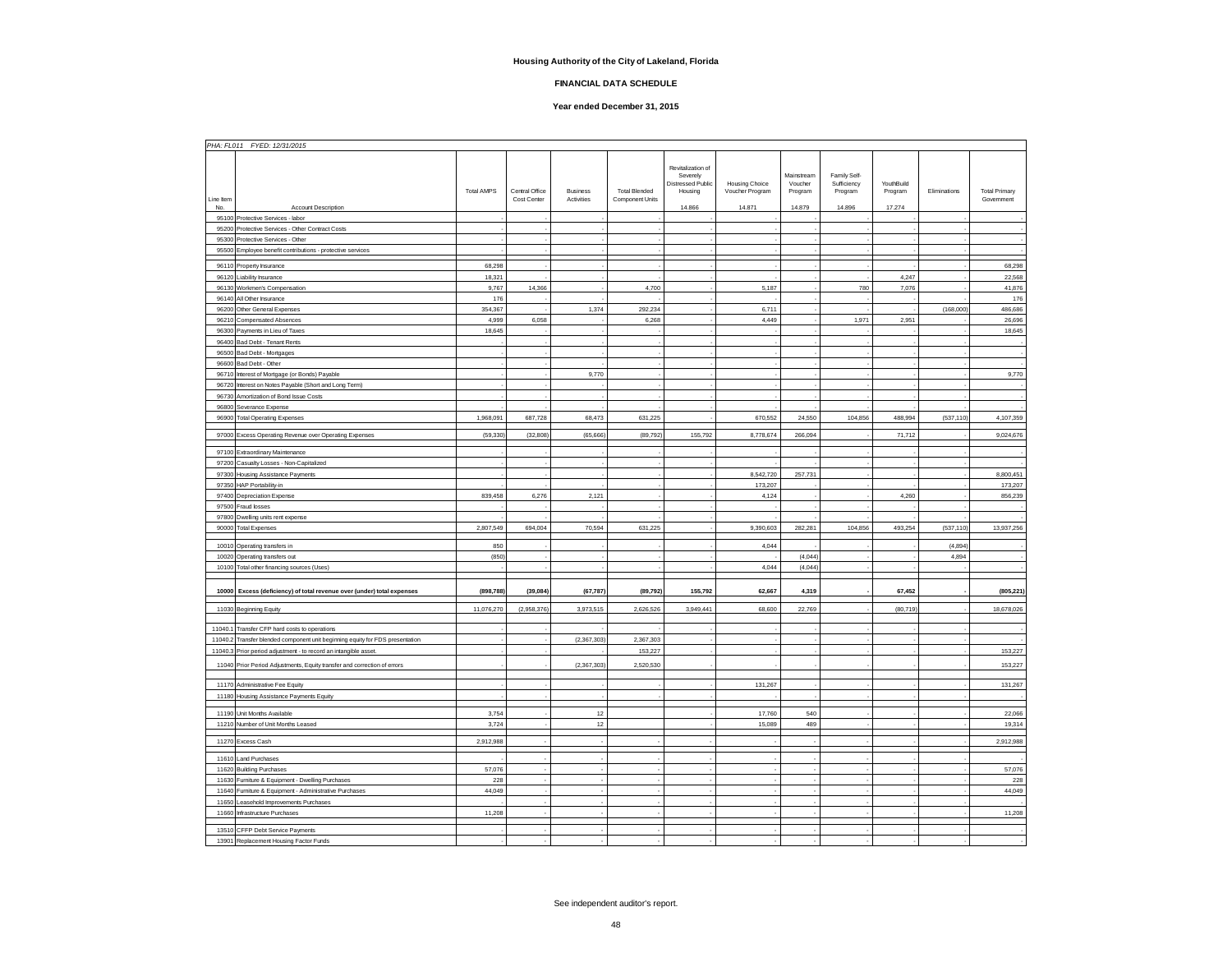# Housing Authority of the City of Lakeland, Florida

## FINANCIAL DATA SCHEDULE

### Year ended December 31, 2015

*PHA: FL011 FYED: 12/31/2015*

| Line Item No. | Account Description | Total AMPS | Central Office Cost Center | Business Activities | Total Blended Component Units | Revitalization of Severely Distressed Public Housing 14.866 | Housing Choice Voucher Program 14.871 | Mainstream Voucher Program 14.879 | Family Self-Sufficiency Program 14.896 | YouthBuild Program 17.274 | Eliminations | Total Primary Government |
|---|---|---|---|---|---|---|---|---|---|---|---|---|
| 95100 | Protective Services - labor | - | - | - | - | - | - | - | - | - | - | - |
| 95200 | Protective Services - Other Contract Costs | - | - | - | - | - | - | - | - | - | - | - |
| 95300 | Protective Services - Other | - | - | - | - | - | - | - | - | - | - | - |
| 95500 | Employee benefit contributions - protective services | - | - | - | - | - | - | - | - | - | - | - |
| 96110 | Property Insurance | 68,298 | - | - | - | - | - | - | - | - | - | 68,298 |
| 96120 | Liability Insurance | 18,321 | - | - | - | - | - | - | - | 4,247 | - | 22,568 |
| 96130 | Workmen's Compensation | 9,767 | 14,366 | - | 4,700 | - | 5,187 | - | 780 | 7,076 | - | 41,876 |
| 96140 | All Other Insurance | 176 | - | - | - | - | - | - | - | - | - | 176 |
| 96200 | Other General Expenses | 354,367 | - | 1,374 | 292,234 | - | 6,711 | - | - | - | (168,000) | 486,686 |
| 96210 | Compensated Absences | 4,999 | 6,058 | - | 6,268 | - | 4,449 | - | 1,971 | 2,951 | - | 26,696 |
| 96300 | Payments in Lieu of Taxes | 18,645 | - | - | - | - | - | - | - | - | - | 18,645 |
| 96400 | Bad Debt - Tenant Rents | - | - | - | - | - | - | - | - | - | - | - |
| 96500 | Bad Debt - Mortgages | - | - | - | - | - | - | - | - | - | - | - |
| 96600 | Bad Debt - Other | - | - | - | - | - | - | - | - | - | - | - |
| 96710 | Interest of Mortgage (or Bonds) Payable | - | - | 9,770 | - | - | - | - | - | - | - | 9,770 |
| 96720 | Interest on Notes Payable (Short and Long Term) | - | - | - | - | - | - | - | - | - | - | - |
| 96730 | Amortization of Bond Issue Costs | - | - | - | - | - | - | - | - | - | - | - |
| 96800 | Severance Expense | - | - | - | - | - | - | - | - | - | - | - |
| 96900 | Total Operating Expenses | 1,968,091 | 687,728 | 68,473 | 631,225 | - | 670,552 | 24,550 | 104,856 | 488,994 | (537,110) | 4,107,359 |
| 97000 | Excess Operating Revenue over Operating Expenses | (59,330) | (32,808) | (65,666) | (89,792) | 155,792 | 8,778,674 | 266,094 | - | 71,712 | - | 9,024,676 |
| 97100 | Extraordinary Maintenance | - | - | - | - | - | - | - | - | - | - | - |
| 97200 | Casualty Losses - Non-Capitalized | - | - | - | - | - | - | - | - | - | - | - |
| 97300 | Housing Assistance Payments | - | - | - | - | - | 8,542,720 | 257,731 | - | - | - | 8,800,451 |
| 97350 | HAP Portability-in | - | - | - | - | - | 173,207 | - | - | - | - | 173,207 |
| 97400 | Depreciation Expense | 839,458 | 6,276 | 2,121 | - | - | 4,124 | - | - | 4,260 | - | 856,239 |
| 97500 | Fraud losses | - | - | - | - | - | - | - | - | - | - | - |
| 97800 | Dwelling units rent expense | - | - | - | - | - | - | - | - | - | - | - |
| 90000 | Total Expenses | 2,807,549 | 694,004 | 70,594 | 631,225 | - | 9,390,603 | 282,281 | 104,856 | 493,254 | (537,110) | 13,937,256 |
| 10010 | Operating transfers in | 850 | - | - | - | - | 4,044 | - | - | - | (4,894) | - |
| 10020 | Operating transfers out | (850) | - | - | - | - | - | (4,044) | - | - | 4,894 | - |
| 10100 | Total other financing sources (Uses) | - | - | - | - | - | 4,044 | (4,044) | - | - | - | - |
| **10000** | **Excess (deficiency) of total revenue over (under) total expenses** | **(898,788)** | **(39,084)** | **(67,787)** | **(89,792)** | **155,792** | **62,667** | **4,319** | **-** | **67,452** | **-** | **(805,221)** |
| 11030 | Beginning Equity | 11,076,270 | (2,958,376) | 3,973,515 | 2,626,526 | 3,949,441 | 68,600 | 22,769 | - | (80,719) | - | 18,678,026 |
| 11040.1 | Transfer CFP hard costs to operations | - | - | - | - | - | - | - | - | - | - | - |
| 11040.2 | Transfer blended component unit beginning equity for FDS presentation | - | - | (2,367,303) | 2,367,303 | - | - | - | - | - | - | - |
| 11040.3 | Prior period adjustment - to record an intangible asset. | - | - | - | 153,227 | - | - | - | - | - | - | 153,227 |
| 11040 | Prior Period Adjustments, Equity transfer and correction of errors | - | - | (2,367,303) | 2,520,530 | - | - | - | - | - | - | 153,227 |
| 11170 | Administrative Fee Equity | - | - | - | - | - | 131,267 | - | - | - | - | 131,267 |
| 11180 | Housing Assistance Payments Equity | - | - | - | - | - | - | - | - | - | - | - |
| 11190 | Unit Months Available | 3,754 | - | 12 | | - | 17,760 | 540 | - | - | - | 22,066 |
| 11210 | Number of Unit Months Leased | 3,724 | - | 12 | | - | 15,089 | 489 | - | - | - | 19,314 |
| 11270 | Excess Cash | 2,912,988 | - | - | - | - | - | - | - | - | - | 2,912,988 |
| 11610 | Land Purchases | - | - | - | - | - | - | - | - | - | - | - |
| 11620 | Building Purchases | 57,076 | - | - | - | - | - | - | - | - | - | 57,076 |
| 11630 | Furniture & Equipment - Dwelling Purchases | 228 | - | - | - | - | - | - | - | - | - | 228 |
| 11640 | Furniture & Equipment - Administrative Purchases | 44,049 | - | - | - | - | - | - | - | - | - | 44,049 |
| 11650 | Leasehold Improvements Purchases | - | - | - | - | - | - | - | - | - | - | - |
| 11660 | Infrastructure Purchases | 11,208 | - | - | - | - | - | - | - | - | - | 11,208 |
| 13510 | CFFP Debt Service Payments | - | - | - | - | - | - | - | - | - | - | - |
| 13901 | Replacement Housing Factor Funds | - | - | - | - | - | - | - | - | - | - | - |

See independent auditor's report.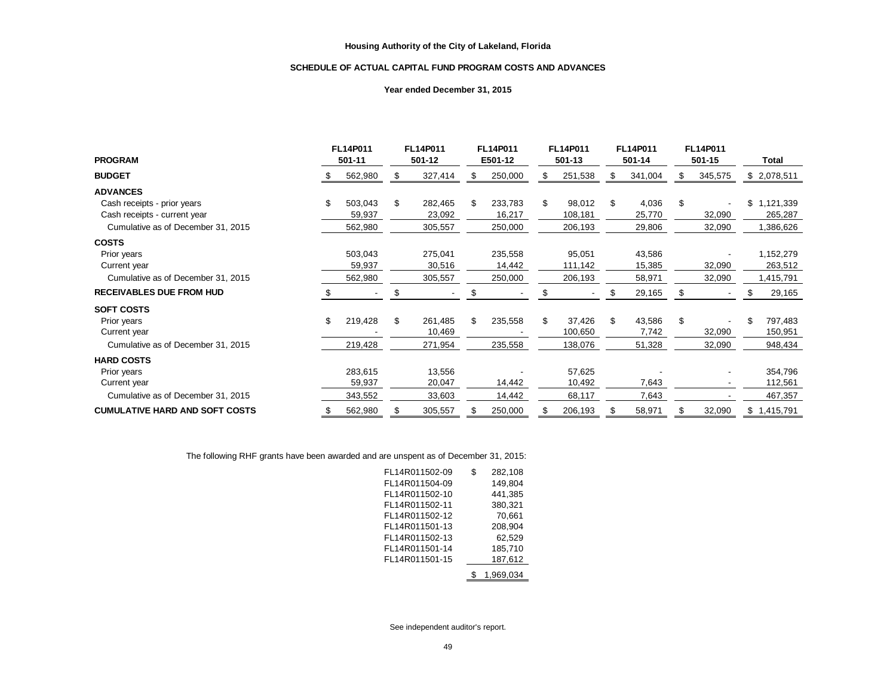**Housing Authority of the City of Lakeland, Florida**

**SCHEDULE OF ACTUAL CAPITAL FUND PROGRAM COSTS AND ADVANCES**

**Year ended December 31, 2015**

| PROGRAM | FL14P011 501-11 | FL14P011 501-12 | FL14P011 E501-12 | FL14P011 501-13 | FL14P011 501-14 | FL14P011 501-15 | Total |
|---|---|---|---|---|---|---|---|
| **BUDGET** | $ 562,980 | $ 327,414 | $ 250,000 | $ 251,538 | $ 341,004 | $ 345,575 | $ 2,078,511 |
| **ADVANCES** | | | | | | | |
| Cash receipts - prior years | $ 503,043 | $ 282,465 | $ 233,783 | $ 98,012 | $ 4,036 | $ - | $ 1,121,339 |
| Cash receipts - current year | 59,937 | 23,092 | 16,217 | 108,181 | 25,770 | 32,090 | 265,287 |
| Cumulative as of December 31, 2015 | 562,980 | 305,557 | 250,000 | 206,193 | 29,806 | 32,090 | 1,386,626 |
| **COSTS** | | | | | | | |
| Prior years | 503,043 | 275,041 | 235,558 | 95,051 | 43,586 | - | 1,152,279 |
| Current year | 59,937 | 30,516 | 14,442 | 111,142 | 15,385 | 32,090 | 263,512 |
| Cumulative as of December 31, 2015 | 562,980 | 305,557 | 250,000 | 206,193 | 58,971 | 32,090 | 1,415,791 |
| **RECEIVABLES DUE FROM HUD** | $ - | $ - | $ - | $ - | $ 29,165 | $ - | $ 29,165 |
| **SOFT COSTS** | | | | | | | |
| Prior years | $ 219,428 | $ 261,485 | $ 235,558 | $ 37,426 | $ 43,586 | $ - | $ 797,483 |
| Current year | - | 10,469 | - | 100,650 | 7,742 | 32,090 | 150,951 |
| Cumulative as of December 31, 2015 | 219,428 | 271,954 | 235,558 | 138,076 | 51,328 | 32,090 | 948,434 |
| **HARD COSTS** | | | | | | | |
| Prior years | 283,615 | 13,556 | - | 57,625 | - | - | 354,796 |
| Current year | 59,937 | 20,047 | 14,442 | 10,492 | 7,643 | - | 112,561 |
| Cumulative as of December 31, 2015 | 343,552 | 33,603 | 14,442 | 68,117 | 7,643 | - | 467,357 |
| **CUMULATIVE HARD AND SOFT COSTS** | $ 562,980 | $ 305,557 | $ 250,000 | $ 206,193 | $ 58,971 | $ 32,090 | $ 1,415,791 |

The following RHF grants have been awarded and are unspent as of December 31, 2015:

| Grant | Amount |
|---|---|
| FL14R011502-09 | $ 282,108 |
| FL14R011504-09 | 149,804 |
| FL14R011502-10 | 441,385 |
| FL14R011502-11 | 380,321 |
| FL14R011502-12 | 70,661 |
| FL14R011501-13 | 208,904 |
| FL14R011502-13 | 62,529 |
| FL14R011501-14 | 185,710 |
| FL14R011501-15 | 187,612 |
| | $ 1,969,034 |

See independent auditor's report.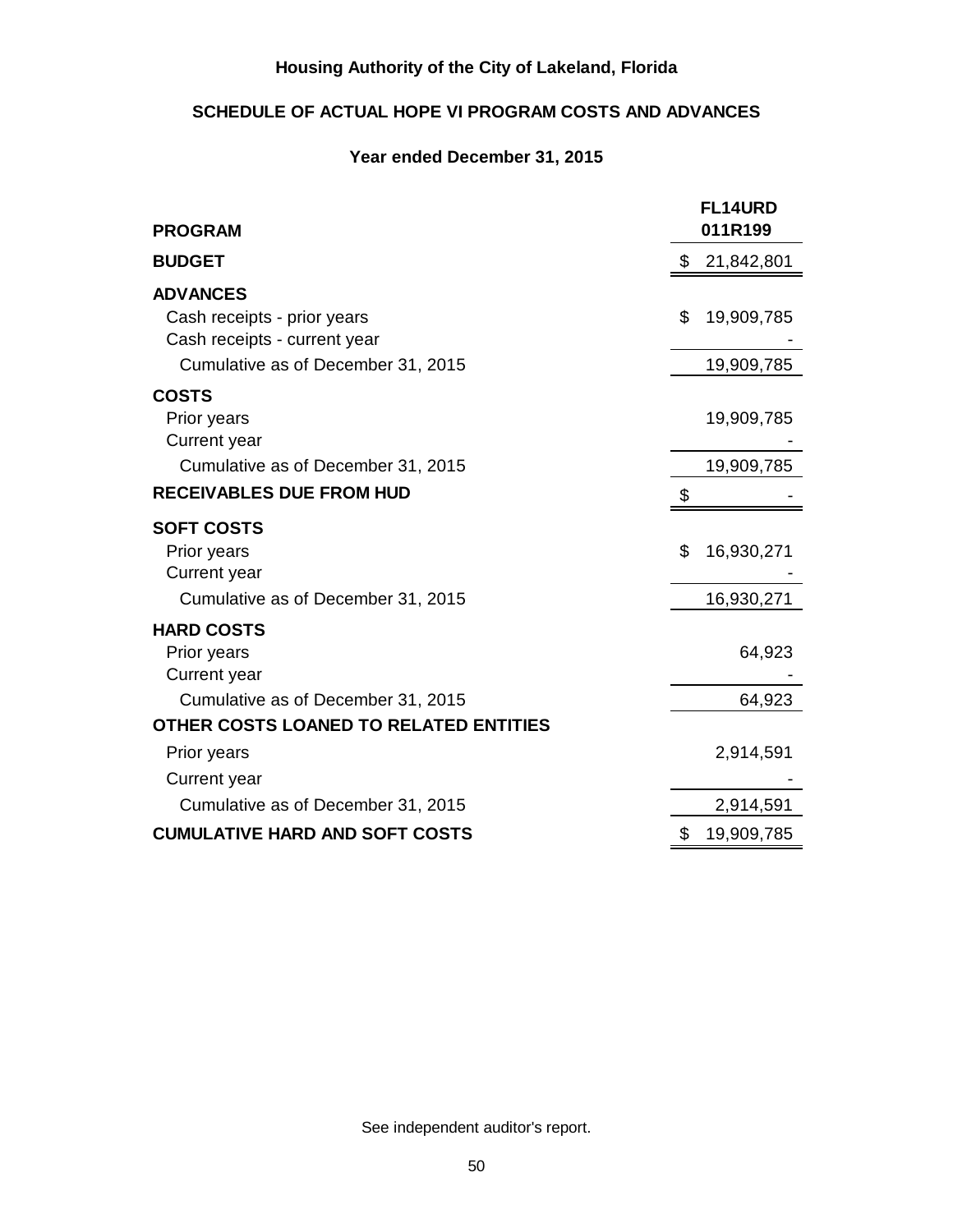**Housing Authority of the City of Lakeland, Florida**

**SCHEDULE OF ACTUAL HOPE VI PROGRAM COSTS AND ADVANCES**

**Year ended December 31, 2015**

| **PROGRAM** | **FL14URD 011R199** |
|---|---|
| **BUDGET** | $ 21,842,801 |
| **ADVANCES** | |
| Cash receipts - prior years | $ 19,909,785 |
| Cash receipts - current year | - |
| Cumulative as of December 31, 2015 | 19,909,785 |
| **COSTS** | |
| Prior years | 19,909,785 |
| Current year | - |
| Cumulative as of December 31, 2015 | 19,909,785 |
| **RECEIVABLES DUE FROM HUD** | $ - |
| **SOFT COSTS** | |
| Prior years | $ 16,930,271 |
| Current year | - |
| Cumulative as of December 31, 2015 | 16,930,271 |
| **HARD COSTS** | |
| Prior years | 64,923 |
| Current year | - |
| Cumulative as of December 31, 2015 | 64,923 |
| **OTHER COSTS LOANED TO RELATED ENTITIES** | |
| Prior years | 2,914,591 |
| Current year | - |
| Cumulative as of December 31, 2015 | 2,914,591 |
| **CUMULATIVE HARD AND SOFT COSTS** | $ 19,909,785 |

See independent auditor's report.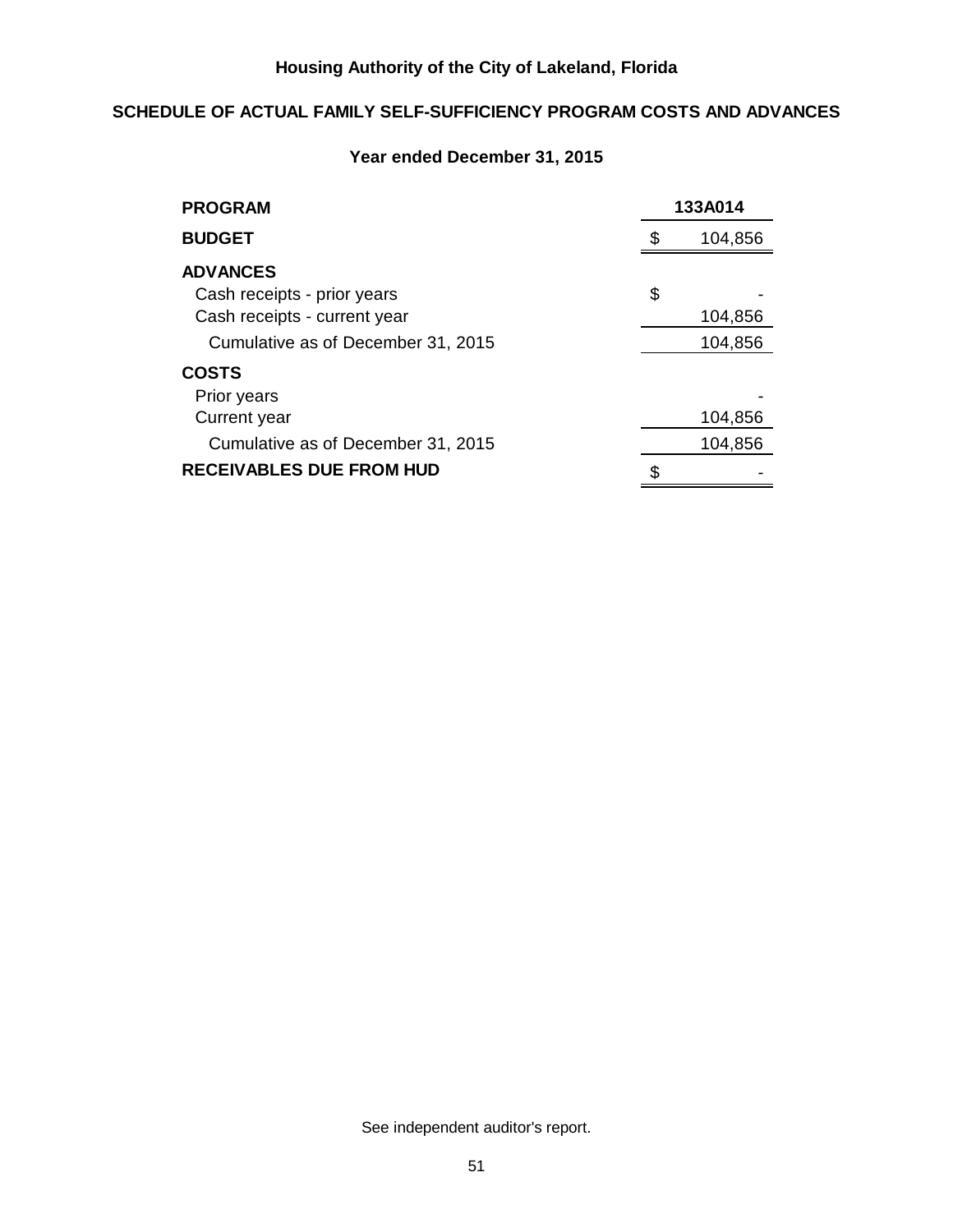# Housing Authority of the City of Lakeland, Florida

## SCHEDULE OF ACTUAL FAMILY SELF-SUFFICIENCY PROGRAM COSTS AND ADVANCES

### Year ended December 31, 2015

| PROGRAM | 133A014 |
|---|---|
| **BUDGET** | $ 104,856 |
| **ADVANCES** | |
| Cash receipts - prior years | $ - |
| Cash receipts - current year | 104,856 |
| Cumulative as of December 31, 2015 | 104,856 |
| **COSTS** | |
| Prior years | - |
| Current year | 104,856 |
| Cumulative as of December 31, 2015 | 104,856 |
| **RECEIVABLES DUE FROM HUD** | $ - |

See independent auditor's report.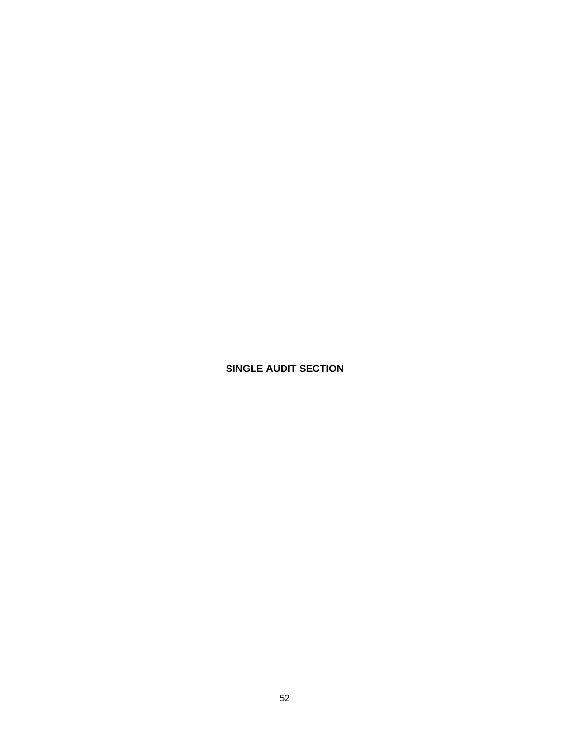# SINGLE AUDIT SECTION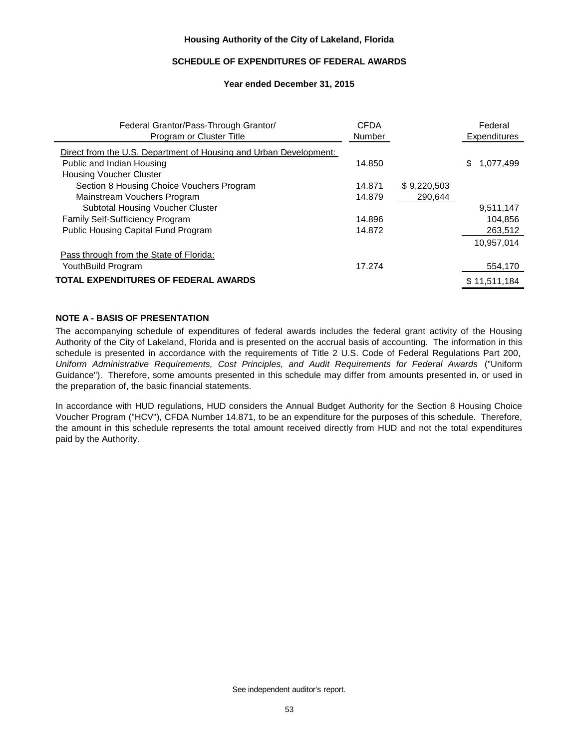**Housing Authority of the City of Lakeland, Florida**

**SCHEDULE OF EXPENDITURES OF FEDERAL AWARDS**

**Year ended December 31, 2015**

| Federal Grantor/Pass-Through Grantor/ Program or Cluster Title | CFDA Number | | Federal Expenditures |
|---|---|---|---|
| Direct from the U.S. Department of Housing and Urban Development: | | | |
| Public and Indian Housing | 14.850 | | $ 1,077,499 |
| Housing Voucher Cluster | | | |
| Section 8 Housing Choice Vouchers Program | 14.871 | $ 9,220,503 | |
| Mainstream Vouchers Program | 14.879 | 290,644 | |
| Subtotal Housing Voucher Cluster | | | 9,511,147 |
| Family Self-Sufficiency Program | 14.896 | | 104,856 |
| Public Housing Capital Fund Program | 14.872 | | 263,512 |
| | | | 10,957,014 |
| Pass through from the State of Florida: | | | |
| YouthBuild Program | 17.274 | | 554,170 |
| **TOTAL EXPENDITURES OF FEDERAL AWARDS** | | | $ 11,511,184 |

**NOTE A - BASIS OF PRESENTATION**

The accompanying schedule of expenditures of federal awards includes the federal grant activity of the Housing Authority of the City of Lakeland, Florida and is presented on the accrual basis of accounting. The information in this schedule is presented in accordance with the requirements of Title 2 U.S. Code of Federal Regulations Part 200, *Uniform Administrative Requirements, Cost Principles, and Audit Requirements for Federal Awards* ("Uniform Guidance"). Therefore, some amounts presented in this schedule may differ from amounts presented in, or used in the preparation of, the basic financial statements.

In accordance with HUD regulations, HUD considers the Annual Budget Authority for the Section 8 Housing Choice Voucher Program ("HCV"), CFDA Number 14.871, to be an expenditure for the purposes of this schedule. Therefore, the amount in this schedule represents the total amount received directly from HUD and not the total expenditures paid by the Authority.

See independent auditor's report.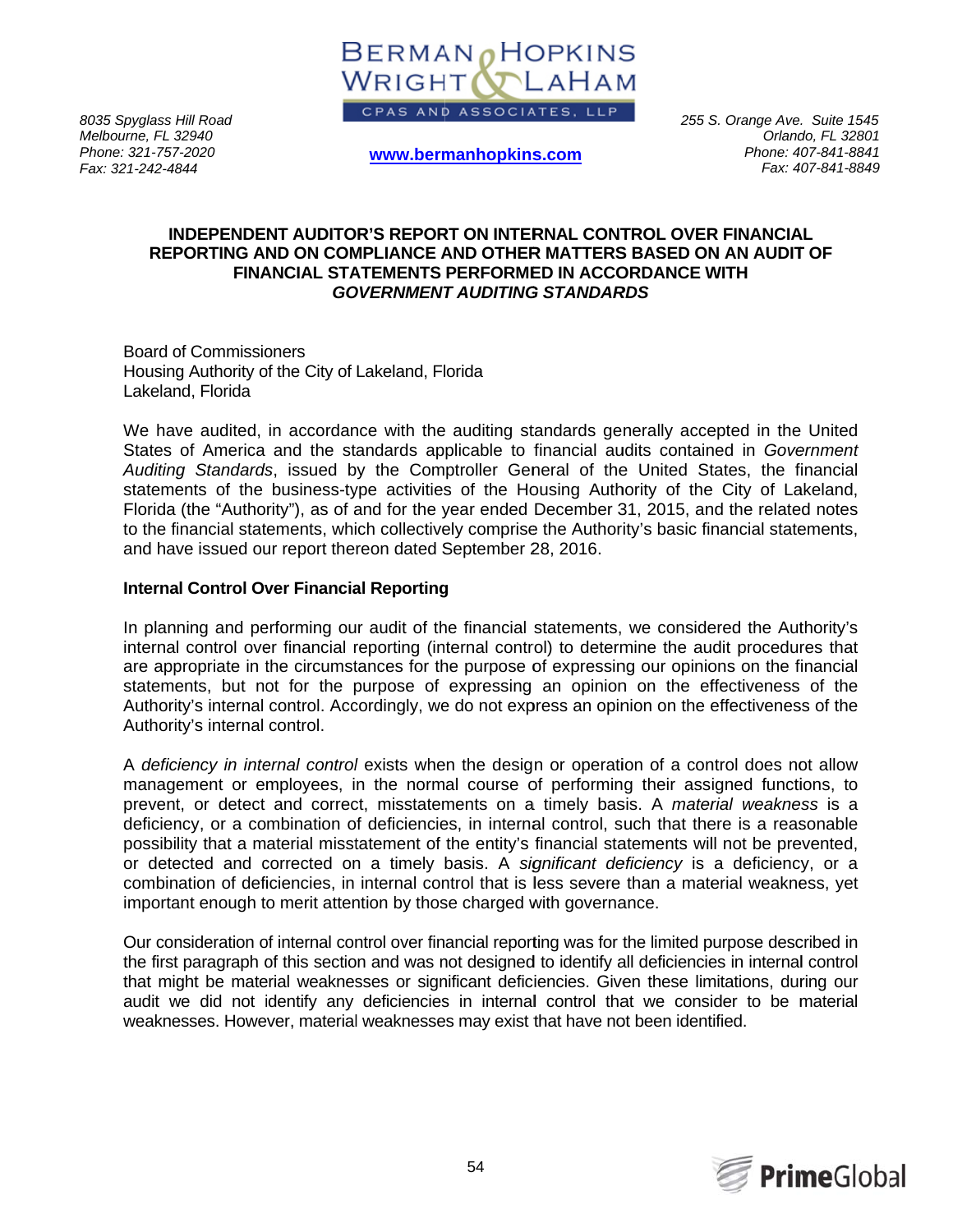8035 Spyglass Hill Road
Melbourne, FL 32940
Phone: 321-757-2020
Fax: 321-242-4844

BERMAN HOPKINS WRIGHT & LAHAM
CPAS AND ASSOCIATES, LLP

www.bermanhopkins.com

255 S. Orange Ave. Suite 1545
Orlando, FL 32801
Phone: 407-841-8841
Fax: 407-841-8849

## INDEPENDENT AUDITOR'S REPORT ON INTERNAL CONTROL OVER FINANCIAL REPORTING AND ON COMPLIANCE AND OTHER MATTERS BASED ON AN AUDIT OF FINANCIAL STATEMENTS PERFORMED IN ACCORDANCE WITH *GOVERNMENT AUDITING STANDARDS*

Board of Commissioners
Housing Authority of the City of Lakeland, Florida
Lakeland, Florida

We have audited, in accordance with the auditing standards generally accepted in the United States of America and the standards applicable to financial audits contained in *Government Auditing Standards*, issued by the Comptroller General of the United States, the financial statements of the business-type activities of the Housing Authority of the City of Lakeland, Florida (the "Authority"), as of and for the year ended December 31, 2015, and the related notes to the financial statements, which collectively comprise the Authority's basic financial statements, and have issued our report thereon dated September 28, 2016.

### Internal Control Over Financial Reporting

In planning and performing our audit of the financial statements, we considered the Authority's internal control over financial reporting (internal control) to determine the audit procedures that are appropriate in the circumstances for the purpose of expressing our opinions on the financial statements, but not for the purpose of expressing an opinion on the effectiveness of the Authority's internal control. Accordingly, we do not express an opinion on the effectiveness of the Authority's internal control.

A *deficiency in internal control* exists when the design or operation of a control does not allow management or employees, in the normal course of performing their assigned functions, to prevent, or detect and correct, misstatements on a timely basis. A *material weakness* is a deficiency, or a combination of deficiencies, in internal control, such that there is a reasonable possibility that a material misstatement of the entity's financial statements will not be prevented, or detected and corrected on a timely basis. A *significant deficiency* is a deficiency, or a combination of deficiencies, in internal control that is less severe than a material weakness, yet important enough to merit attention by those charged with governance.

Our consideration of internal control over financial reporting was for the limited purpose described in the first paragraph of this section and was not designed to identify all deficiencies in internal control that might be material weaknesses or significant deficiencies. Given these limitations, during our audit we did not identify any deficiencies in internal control that we consider to be material weaknesses. However, material weaknesses may exist that have not been identified.

PrimeGlobal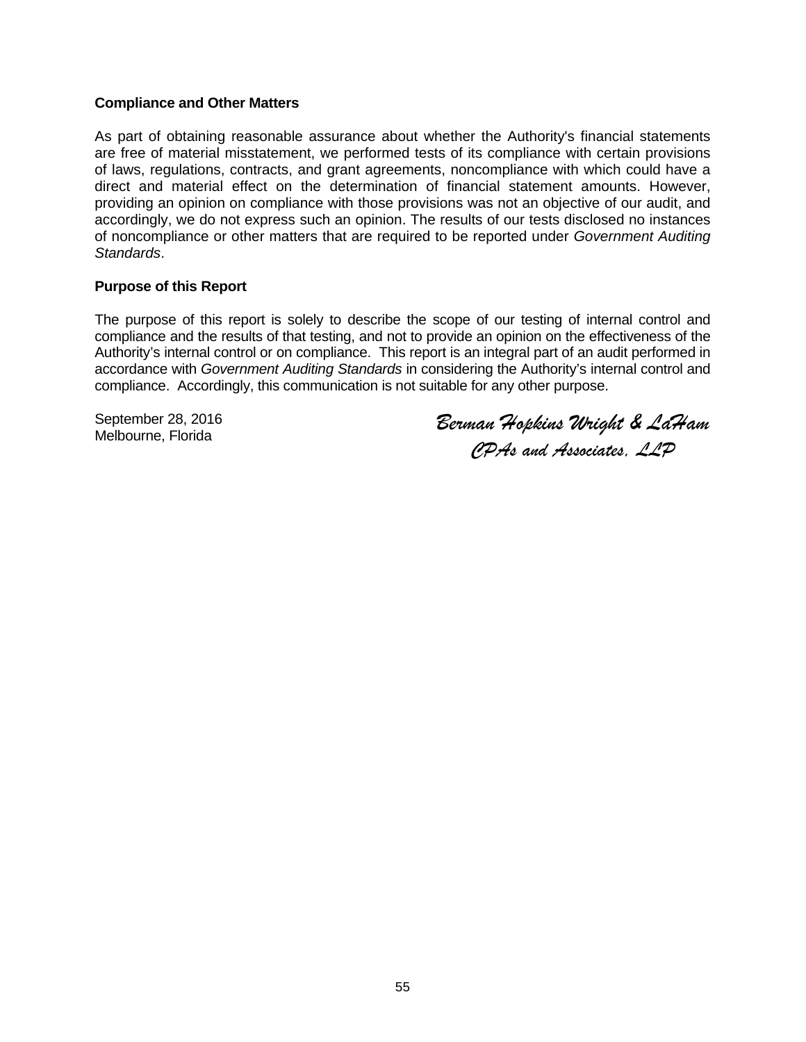**Compliance and Other Matters**

As part of obtaining reasonable assurance about whether the Authority's financial statements are free of material misstatement, we performed tests of its compliance with certain provisions of laws, regulations, contracts, and grant agreements, noncompliance with which could have a direct and material effect on the determination of financial statement amounts. However, providing an opinion on compliance with those provisions was not an objective of our audit, and accordingly, we do not express such an opinion. The results of our tests disclosed no instances of noncompliance or other matters that are required to be reported under *Government Auditing Standards*.

**Purpose of this Report**

The purpose of this report is solely to describe the scope of our testing of internal control and compliance and the results of that testing, and not to provide an opinion on the effectiveness of the Authority's internal control or on compliance. This report is an integral part of an audit performed in accordance with *Government Auditing Standards* in considering the Authority's internal control and compliance. Accordingly, this communication is not suitable for any other purpose.

September 28, 2016
Melbourne, Florida

*Berman Hopkins Wright & LaHam*
*CPAs and Associates, LLP*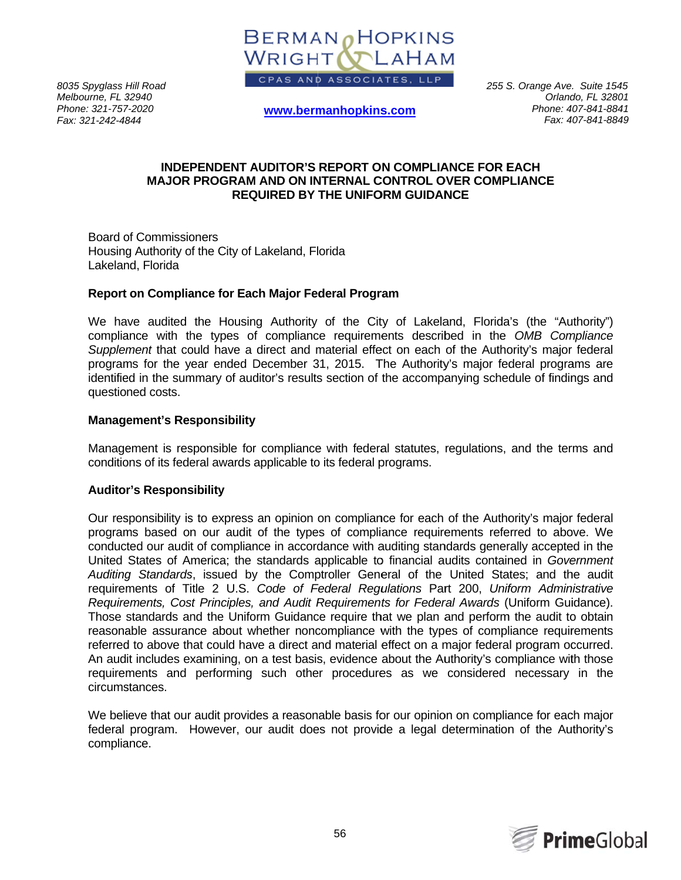BERMAN HOPKINS WRIGHT & LAHAM
CPAS AND ASSOCIATES, LLP

*8035 Spyglass Hill Road*
*Melbourne, FL 32940*
*Phone: 321-757-2020*
*Fax: 321-242-4844*

**www.bermanhopkins.com**

*255 S. Orange Ave. Suite 1545*
*Orlando, FL 32801*
*Phone: 407-841-8841*
*Fax: 407-841-8849*

## INDEPENDENT AUDITOR'S REPORT ON COMPLIANCE FOR EACH MAJOR PROGRAM AND ON INTERNAL CONTROL OVER COMPLIANCE REQUIRED BY THE UNIFORM GUIDANCE

Board of Commissioners
Housing Authority of the City of Lakeland, Florida
Lakeland, Florida

### Report on Compliance for Each Major Federal Program

We have audited the Housing Authority of the City of Lakeland, Florida's (the "Authority") compliance with the types of compliance requirements described in the *OMB Compliance Supplement* that could have a direct and material effect on each of the Authority's major federal programs for the year ended December 31, 2015. The Authority's major federal programs are identified in the summary of auditor's results section of the accompanying schedule of findings and questioned costs.

### Management's Responsibility

Management is responsible for compliance with federal statutes, regulations, and the terms and conditions of its federal awards applicable to its federal programs.

### Auditor's Responsibility

Our responsibility is to express an opinion on compliance for each of the Authority's major federal programs based on our audit of the types of compliance requirements referred to above. We conducted our audit of compliance in accordance with auditing standards generally accepted in the United States of America; the standards applicable to financial audits contained in *Government Auditing Standards*, issued by the Comptroller General of the United States; and the audit requirements of Title 2 U.S. *Code of Federal Regulations* Part 200, *Uniform Administrative Requirements, Cost Principles, and Audit Requirements for Federal Awards* (Uniform Guidance). Those standards and the Uniform Guidance require that we plan and perform the audit to obtain reasonable assurance about whether noncompliance with the types of compliance requirements referred to above that could have a direct and material effect on a major federal program occurred. An audit includes examining, on a test basis, evidence about the Authority's compliance with those requirements and performing such other procedures as we considered necessary in the circumstances.

We believe that our audit provides a reasonable basis for our opinion on compliance for each major federal program. However, our audit does not provide a legal determination of the Authority's compliance.

PrimeGlobal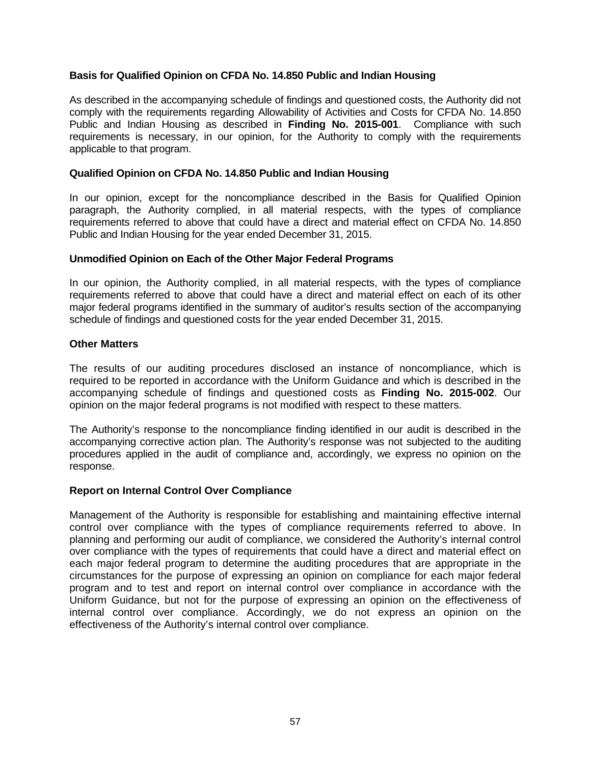**Basis for Qualified Opinion on CFDA No. 14.850 Public and Indian Housing**

As described in the accompanying schedule of findings and questioned costs, the Authority did not comply with the requirements regarding Allowability of Activities and Costs for CFDA No. 14.850 Public and Indian Housing as described in **Finding No. 2015-001**. Compliance with such requirements is necessary, in our opinion, for the Authority to comply with the requirements applicable to that program.

**Qualified Opinion on CFDA No. 14.850 Public and Indian Housing**

In our opinion, except for the noncompliance described in the Basis for Qualified Opinion paragraph, the Authority complied, in all material respects, with the types of compliance requirements referred to above that could have a direct and material effect on CFDA No. 14.850 Public and Indian Housing for the year ended December 31, 2015.

**Unmodified Opinion on Each of the Other Major Federal Programs**

In our opinion, the Authority complied, in all material respects, with the types of compliance requirements referred to above that could have a direct and material effect on each of its other major federal programs identified in the summary of auditor's results section of the accompanying schedule of findings and questioned costs for the year ended December 31, 2015.

**Other Matters**

The results of our auditing procedures disclosed an instance of noncompliance, which is required to be reported in accordance with the Uniform Guidance and which is described in the accompanying schedule of findings and questioned costs as **Finding No. 2015-002**. Our opinion on the major federal programs is not modified with respect to these matters.

The Authority's response to the noncompliance finding identified in our audit is described in the accompanying corrective action plan. The Authority's response was not subjected to the auditing procedures applied in the audit of compliance and, accordingly, we express no opinion on the response.

**Report on Internal Control Over Compliance**

Management of the Authority is responsible for establishing and maintaining effective internal control over compliance with the types of compliance requirements referred to above. In planning and performing our audit of compliance, we considered the Authority's internal control over compliance with the types of requirements that could have a direct and material effect on each major federal program to determine the auditing procedures that are appropriate in the circumstances for the purpose of expressing an opinion on compliance for each major federal program and to test and report on internal control over compliance in accordance with the Uniform Guidance, but not for the purpose of expressing an opinion on the effectiveness of internal control over compliance. Accordingly, we do not express an opinion on the effectiveness of the Authority's internal control over compliance.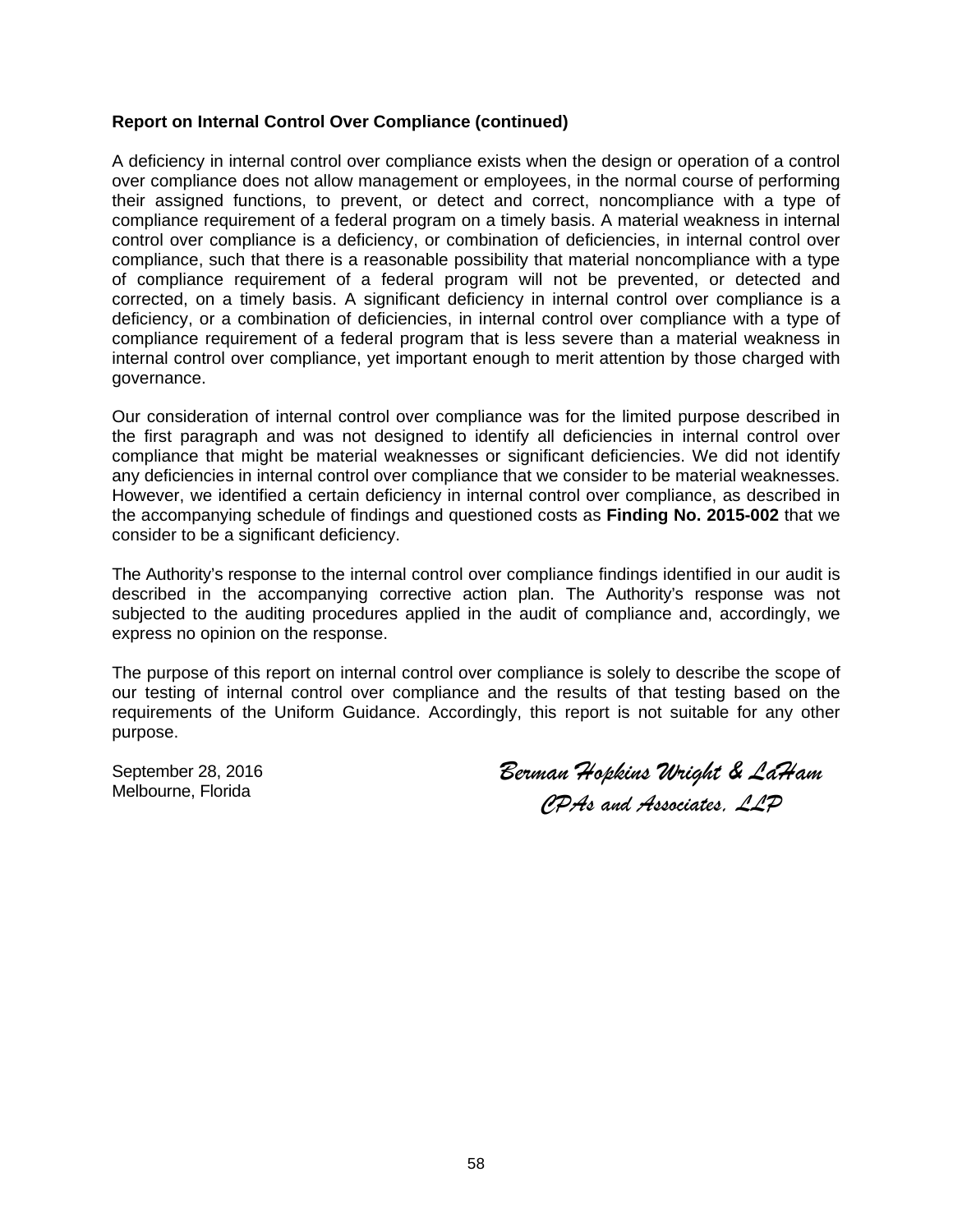**Report on Internal Control Over Compliance (continued)**

A deficiency in internal control over compliance exists when the design or operation of a control over compliance does not allow management or employees, in the normal course of performing their assigned functions, to prevent, or detect and correct, noncompliance with a type of compliance requirement of a federal program on a timely basis. A material weakness in internal control over compliance is a deficiency, or combination of deficiencies, in internal control over compliance, such that there is a reasonable possibility that material noncompliance with a type of compliance requirement of a federal program will not be prevented, or detected and corrected, on a timely basis. A significant deficiency in internal control over compliance is a deficiency, or a combination of deficiencies, in internal control over compliance with a type of compliance requirement of a federal program that is less severe than a material weakness in internal control over compliance, yet important enough to merit attention by those charged with governance.

Our consideration of internal control over compliance was for the limited purpose described in the first paragraph and was not designed to identify all deficiencies in internal control over compliance that might be material weaknesses or significant deficiencies. We did not identify any deficiencies in internal control over compliance that we consider to be material weaknesses. However, we identified a certain deficiency in internal control over compliance, as described in the accompanying schedule of findings and questioned costs as **Finding No. 2015-002** that we consider to be a significant deficiency.

The Authority's response to the internal control over compliance findings identified in our audit is described in the accompanying corrective action plan. The Authority's response was not subjected to the auditing procedures applied in the audit of compliance and, accordingly, we express no opinion on the response.

The purpose of this report on internal control over compliance is solely to describe the scope of our testing of internal control over compliance and the results of that testing based on the requirements of the Uniform Guidance. Accordingly, this report is not suitable for any other purpose.

September 28, 2016
Melbourne, Florida

*Berman Hopkins Wright & LaHam*
*CPAs and Associates, LLP*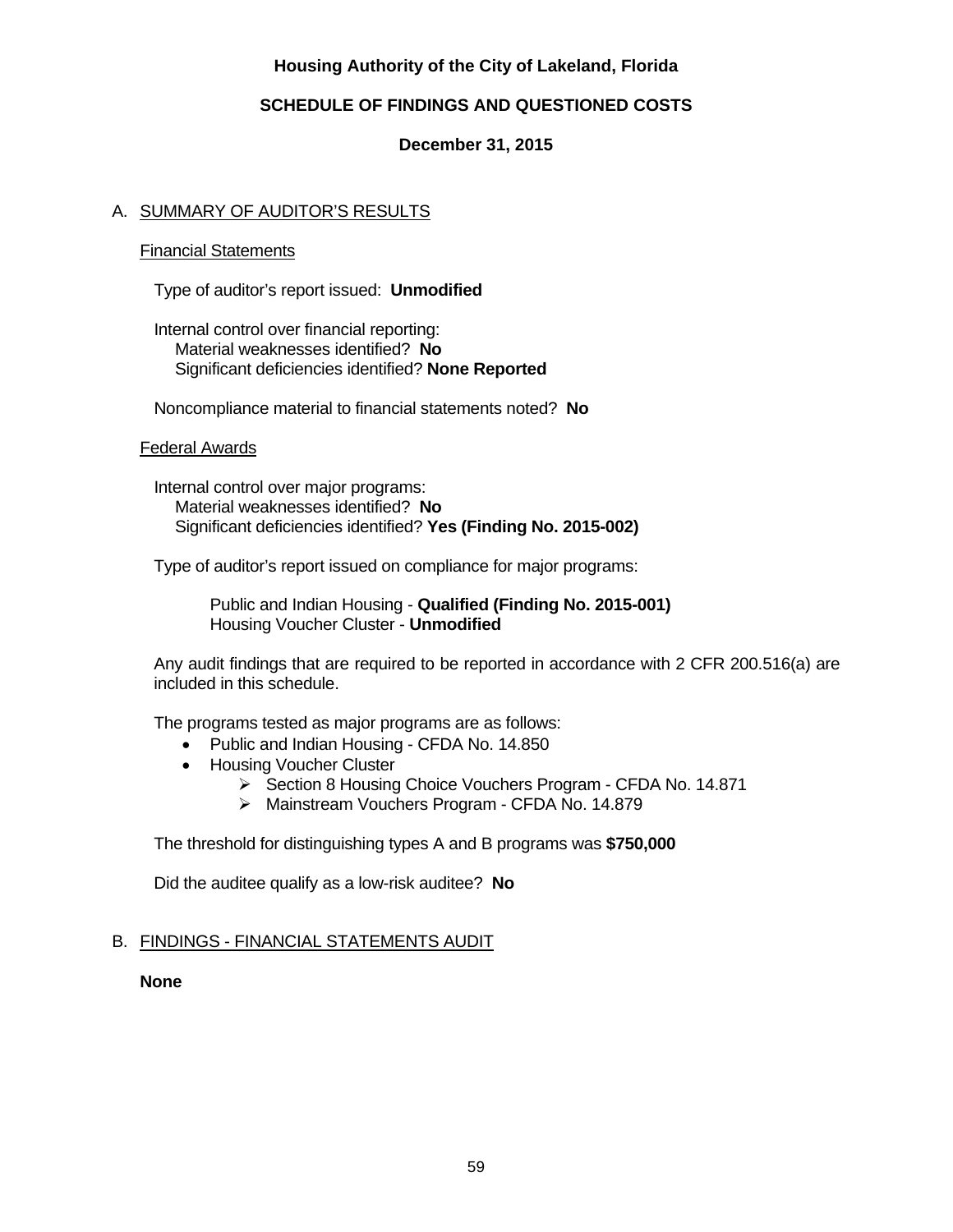# Housing Authority of the City of Lakeland, Florida

## SCHEDULE OF FINDINGS AND QUESTIONED COSTS

### December 31, 2015

A. SUMMARY OF AUDITOR'S RESULTS

Financial Statements

Type of auditor's report issued: **Unmodified**

Internal control over financial reporting:
Material weaknesses identified? **No**
Significant deficiencies identified? **None Reported**

Noncompliance material to financial statements noted? **No**

Federal Awards

Internal control over major programs:
Material weaknesses identified? **No**
Significant deficiencies identified? **Yes (Finding No. 2015-002)**

Type of auditor's report issued on compliance for major programs:

Public and Indian Housing - **Qualified (Finding No. 2015-001)**
Housing Voucher Cluster - **Unmodified**

Any audit findings that are required to be reported in accordance with 2 CFR 200.516(a) are included in this schedule.

The programs tested as major programs are as follows:

- Public and Indian Housing - CFDA No. 14.850
- Housing Voucher Cluster
  - Section 8 Housing Choice Vouchers Program - CFDA No. 14.871
  - Mainstream Vouchers Program - CFDA No. 14.879

The threshold for distinguishing types A and B programs was **$750,000**

Did the auditee qualify as a low-risk auditee? **No**

B. FINDINGS - FINANCIAL STATEMENTS AUDIT

**None**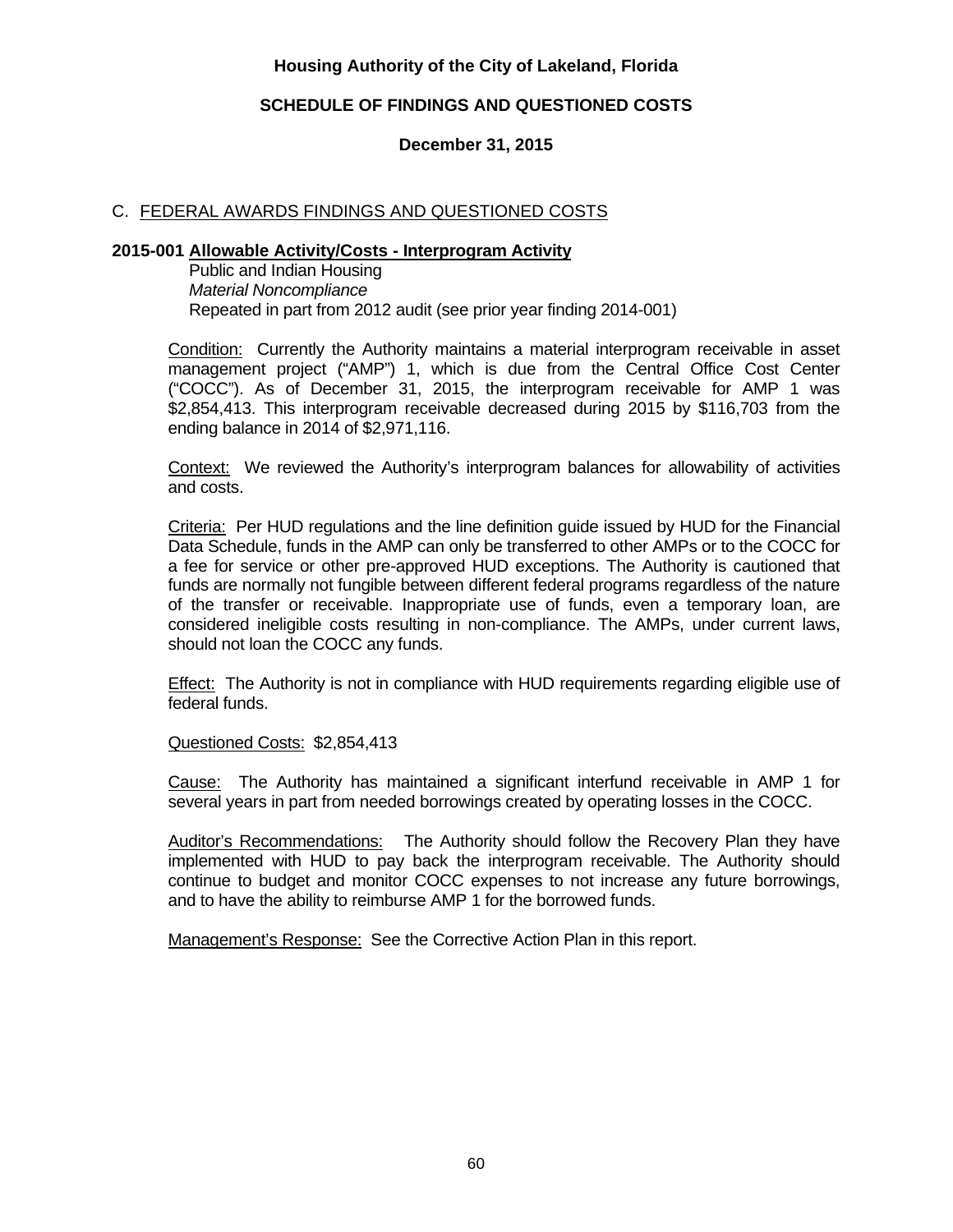**Housing Authority of the City of Lakeland, Florida**

**SCHEDULE OF FINDINGS AND QUESTIONED COSTS**

**December 31, 2015**

## C. FEDERAL AWARDS FINDINGS AND QUESTIONED COSTS

**2015-001 Allowable Activity/Costs - Interprogram Activity**
Public and Indian Housing
*Material Noncompliance*
Repeated in part from 2012 audit (see prior year finding 2014-001)

Condition: Currently the Authority maintains a material interprogram receivable in asset management project ("AMP") 1, which is due from the Central Office Cost Center ("COCC"). As of December 31, 2015, the interprogram receivable for AMP 1 was $2,854,413. This interprogram receivable decreased during 2015 by $116,703 from the ending balance in 2014 of $2,971,116.

Context: We reviewed the Authority's interprogram balances for allowability of activities and costs.

Criteria: Per HUD regulations and the line definition guide issued by HUD for the Financial Data Schedule, funds in the AMP can only be transferred to other AMPs or to the COCC for a fee for service or other pre-approved HUD exceptions. The Authority is cautioned that funds are normally not fungible between different federal programs regardless of the nature of the transfer or receivable. Inappropriate use of funds, even a temporary loan, are considered ineligible costs resulting in non-compliance. The AMPs, under current laws, should not loan the COCC any funds.

Effect: The Authority is not in compliance with HUD requirements regarding eligible use of federal funds.

Questioned Costs: $2,854,413

Cause: The Authority has maintained a significant interfund receivable in AMP 1 for several years in part from needed borrowings created by operating losses in the COCC.

Auditor's Recommendations: The Authority should follow the Recovery Plan they have implemented with HUD to pay back the interprogram receivable. The Authority should continue to budget and monitor COCC expenses to not increase any future borrowings, and to have the ability to reimburse AMP 1 for the borrowed funds.

Management's Response: See the Corrective Action Plan in this report.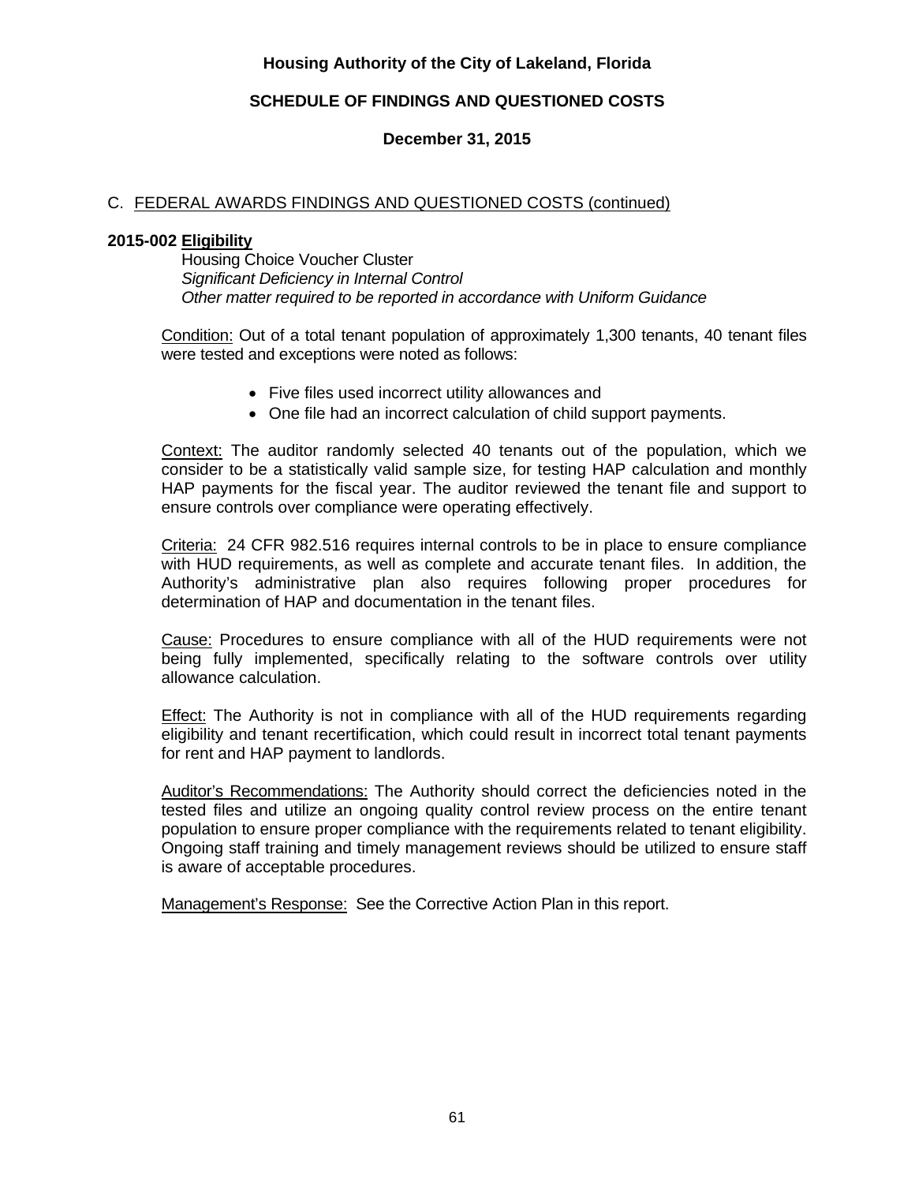# Housing Authority of the City of Lakeland, Florida

## SCHEDULE OF FINDINGS AND QUESTIONED COSTS

### December 31, 2015

C. FEDERAL AWARDS FINDINGS AND QUESTIONED COSTS (continued)

**2015-002 Eligibility**

Housing Choice Voucher Cluster
*Significant Deficiency in Internal Control*
*Other matter required to be reported in accordance with Uniform Guidance*

Condition: Out of a total tenant population of approximately 1,300 tenants, 40 tenant files were tested and exceptions were noted as follows:

- Five files used incorrect utility allowances and
- One file had an incorrect calculation of child support payments.

Context: The auditor randomly selected 40 tenants out of the population, which we consider to be a statistically valid sample size, for testing HAP calculation and monthly HAP payments for the fiscal year. The auditor reviewed the tenant file and support to ensure controls over compliance were operating effectively.

Criteria: 24 CFR 982.516 requires internal controls to be in place to ensure compliance with HUD requirements, as well as complete and accurate tenant files. In addition, the Authority's administrative plan also requires following proper procedures for determination of HAP and documentation in the tenant files.

Cause: Procedures to ensure compliance with all of the HUD requirements were not being fully implemented, specifically relating to the software controls over utility allowance calculation.

Effect: The Authority is not in compliance with all of the HUD requirements regarding eligibility and tenant recertification, which could result in incorrect total tenant payments for rent and HAP payment to landlords.

Auditor's Recommendations: The Authority should correct the deficiencies noted in the tested files and utilize an ongoing quality control review process on the entire tenant population to ensure proper compliance with the requirements related to tenant eligibility. Ongoing staff training and timely management reviews should be utilized to ensure staff is aware of acceptable procedures.

Management's Response: See the Corrective Action Plan in this report.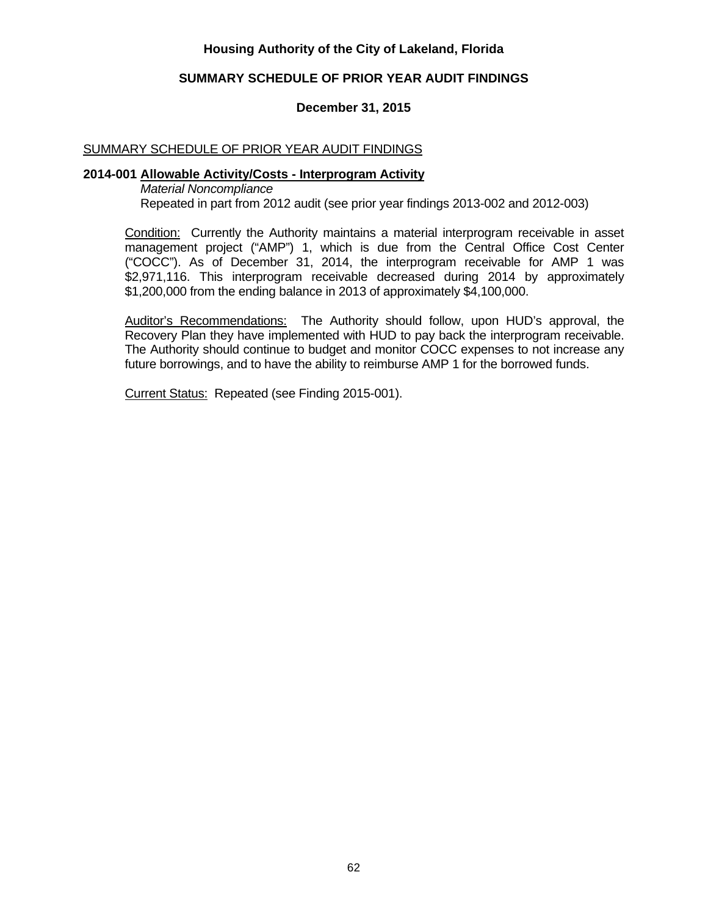# Housing Authority of the City of Lakeland, Florida

## SUMMARY SCHEDULE OF PRIOR YEAR AUDIT FINDINGS

### December 31, 2015

SUMMARY SCHEDULE OF PRIOR YEAR AUDIT FINDINGS

**2014-001 Allowable Activity/Costs - Interprogram Activity**

*Material Noncompliance*

Repeated in part from 2012 audit (see prior year findings 2013-002 and 2012-003)

Condition: Currently the Authority maintains a material interprogram receivable in asset management project ("AMP") 1, which is due from the Central Office Cost Center ("COCC"). As of December 31, 2014, the interprogram receivable for AMP 1 was $2,971,116. This interprogram receivable decreased during 2014 by approximately $1,200,000 from the ending balance in 2013 of approximately $4,100,000.

Auditor's Recommendations: The Authority should follow, upon HUD's approval, the Recovery Plan they have implemented with HUD to pay back the interprogram receivable. The Authority should continue to budget and monitor COCC expenses to not increase any future borrowings, and to have the ability to reimburse AMP 1 for the borrowed funds.

Current Status: Repeated (see Finding 2015-001).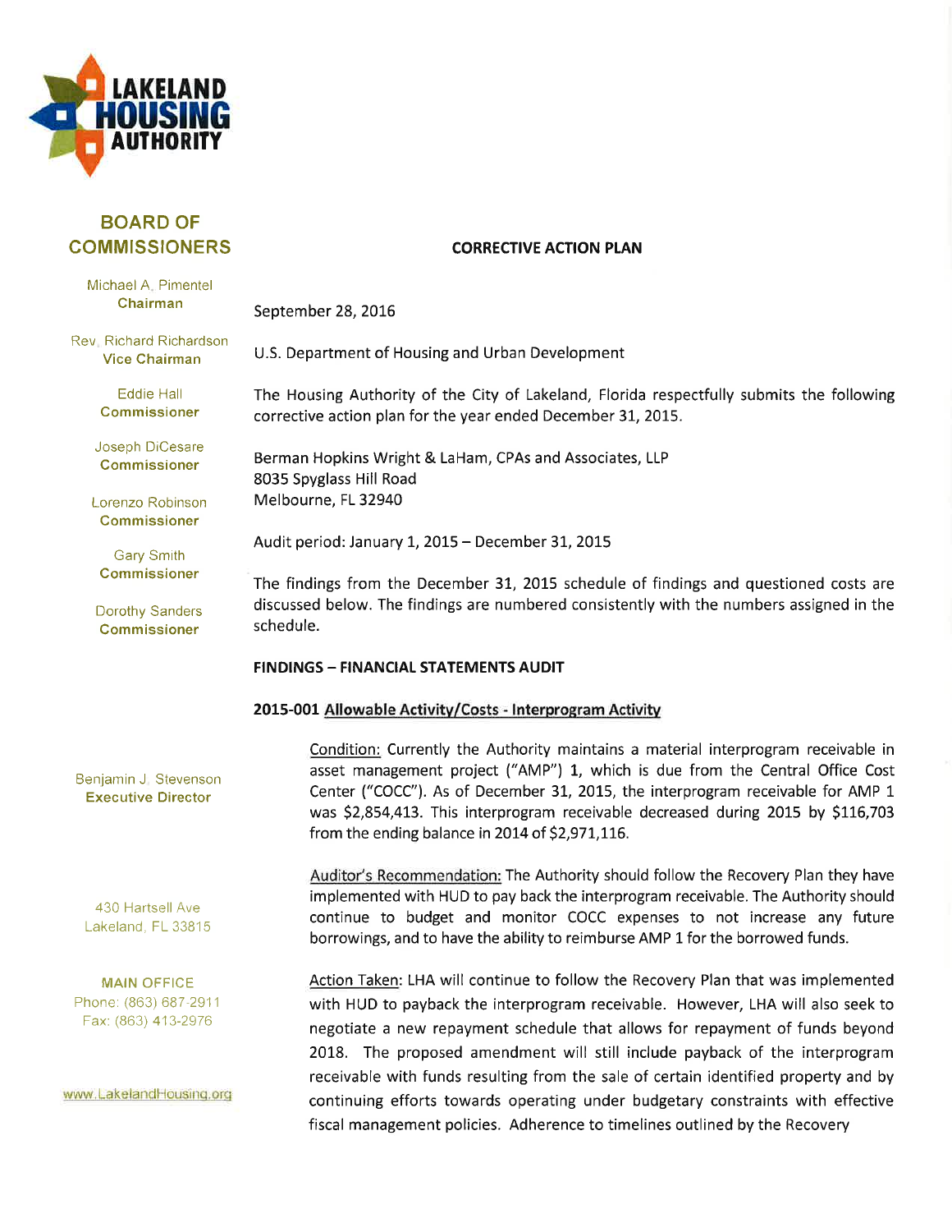LAKELAND HOUSING AUTHORITY

**BOARD OF COMMISSIONERS**

Michael A. Pimentel
**Chairman**

Rev. Richard Richardson
**Vice Chairman**

Eddie Hall
**Commissioner**

Joseph DiCesare
**Commissioner**

Lorenzo Robinson
**Commissioner**

Gary Smith
**Commissioner**

Dorothy Sanders
**Commissioner**

Benjamin J. Stevenson
**Executive Director**

430 Hartsell Ave
Lakeland, FL 33815

MAIN OFFICE
Phone: (863) 687-2911
Fax: (863) 413-2976

www.LakelandHousing.org

**CORRECTIVE ACTION PLAN**

September 28, 2016

U.S. Department of Housing and Urban Development

The Housing Authority of the City of Lakeland, Florida respectfully submits the following corrective action plan for the year ended December 31, 2015.

Berman Hopkins Wright & LaHam, CPAs and Associates, LLP
8035 Spyglass Hill Road
Melbourne, FL 32940

Audit period: January 1, 2015 – December 31, 2015

The findings from the December 31, 2015 schedule of findings and questioned costs are discussed below. The findings are numbered consistently with the numbers assigned in the schedule.

**FINDINGS – FINANCIAL STATEMENTS AUDIT**

**2015-001 Allowable Activity/Costs - Interprogram Activity**

Condition: Currently the Authority maintains a material interprogram receivable in asset management project ("AMP") 1, which is due from the Central Office Cost Center ("COCC"). As of December 31, 2015, the interprogram receivable for AMP 1 was $2,854,413. This interprogram receivable decreased during 2015 by $116,703 from the ending balance in 2014 of $2,971,116.

Auditor's Recommendation: The Authority should follow the Recovery Plan they have implemented with HUD to pay back the interprogram receivable. The Authority should continue to budget and monitor COCC expenses to not increase any future borrowings, and to have the ability to reimburse AMP 1 for the borrowed funds.

Action Taken: LHA will continue to follow the Recovery Plan that was implemented with HUD to payback the interprogram receivable. However, LHA will also seek to negotiate a new repayment schedule that allows for repayment of funds beyond 2018. The proposed amendment will still include payback of the interprogram receivable with funds resulting from the sale of certain identified property and by continuing efforts towards operating under budgetary constraints with effective fiscal management policies. Adherence to timelines outlined by the Recovery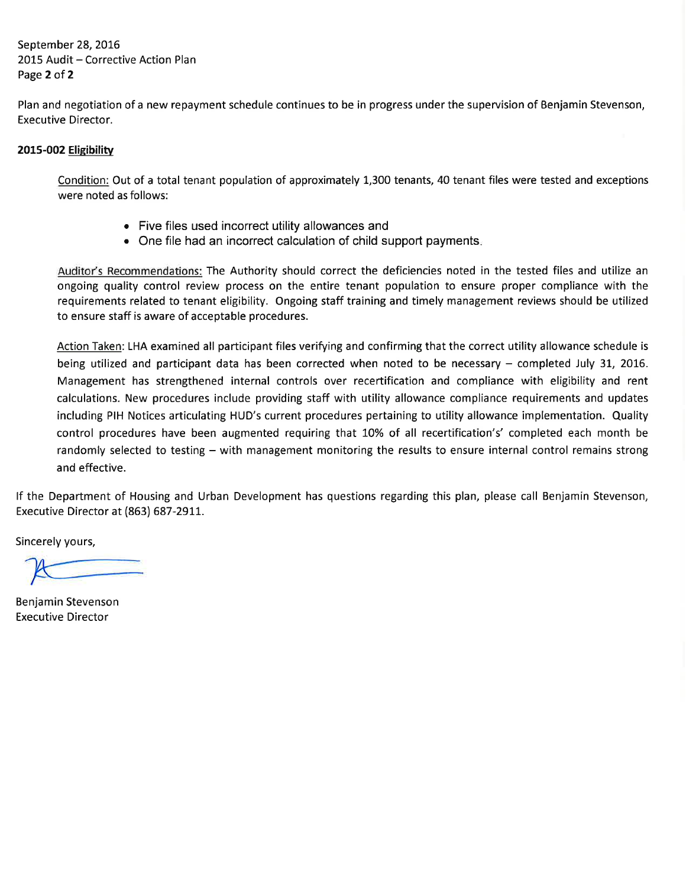Plan and negotiation of a new repayment schedule continues to be in progress under the supervision of Benjamin Stevenson, Executive Director.

**2015-002 Eligibility**

Condition: Out of a total tenant population of approximately 1,300 tenants, 40 tenant files were tested and exceptions were noted as follows:

- Five files used incorrect utility allowances and
- One file had an incorrect calculation of child support payments.

Auditor's Recommendations: The Authority should correct the deficiencies noted in the tested files and utilize an ongoing quality control review process on the entire tenant population to ensure proper compliance with the requirements related to tenant eligibility. Ongoing staff training and timely management reviews should be utilized to ensure staff is aware of acceptable procedures.

Action Taken: LHA examined all participant files verifying and confirming that the correct utility allowance schedule is being utilized and participant data has been corrected when noted to be necessary – completed July 31, 2016. Management has strengthened internal controls over recertification and compliance with eligibility and rent calculations. New procedures include providing staff with utility allowance compliance requirements and updates including PIH Notices articulating HUD's current procedures pertaining to utility allowance implementation. Quality control procedures have been augmented requiring that 10% of all recertification's' completed each month be randomly selected to testing – with management monitoring the results to ensure internal control remains strong and effective.

If the Department of Housing and Urban Development has questions regarding this plan, please call Benjamin Stevenson, Executive Director at (863) 687-2911.

Sincerely yours,

Benjamin Stevenson
Executive Director